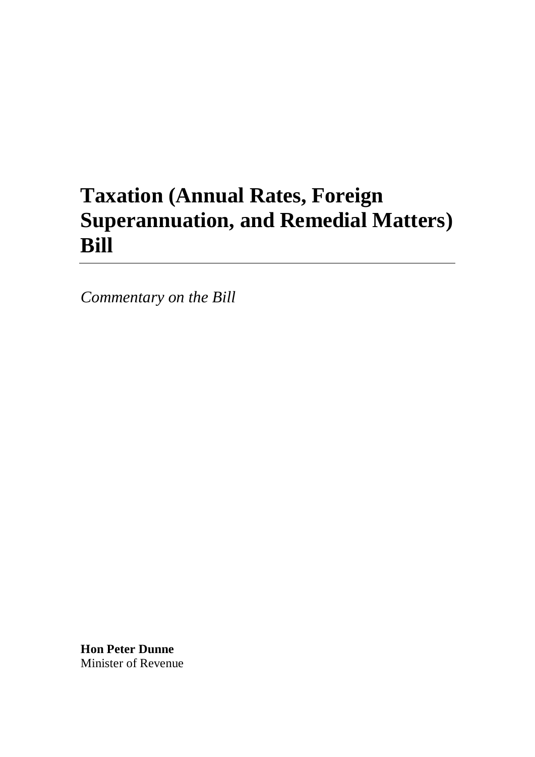# Taxation (Annual Rates, Foreign Superannuation, and Remedial Matters) Bill

*Commentary on the Bill*

**Hon Peter Dunne**
Minister of Revenue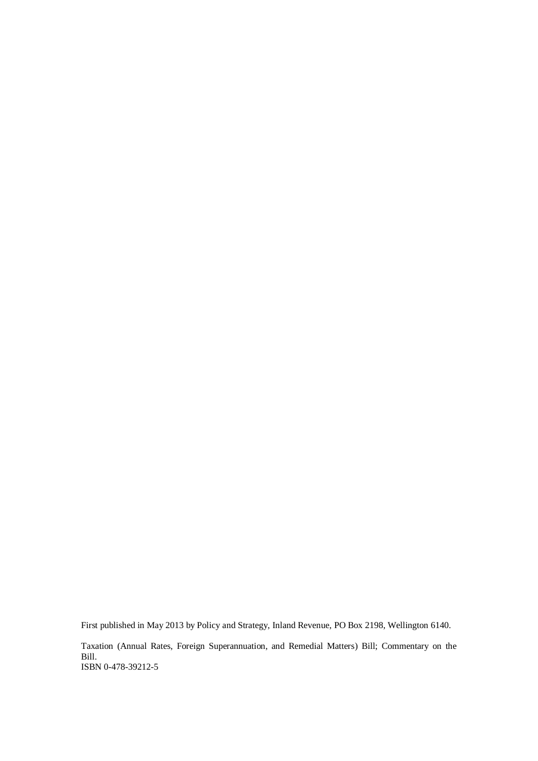First published in May 2013 by Policy and Strategy, Inland Revenue, PO Box 2198, Wellington 6140.

Taxation (Annual Rates, Foreign Superannuation, and Remedial Matters) Bill; Commentary on the Bill.
ISBN 0-478-39212-5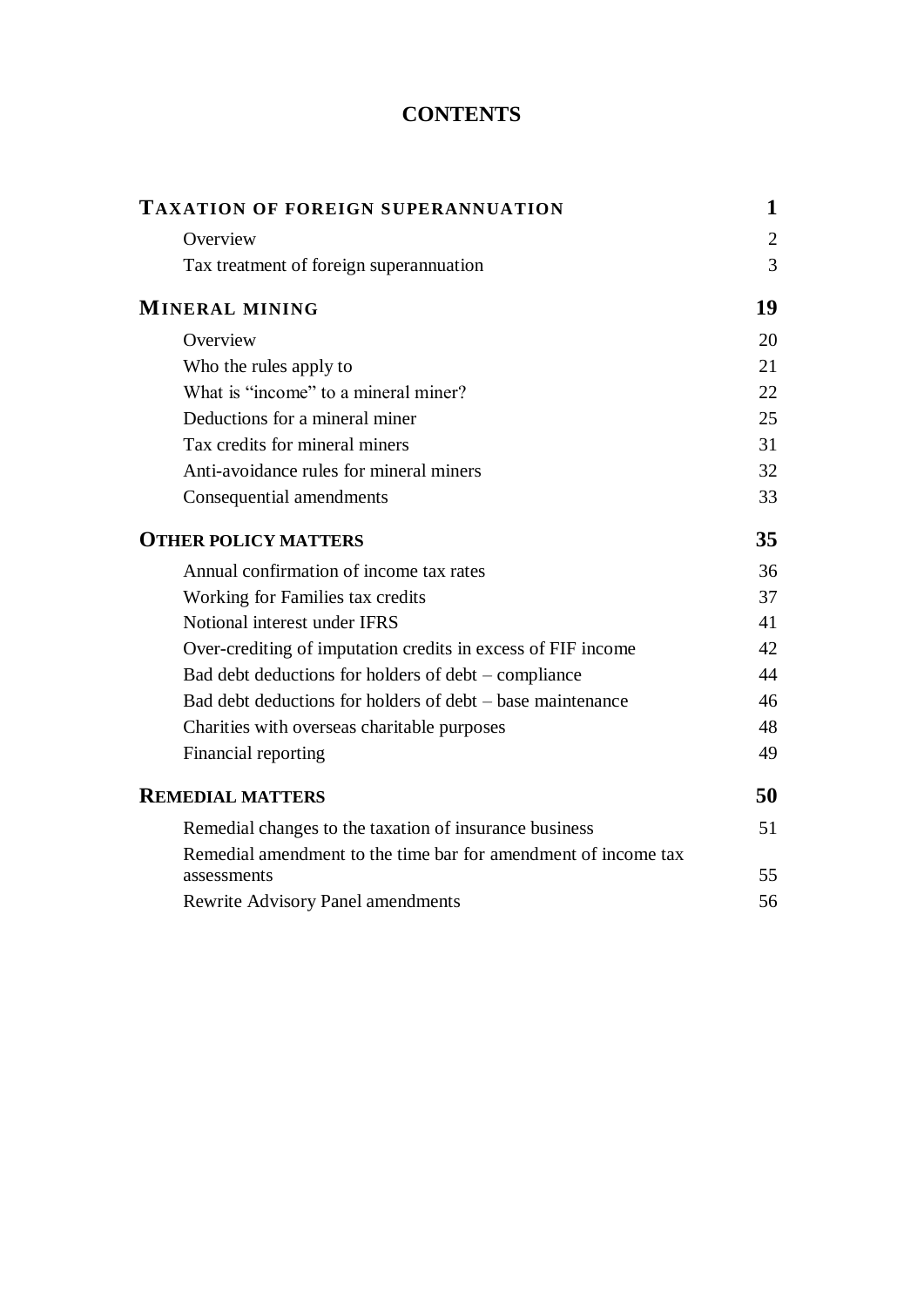# CONTENTS

| | |
|---|---|
| **TAXATION OF FOREIGN SUPERANNUATION** | **1** |
| Overview | 2 |
| Tax treatment of foreign superannuation | 3 |
| **MINERAL MINING** | **19** |
| Overview | 20 |
| Who the rules apply to | 21 |
| What is "income" to a mineral miner? | 22 |
| Deductions for a mineral miner | 25 |
| Tax credits for mineral miners | 31 |
| Anti-avoidance rules for mineral miners | 32 |
| Consequential amendments | 33 |
| **OTHER POLICY MATTERS** | **35** |
| Annual confirmation of income tax rates | 36 |
| Working for Families tax credits | 37 |
| Notional interest under IFRS | 41 |
| Over-crediting of imputation credits in excess of FIF income | 42 |
| Bad debt deductions for holders of debt – compliance | 44 |
| Bad debt deductions for holders of debt – base maintenance | 46 |
| Charities with overseas charitable purposes | 48 |
| Financial reporting | 49 |
| **REMEDIAL MATTERS** | **50** |
| Remedial changes to the taxation of insurance business | 51 |
| Remedial amendment to the time bar for amendment of income tax assessments | 55 |
| Rewrite Advisory Panel amendments | 56 |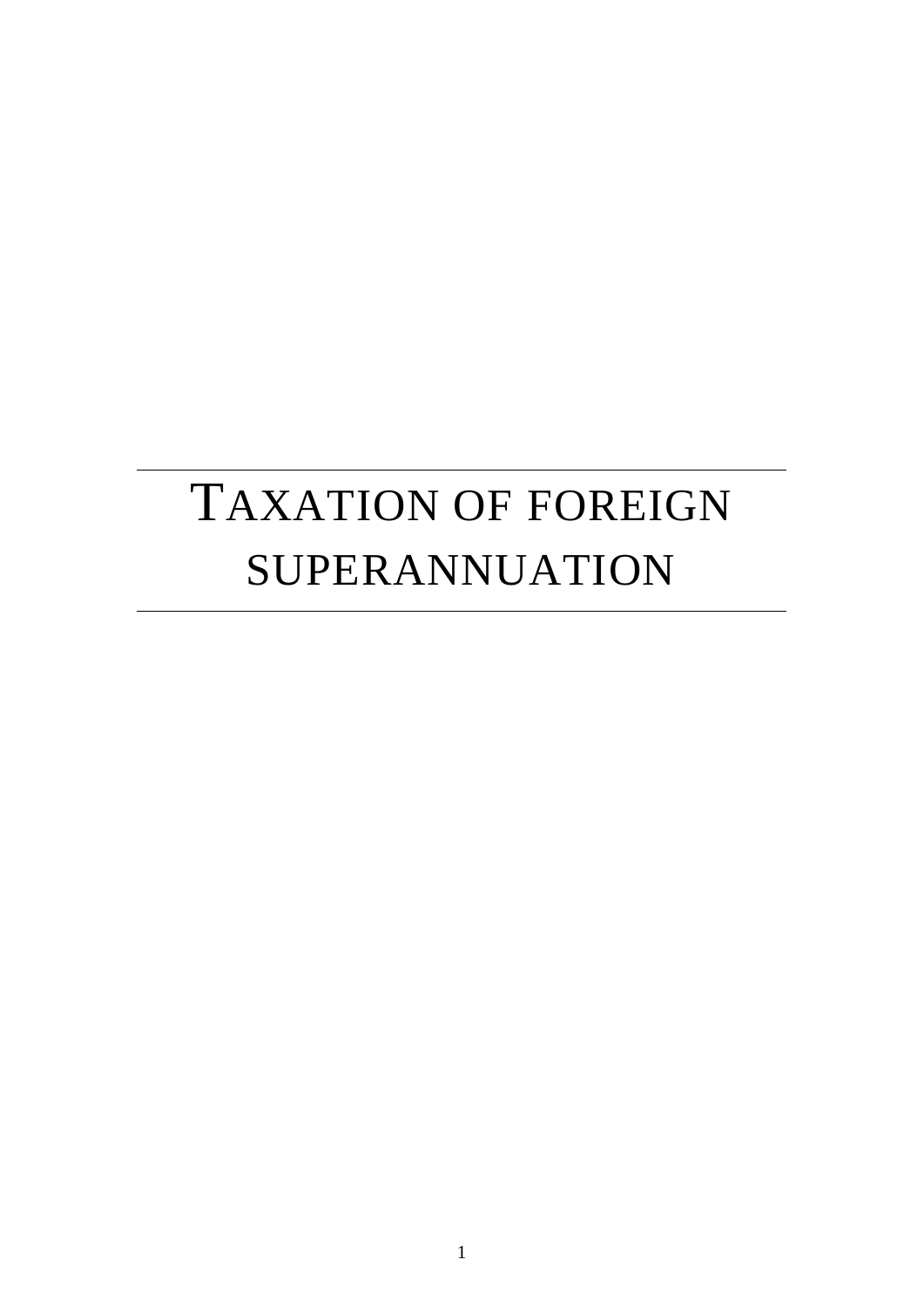# TAXATION OF FOREIGN SUPERANNUATION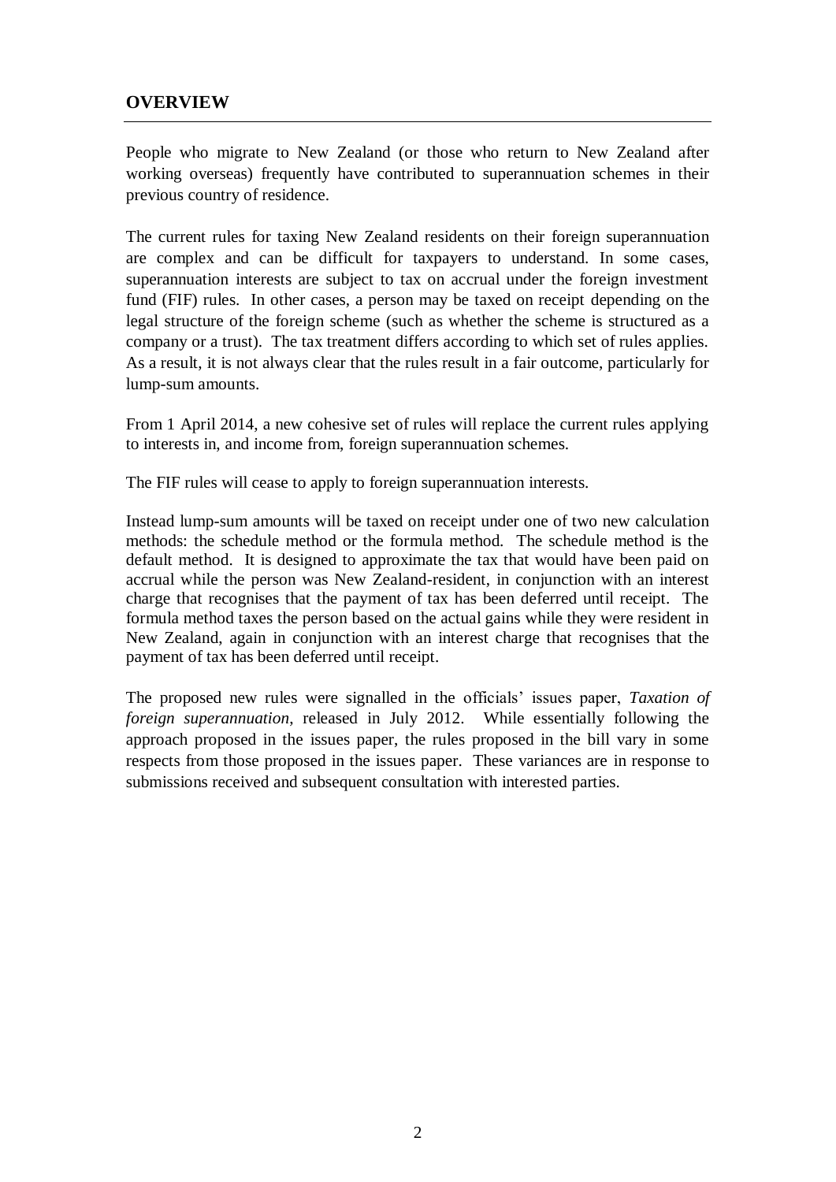## OVERVIEW

People who migrate to New Zealand (or those who return to New Zealand after working overseas) frequently have contributed to superannuation schemes in their previous country of residence.

The current rules for taxing New Zealand residents on their foreign superannuation are complex and can be difficult for taxpayers to understand. In some cases, superannuation interests are subject to tax on accrual under the foreign investment fund (FIF) rules. In other cases, a person may be taxed on receipt depending on the legal structure of the foreign scheme (such as whether the scheme is structured as a company or a trust). The tax treatment differs according to which set of rules applies. As a result, it is not always clear that the rules result in a fair outcome, particularly for lump-sum amounts.

From 1 April 2014, a new cohesive set of rules will replace the current rules applying to interests in, and income from, foreign superannuation schemes.

The FIF rules will cease to apply to foreign superannuation interests.

Instead lump-sum amounts will be taxed on receipt under one of two new calculation methods: the schedule method or the formula method. The schedule method is the default method. It is designed to approximate the tax that would have been paid on accrual while the person was New Zealand-resident, in conjunction with an interest charge that recognises that the payment of tax has been deferred until receipt. The formula method taxes the person based on the actual gains while they were resident in New Zealand, again in conjunction with an interest charge that recognises that the payment of tax has been deferred until receipt.

The proposed new rules were signalled in the officials' issues paper, *Taxation of foreign superannuation*, released in July 2012. While essentially following the approach proposed in the issues paper, the rules proposed in the bill vary in some respects from those proposed in the issues paper. These variances are in response to submissions received and subsequent consultation with interested parties.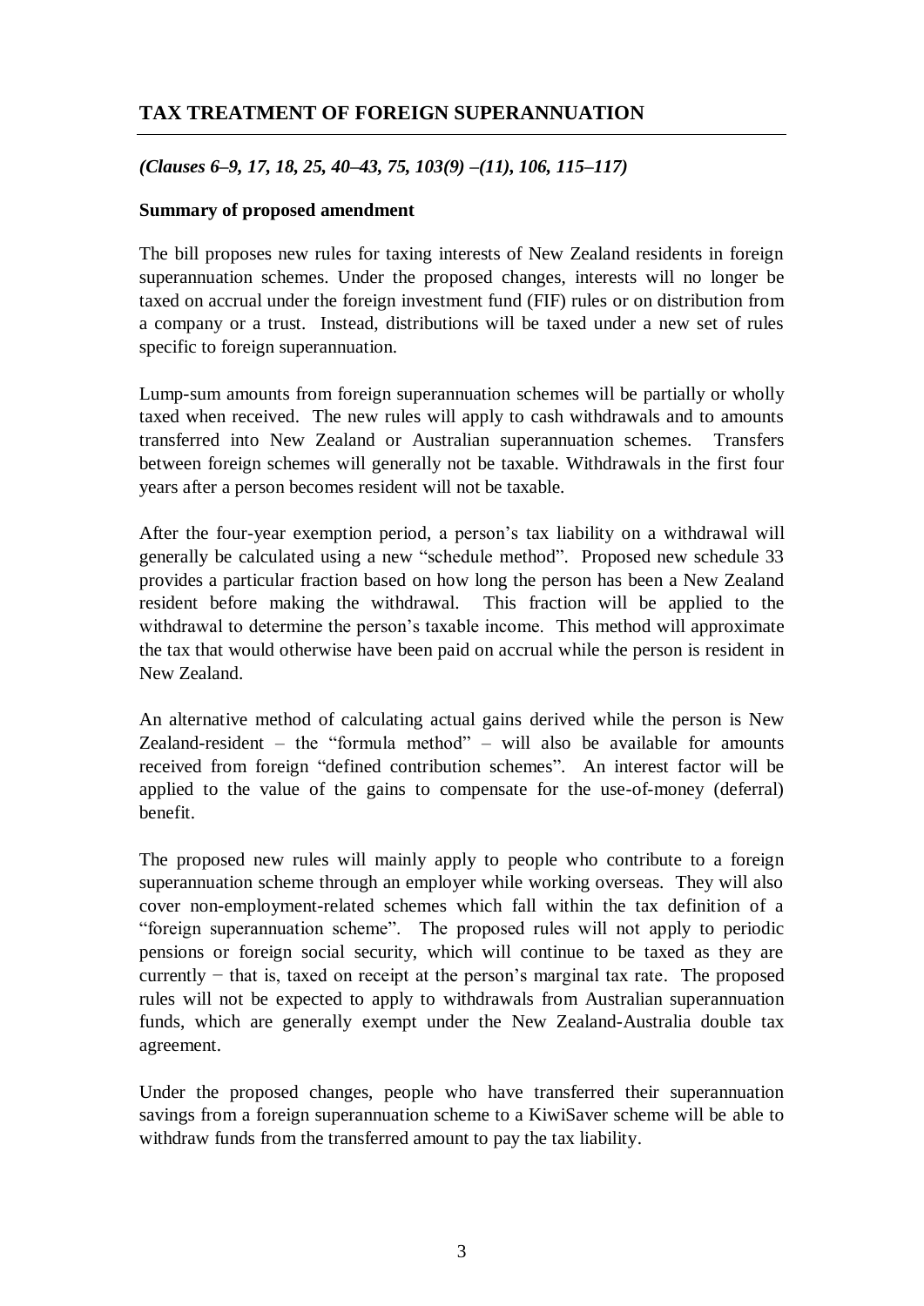## TAX TREATMENT OF FOREIGN SUPERANNUATION

***(Clauses 6–9, 17, 18, 25, 40–43, 75, 103(9) –(11), 106, 115–117)***

**Summary of proposed amendment**

The bill proposes new rules for taxing interests of New Zealand residents in foreign superannuation schemes. Under the proposed changes, interests will no longer be taxed on accrual under the foreign investment fund (FIF) rules or on distribution from a company or a trust. Instead, distributions will be taxed under a new set of rules specific to foreign superannuation.

Lump-sum amounts from foreign superannuation schemes will be partially or wholly taxed when received. The new rules will apply to cash withdrawals and to amounts transferred into New Zealand or Australian superannuation schemes. Transfers between foreign schemes will generally not be taxable. Withdrawals in the first four years after a person becomes resident will not be taxable.

After the four-year exemption period, a person's tax liability on a withdrawal will generally be calculated using a new "schedule method". Proposed new schedule 33 provides a particular fraction based on how long the person has been a New Zealand resident before making the withdrawal. This fraction will be applied to the withdrawal to determine the person's taxable income. This method will approximate the tax that would otherwise have been paid on accrual while the person is resident in New Zealand.

An alternative method of calculating actual gains derived while the person is New Zealand-resident – the "formula method" – will also be available for amounts received from foreign "defined contribution schemes". An interest factor will be applied to the value of the gains to compensate for the use-of-money (deferral) benefit.

The proposed new rules will mainly apply to people who contribute to a foreign superannuation scheme through an employer while working overseas. They will also cover non-employment-related schemes which fall within the tax definition of a "foreign superannuation scheme". The proposed rules will not apply to periodic pensions or foreign social security, which will continue to be taxed as they are currently − that is, taxed on receipt at the person's marginal tax rate. The proposed rules will not be expected to apply to withdrawals from Australian superannuation funds, which are generally exempt under the New Zealand-Australia double tax agreement.

Under the proposed changes, people who have transferred their superannuation savings from a foreign superannuation scheme to a KiwiSaver scheme will be able to withdraw funds from the transferred amount to pay the tax liability.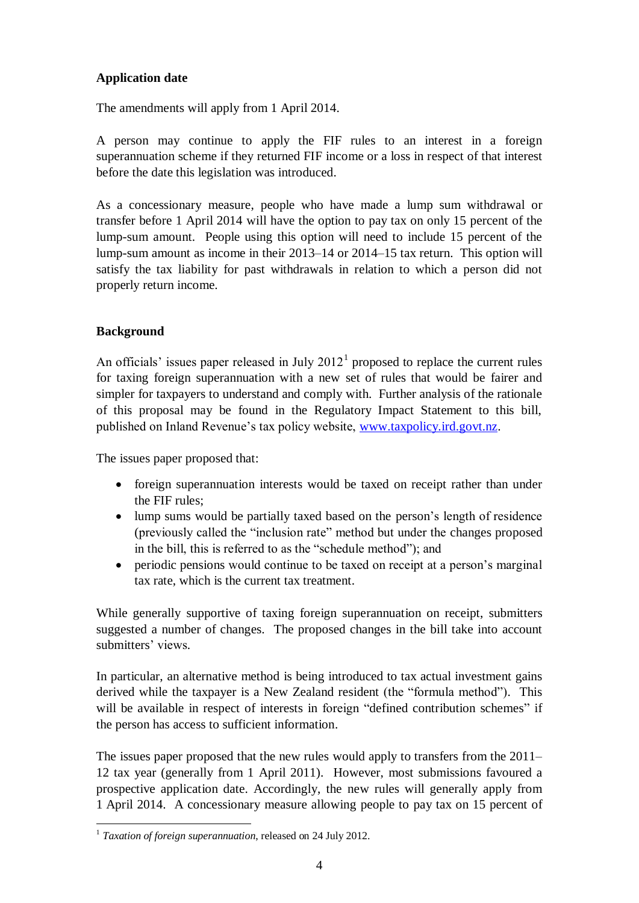**Application date**

The amendments will apply from 1 April 2014.

A person may continue to apply the FIF rules to an interest in a foreign superannuation scheme if they returned FIF income or a loss in respect of that interest before the date this legislation was introduced.

As a concessionary measure, people who have made a lump sum withdrawal or transfer before 1 April 2014 will have the option to pay tax on only 15 percent of the lump-sum amount. People using this option will need to include 15 percent of the lump-sum amount as income in their 2013–14 or 2014–15 tax return. This option will satisfy the tax liability for past withdrawals in relation to which a person did not properly return income.

**Background**

An officials' issues paper released in July 2012[1] proposed to replace the current rules for taxing foreign superannuation with a new set of rules that would be fairer and simpler for taxpayers to understand and comply with. Further analysis of the rationale of this proposal may be found in the Regulatory Impact Statement to this bill, published on Inland Revenue's tax policy website, www.taxpolicy.ird.govt.nz.

The issues paper proposed that:

- foreign superannuation interests would be taxed on receipt rather than under the FIF rules;
- lump sums would be partially taxed based on the person's length of residence (previously called the "inclusion rate" method but under the changes proposed in the bill, this is referred to as the "schedule method"); and
- periodic pensions would continue to be taxed on receipt at a person's marginal tax rate, which is the current tax treatment.

While generally supportive of taxing foreign superannuation on receipt, submitters suggested a number of changes. The proposed changes in the bill take into account submitters' views.

In particular, an alternative method is being introduced to tax actual investment gains derived while the taxpayer is a New Zealand resident (the "formula method"). This will be available in respect of interests in foreign "defined contribution schemes" if the person has access to sufficient information.

The issues paper proposed that the new rules would apply to transfers from the 2011–12 tax year (generally from 1 April 2011). However, most submissions favoured a prospective application date. Accordingly, the new rules will generally apply from 1 April 2014. A concessionary measure allowing people to pay tax on 15 percent of

[1] *Taxation of foreign superannuation*, released on 24 July 2012.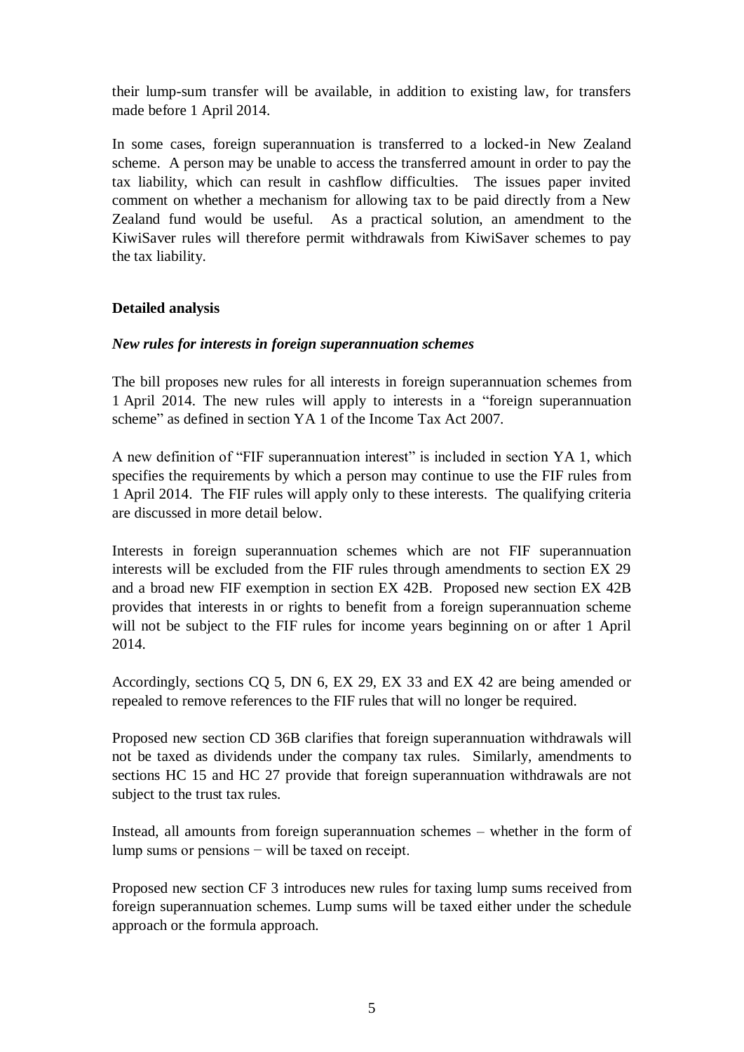their lump-sum transfer will be available, in addition to existing law, for transfers made before 1 April 2014.

In some cases, foreign superannuation is transferred to a locked-in New Zealand scheme. A person may be unable to access the transferred amount in order to pay the tax liability, which can result in cashflow difficulties. The issues paper invited comment on whether a mechanism for allowing tax to be paid directly from a New Zealand fund would be useful. As a practical solution, an amendment to the KiwiSaver rules will therefore permit withdrawals from KiwiSaver schemes to pay the tax liability.

**Detailed analysis**

***New rules for interests in foreign superannuation schemes***

The bill proposes new rules for all interests in foreign superannuation schemes from 1 April 2014. The new rules will apply to interests in a "foreign superannuation scheme" as defined in section YA 1 of the Income Tax Act 2007.

A new definition of "FIF superannuation interest" is included in section YA 1, which specifies the requirements by which a person may continue to use the FIF rules from 1 April 2014. The FIF rules will apply only to these interests. The qualifying criteria are discussed in more detail below.

Interests in foreign superannuation schemes which are not FIF superannuation interests will be excluded from the FIF rules through amendments to section EX 29 and a broad new FIF exemption in section EX 42B. Proposed new section EX 42B provides that interests in or rights to benefit from a foreign superannuation scheme will not be subject to the FIF rules for income years beginning on or after 1 April 2014.

Accordingly, sections CQ 5, DN 6, EX 29, EX 33 and EX 42 are being amended or repealed to remove references to the FIF rules that will no longer be required.

Proposed new section CD 36B clarifies that foreign superannuation withdrawals will not be taxed as dividends under the company tax rules. Similarly, amendments to sections HC 15 and HC 27 provide that foreign superannuation withdrawals are not subject to the trust tax rules.

Instead, all amounts from foreign superannuation schemes – whether in the form of lump sums or pensions − will be taxed on receipt.

Proposed new section CF 3 introduces new rules for taxing lump sums received from foreign superannuation schemes. Lump sums will be taxed either under the schedule approach or the formula approach.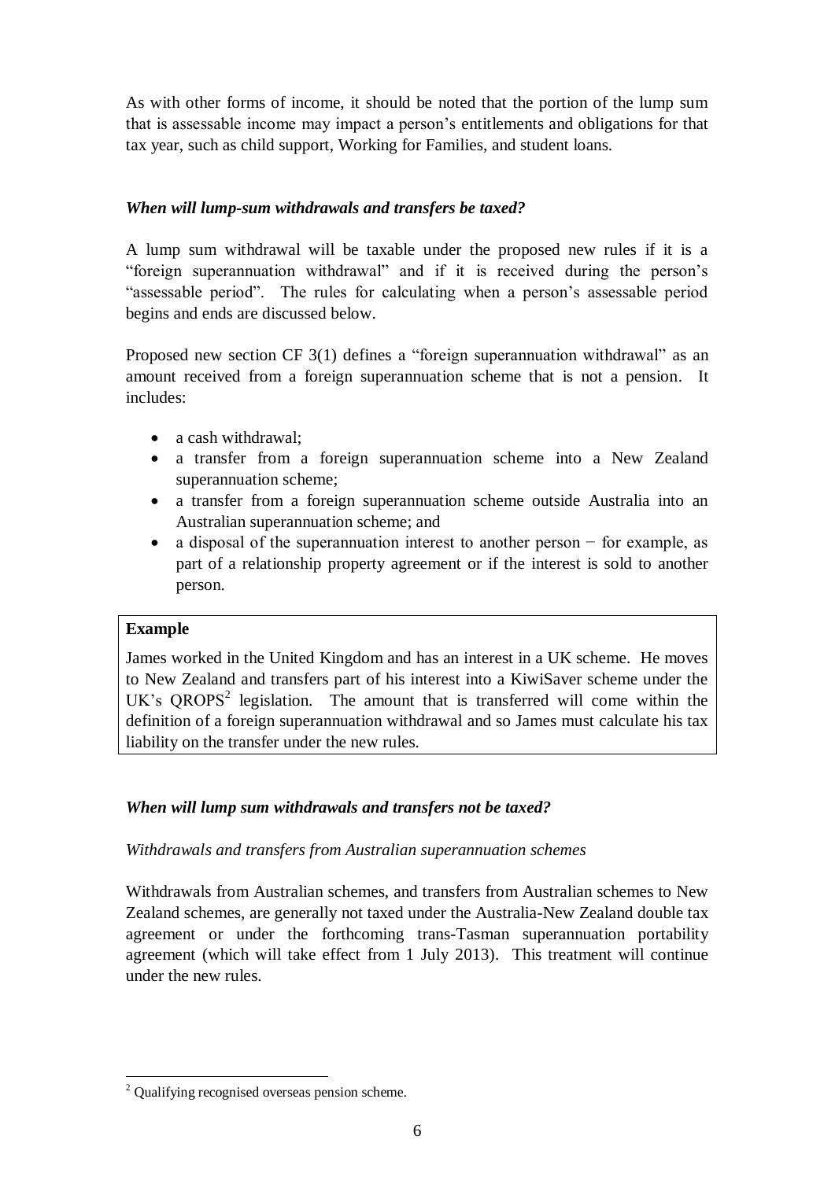As with other forms of income, it should be noted that the portion of the lump sum that is assessable income may impact a person's entitlements and obligations for that tax year, such as child support, Working for Families, and student loans.

### *When will lump-sum withdrawals and transfers be taxed?*

A lump sum withdrawal will be taxable under the proposed new rules if it is a "foreign superannuation withdrawal" and if it is received during the person's "assessable period". The rules for calculating when a person's assessable period begins and ends are discussed below.

Proposed new section CF 3(1) defines a "foreign superannuation withdrawal" as an amount received from a foreign superannuation scheme that is not a pension. It includes:

- a cash withdrawal;
- a transfer from a foreign superannuation scheme into a New Zealand superannuation scheme;
- a transfer from a foreign superannuation scheme outside Australia into an Australian superannuation scheme; and
- a disposal of the superannuation interest to another person − for example, as part of a relationship property agreement or if the interest is sold to another person.

> **Example**
>
> James worked in the United Kingdom and has an interest in a UK scheme. He moves to New Zealand and transfers part of his interest into a KiwiSaver scheme under the UK's QROPS[2] legislation. The amount that is transferred will come within the definition of a foreign superannuation withdrawal and so James must calculate his tax liability on the transfer under the new rules.

### *When will lump sum withdrawals and transfers not be taxed?*

*Withdrawals and transfers from Australian superannuation schemes*

Withdrawals from Australian schemes, and transfers from Australian schemes to New Zealand schemes, are generally not taxed under the Australia-New Zealand double tax agreement or under the forthcoming trans-Tasman superannuation portability agreement (which will take effect from 1 July 2013). This treatment will continue under the new rules.

[2] Qualifying recognised overseas pension scheme.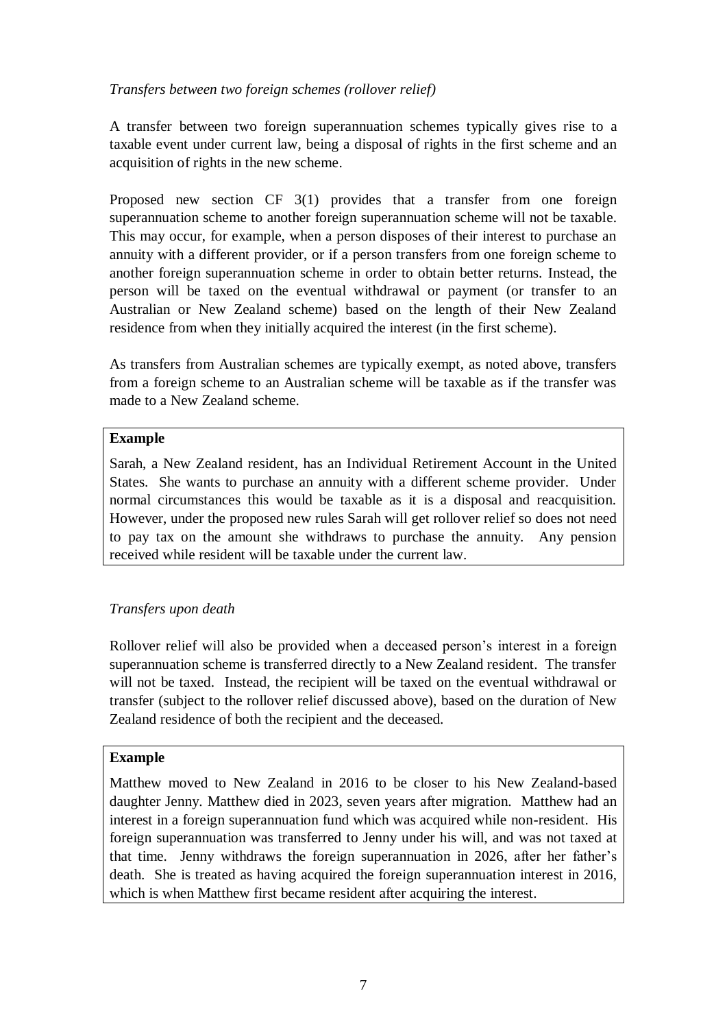*Transfers between two foreign schemes (rollover relief)*

A transfer between two foreign superannuation schemes typically gives rise to a taxable event under current law, being a disposal of rights in the first scheme and an acquisition of rights in the new scheme.

Proposed new section CF 3(1) provides that a transfer from one foreign superannuation scheme to another foreign superannuation scheme will not be taxable. This may occur, for example, when a person disposes of their interest to purchase an annuity with a different provider, or if a person transfers from one foreign scheme to another foreign superannuation scheme in order to obtain better returns. Instead, the person will be taxed on the eventual withdrawal or payment (or transfer to an Australian or New Zealand scheme) based on the length of their New Zealand residence from when they initially acquired the interest (in the first scheme).

As transfers from Australian schemes are typically exempt, as noted above, transfers from a foreign scheme to an Australian scheme will be taxable as if the transfer was made to a New Zealand scheme.

> **Example**
>
> Sarah, a New Zealand resident, has an Individual Retirement Account in the United States. She wants to purchase an annuity with a different scheme provider. Under normal circumstances this would be taxable as it is a disposal and reacquisition. However, under the proposed new rules Sarah will get rollover relief so does not need to pay tax on the amount she withdraws to purchase the annuity. Any pension received while resident will be taxable under the current law.

*Transfers upon death*

Rollover relief will also be provided when a deceased person's interest in a foreign superannuation scheme is transferred directly to a New Zealand resident. The transfer will not be taxed. Instead, the recipient will be taxed on the eventual withdrawal or transfer (subject to the rollover relief discussed above), based on the duration of New Zealand residence of both the recipient and the deceased.

> **Example**
>
> Matthew moved to New Zealand in 2016 to be closer to his New Zealand-based daughter Jenny. Matthew died in 2023, seven years after migration. Matthew had an interest in a foreign superannuation fund which was acquired while non-resident. His foreign superannuation was transferred to Jenny under his will, and was not taxed at that time. Jenny withdraws the foreign superannuation in 2026, after her father's death. She is treated as having acquired the foreign superannuation interest in 2016, which is when Matthew first became resident after acquiring the interest.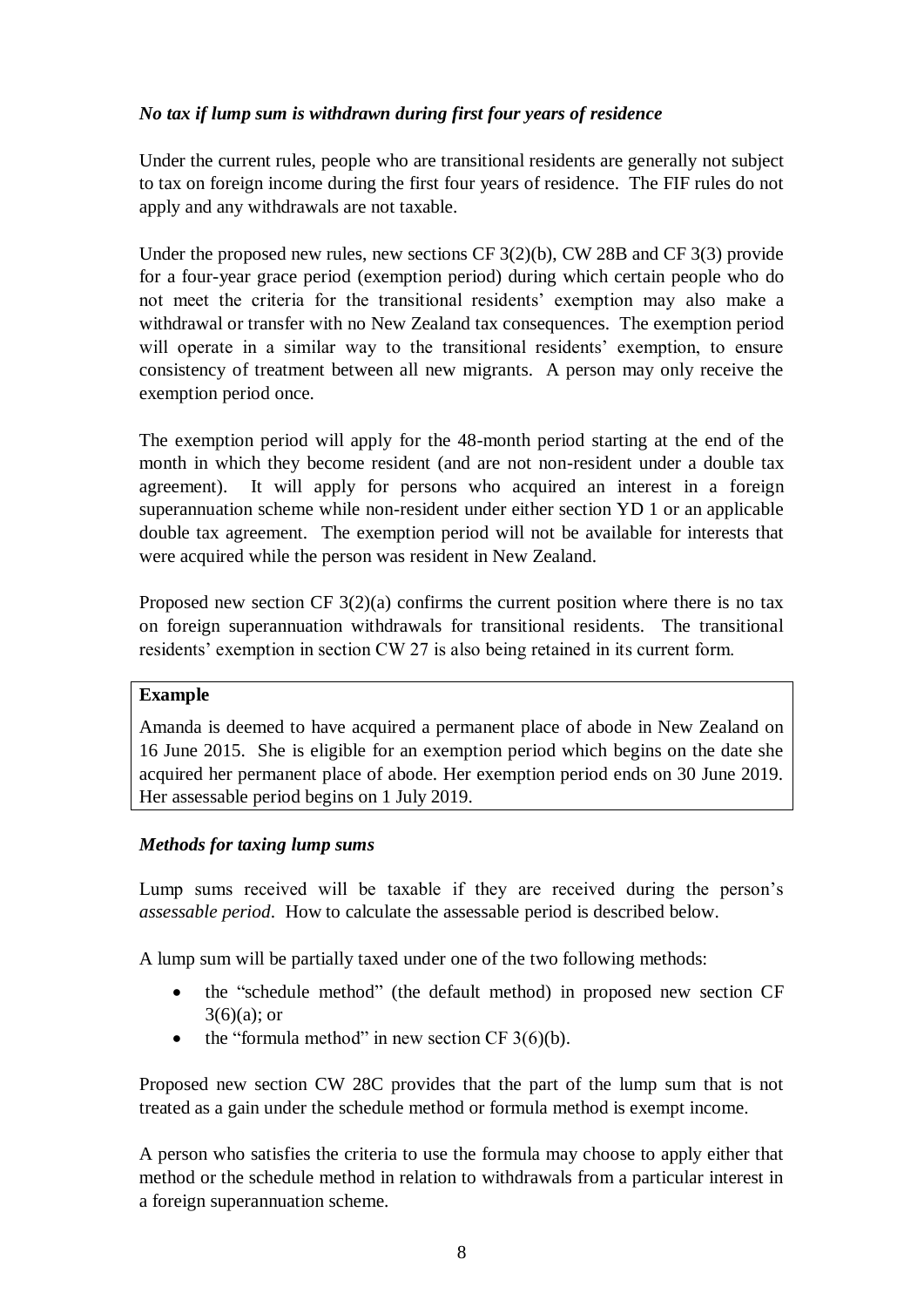### *No tax if lump sum is withdrawn during first four years of residence*

Under the current rules, people who are transitional residents are generally not subject to tax on foreign income during the first four years of residence. The FIF rules do not apply and any withdrawals are not taxable.

Under the proposed new rules, new sections CF 3(2)(b), CW 28B and CF 3(3) provide for a four-year grace period (exemption period) during which certain people who do not meet the criteria for the transitional residents' exemption may also make a withdrawal or transfer with no New Zealand tax consequences. The exemption period will operate in a similar way to the transitional residents' exemption, to ensure consistency of treatment between all new migrants. A person may only receive the exemption period once.

The exemption period will apply for the 48-month period starting at the end of the month in which they become resident (and are not non-resident under a double tax agreement). It will apply for persons who acquired an interest in a foreign superannuation scheme while non-resident under either section YD 1 or an applicable double tax agreement. The exemption period will not be available for interests that were acquired while the person was resident in New Zealand.

Proposed new section CF 3(2)(a) confirms the current position where there is no tax on foreign superannuation withdrawals for transitional residents. The transitional residents' exemption in section CW 27 is also being retained in its current form.

> **Example**
>
> Amanda is deemed to have acquired a permanent place of abode in New Zealand on 16 June 2015. She is eligible for an exemption period which begins on the date she acquired her permanent place of abode. Her exemption period ends on 30 June 2019. Her assessable period begins on 1 July 2019.

### *Methods for taxing lump sums*

Lump sums received will be taxable if they are received during the person's *assessable period*. How to calculate the assessable period is described below.

A lump sum will be partially taxed under one of the two following methods:

- the "schedule method" (the default method) in proposed new section CF 3(6)(a); or
- the "formula method" in new section CF 3(6)(b).

Proposed new section CW 28C provides that the part of the lump sum that is not treated as a gain under the schedule method or formula method is exempt income.

A person who satisfies the criteria to use the formula may choose to apply either that method or the schedule method in relation to withdrawals from a particular interest in a foreign superannuation scheme.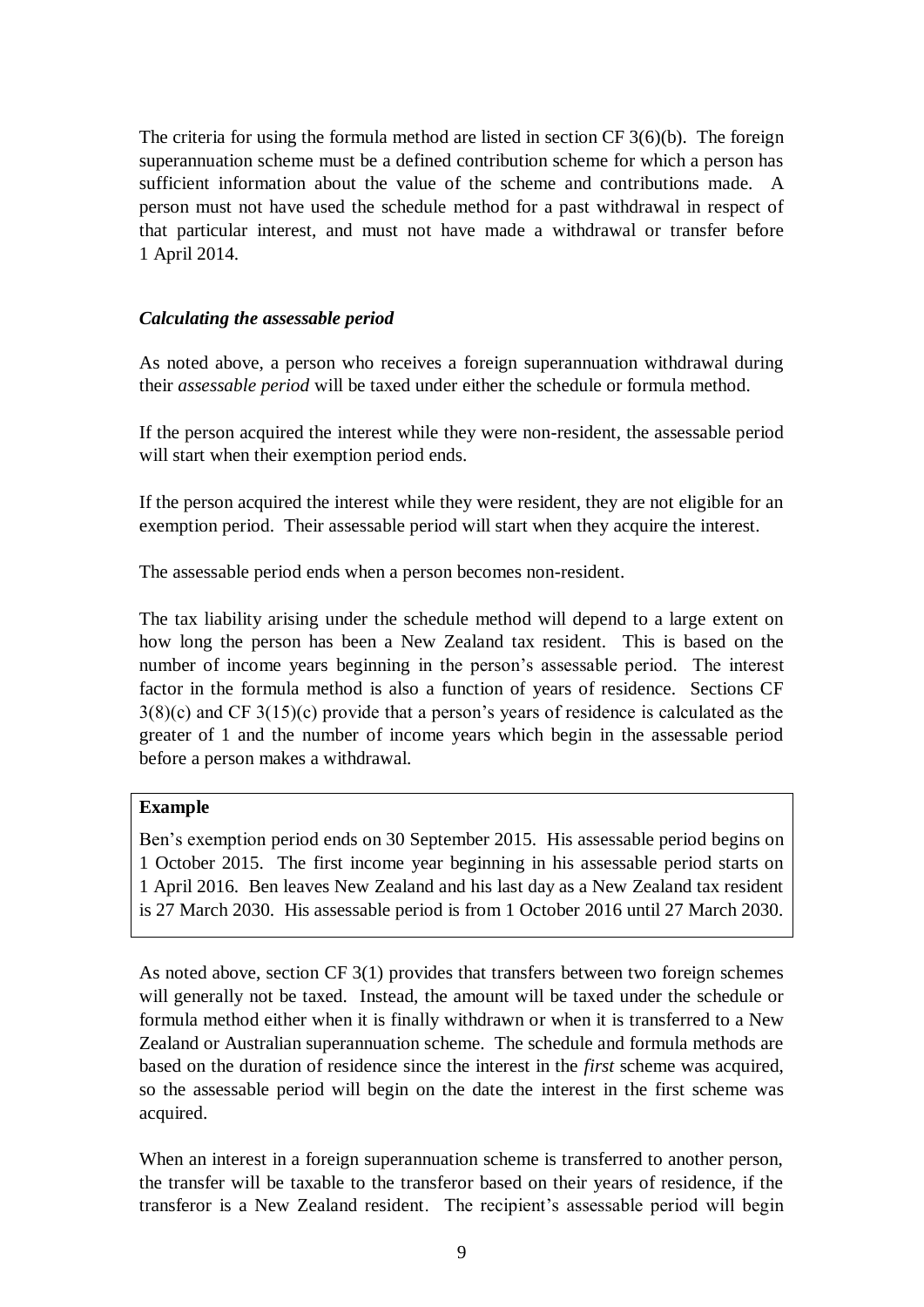The criteria for using the formula method are listed in section CF 3(6)(b). The foreign superannuation scheme must be a defined contribution scheme for which a person has sufficient information about the value of the scheme and contributions made. A person must not have used the schedule method for a past withdrawal in respect of that particular interest, and must not have made a withdrawal or transfer before 1 April 2014.

### *Calculating the assessable period*

As noted above, a person who receives a foreign superannuation withdrawal during their *assessable period* will be taxed under either the schedule or formula method.

If the person acquired the interest while they were non-resident, the assessable period will start when their exemption period ends.

If the person acquired the interest while they were resident, they are not eligible for an exemption period. Their assessable period will start when they acquire the interest.

The assessable period ends when a person becomes non-resident.

The tax liability arising under the schedule method will depend to a large extent on how long the person has been a New Zealand tax resident. This is based on the number of income years beginning in the person's assessable period. The interest factor in the formula method is also a function of years of residence. Sections CF 3(8)(c) and CF 3(15)(c) provide that a person's years of residence is calculated as the greater of 1 and the number of income years which begin in the assessable period before a person makes a withdrawal.

> **Example**
>
> Ben's exemption period ends on 30 September 2015. His assessable period begins on 1 October 2015. The first income year beginning in his assessable period starts on 1 April 2016. Ben leaves New Zealand and his last day as a New Zealand tax resident is 27 March 2030. His assessable period is from 1 October 2016 until 27 March 2030.

As noted above, section CF 3(1) provides that transfers between two foreign schemes will generally not be taxed. Instead, the amount will be taxed under the schedule or formula method either when it is finally withdrawn or when it is transferred to a New Zealand or Australian superannuation scheme. The schedule and formula methods are based on the duration of residence since the interest in the *first* scheme was acquired, so the assessable period will begin on the date the interest in the first scheme was acquired.

When an interest in a foreign superannuation scheme is transferred to another person, the transfer will be taxable to the transferor based on their years of residence, if the transferor is a New Zealand resident. The recipient's assessable period will begin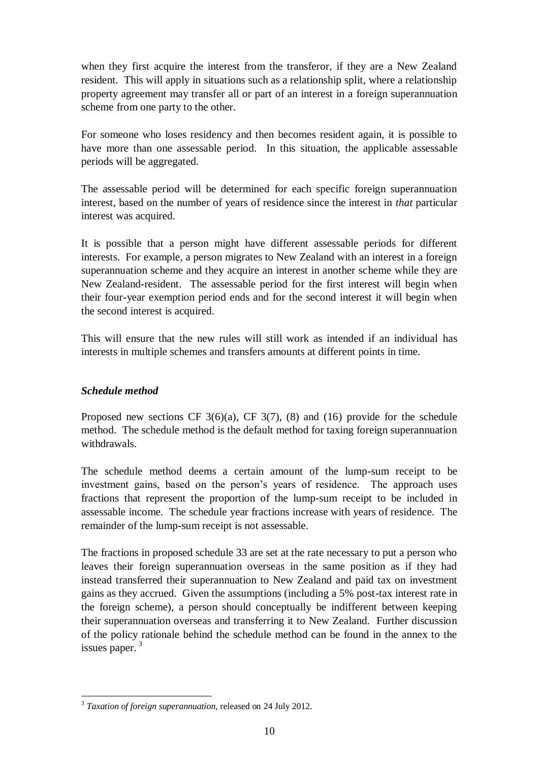when they first acquire the interest from the transferor, if they are a New Zealand resident. This will apply in situations such as a relationship split, where a relationship property agreement may transfer all or part of an interest in a foreign superannuation scheme from one party to the other.

For someone who loses residency and then becomes resident again, it is possible to have more than one assessable period. In this situation, the applicable assessable periods will be aggregated.

The assessable period will be determined for each specific foreign superannuation interest, based on the number of years of residence since the interest in *that* particular interest was acquired.

It is possible that a person might have different assessable periods for different interests. For example, a person migrates to New Zealand with an interest in a foreign superannuation scheme and they acquire an interest in another scheme while they are New Zealand-resident. The assessable period for the first interest will begin when their four-year exemption period ends and for the second interest it will begin when the second interest is acquired.

This will ensure that the new rules will still work as intended if an individual has interests in multiple schemes and transfers amounts at different points in time.

### *Schedule method*

Proposed new sections CF 3(6)(a), CF 3(7), (8) and (16) provide for the schedule method. The schedule method is the default method for taxing foreign superannuation withdrawals.

The schedule method deems a certain amount of the lump-sum receipt to be investment gains, based on the person's years of residence. The approach uses fractions that represent the proportion of the lump-sum receipt to be included in assessable income. The schedule year fractions increase with years of residence. The remainder of the lump-sum receipt is not assessable.

The fractions in proposed schedule 33 are set at the rate necessary to put a person who leaves their foreign superannuation overseas in the same position as if they had instead transferred their superannuation to New Zealand and paid tax on investment gains as they accrued. Given the assumptions (including a 5% post-tax interest rate in the foreign scheme), a person should conceptually be indifferent between keeping their superannuation overseas and transferring it to New Zealand. Further discussion of the policy rationale behind the schedule method can be found in the annex to the issues paper. [3]

---

[3] *Taxation of foreign superannuation*, released on 24 July 2012.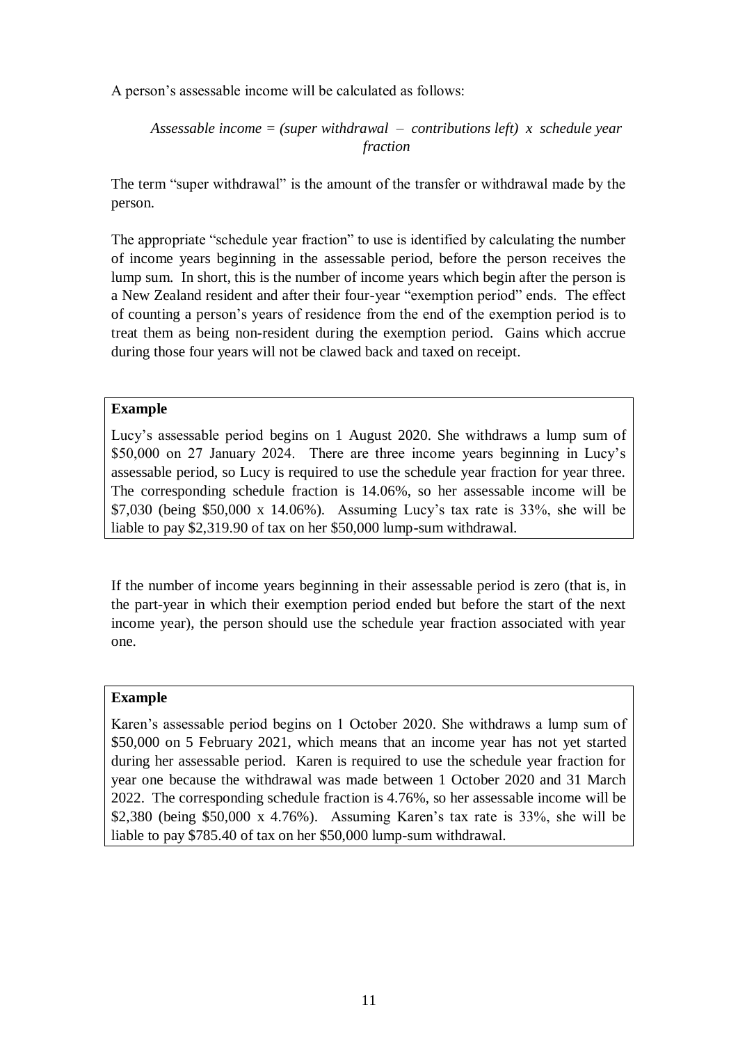A person's assessable income will be calculated as follows:

*Assessable income = (super withdrawal – contributions left) x schedule year fraction*

The term "super withdrawal" is the amount of the transfer or withdrawal made by the person.

The appropriate "schedule year fraction" to use is identified by calculating the number of income years beginning in the assessable period, before the person receives the lump sum. In short, this is the number of income years which begin after the person is a New Zealand resident and after their four-year "exemption period" ends. The effect of counting a person's years of residence from the end of the exemption period is to treat them as being non-resident during the exemption period. Gains which accrue during those four years will not be clawed back and taxed on receipt.

**Example**

Lucy's assessable period begins on 1 August 2020. She withdraws a lump sum of \$50,000 on 27 January 2024. There are three income years beginning in Lucy's assessable period, so Lucy is required to use the schedule year fraction for year three. The corresponding schedule fraction is 14.06%, so her assessable income will be \$7,030 (being \$50,000 x 14.06%). Assuming Lucy's tax rate is 33%, she will be liable to pay \$2,319.90 of tax on her \$50,000 lump-sum withdrawal.

If the number of income years beginning in their assessable period is zero (that is, in the part-year in which their exemption period ended but before the start of the next income year), the person should use the schedule year fraction associated with year one.

**Example**

Karen's assessable period begins on 1 October 2020. She withdraws a lump sum of \$50,000 on 5 February 2021, which means that an income year has not yet started during her assessable period. Karen is required to use the schedule year fraction for year one because the withdrawal was made between 1 October 2020 and 31 March 2022. The corresponding schedule fraction is 4.76%, so her assessable income will be \$2,380 (being \$50,000 x 4.76%). Assuming Karen's tax rate is 33%, she will be liable to pay \$785.40 of tax on her \$50,000 lump-sum withdrawal.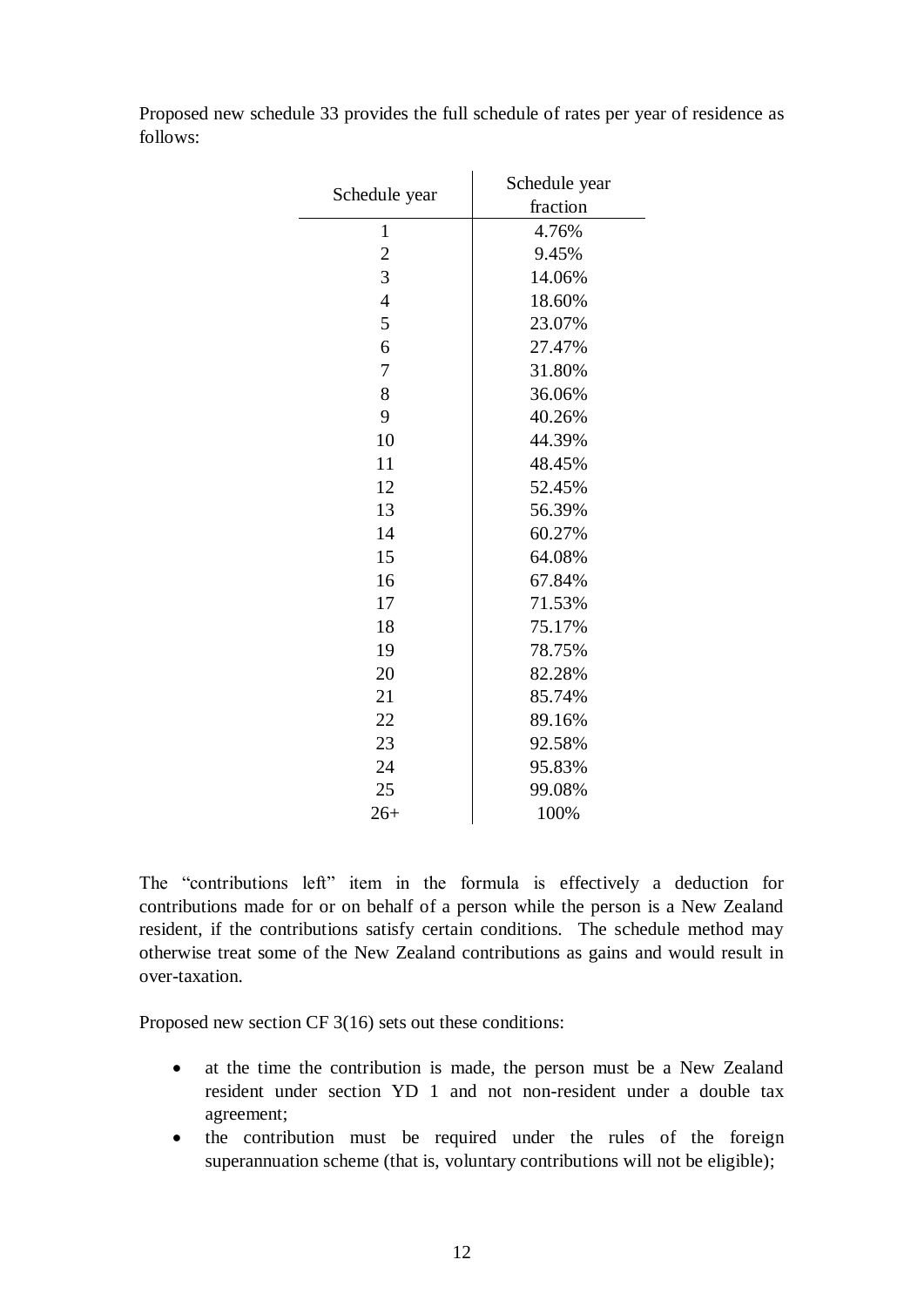Proposed new schedule 33 provides the full schedule of rates per year of residence as follows:

| Schedule year | Schedule year fraction |
|---|---|
| 1 | 4.76% |
| 2 | 9.45% |
| 3 | 14.06% |
| 4 | 18.60% |
| 5 | 23.07% |
| 6 | 27.47% |
| 7 | 31.80% |
| 8 | 36.06% |
| 9 | 40.26% |
| 10 | 44.39% |
| 11 | 48.45% |
| 12 | 52.45% |
| 13 | 56.39% |
| 14 | 60.27% |
| 15 | 64.08% |
| 16 | 67.84% |
| 17 | 71.53% |
| 18 | 75.17% |
| 19 | 78.75% |
| 20 | 82.28% |
| 21 | 85.74% |
| 22 | 89.16% |
| 23 | 92.58% |
| 24 | 95.83% |
| 25 | 99.08% |
| 26+ | 100% |

The "contributions left" item in the formula is effectively a deduction for contributions made for or on behalf of a person while the person is a New Zealand resident, if the contributions satisfy certain conditions. The schedule method may otherwise treat some of the New Zealand contributions as gains and would result in over-taxation.

Proposed new section CF 3(16) sets out these conditions:

- at the time the contribution is made, the person must be a New Zealand resident under section YD 1 and not non-resident under a double tax agreement;
- the contribution must be required under the rules of the foreign superannuation scheme (that is, voluntary contributions will not be eligible);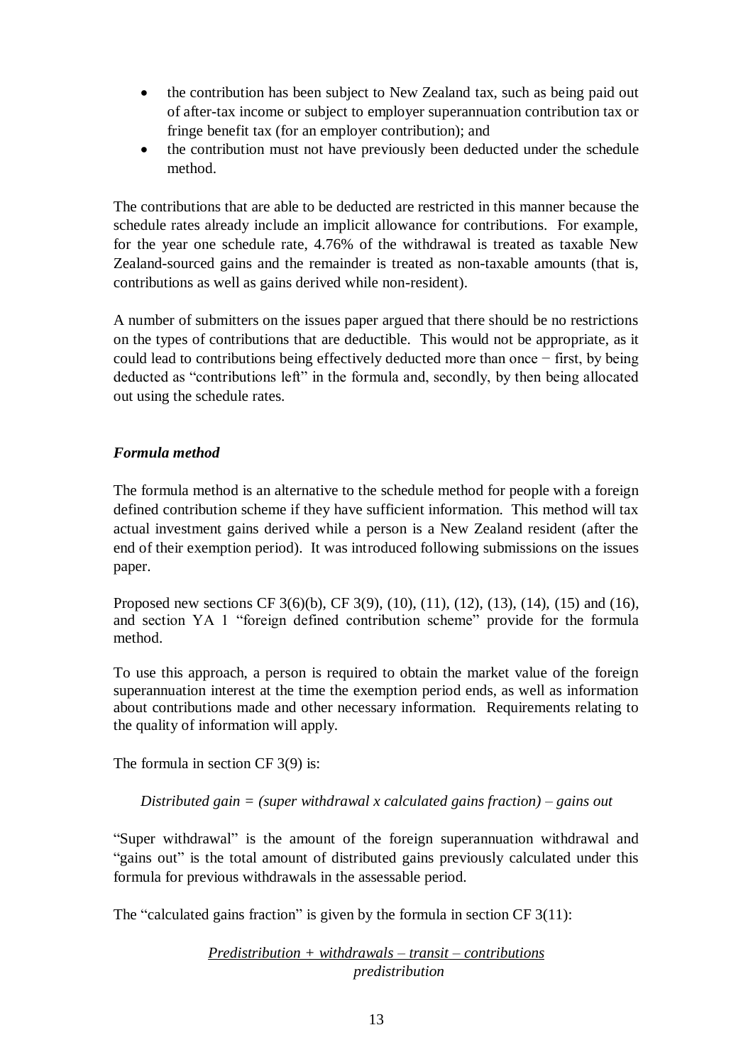- the contribution has been subject to New Zealand tax, such as being paid out of after-tax income or subject to employer superannuation contribution tax or fringe benefit tax (for an employer contribution); and
- the contribution must not have previously been deducted under the schedule method.

The contributions that are able to be deducted are restricted in this manner because the schedule rates already include an implicit allowance for contributions. For example, for the year one schedule rate, 4.76% of the withdrawal is treated as taxable New Zealand-sourced gains and the remainder is treated as non-taxable amounts (that is, contributions as well as gains derived while non-resident).

A number of submitters on the issues paper argued that there should be no restrictions on the types of contributions that are deductible. This would not be appropriate, as it could lead to contributions being effectively deducted more than once − first, by being deducted as "contributions left" in the formula and, secondly, by then being allocated out using the schedule rates.

### *Formula method*

The formula method is an alternative to the schedule method for people with a foreign defined contribution scheme if they have sufficient information. This method will tax actual investment gains derived while a person is a New Zealand resident (after the end of their exemption period). It was introduced following submissions on the issues paper.

Proposed new sections CF 3(6)(b), CF 3(9), (10), (11), (12), (13), (14), (15) and (16), and section YA 1 "foreign defined contribution scheme" provide for the formula method.

To use this approach, a person is required to obtain the market value of the foreign superannuation interest at the time the exemption period ends, as well as information about contributions made and other necessary information. Requirements relating to the quality of information will apply.

The formula in section CF 3(9) is:

*Distributed gain = (super withdrawal x calculated gains fraction) – gains out*

"Super withdrawal" is the amount of the foreign superannuation withdrawal and "gains out" is the total amount of distributed gains previously calculated under this formula for previous withdrawals in the assessable period.

The "calculated gains fraction" is given by the formula in section CF 3(11):

$$\frac{\textit{Predistribution + withdrawals – transit – contributions}}{\textit{predistribution}}$$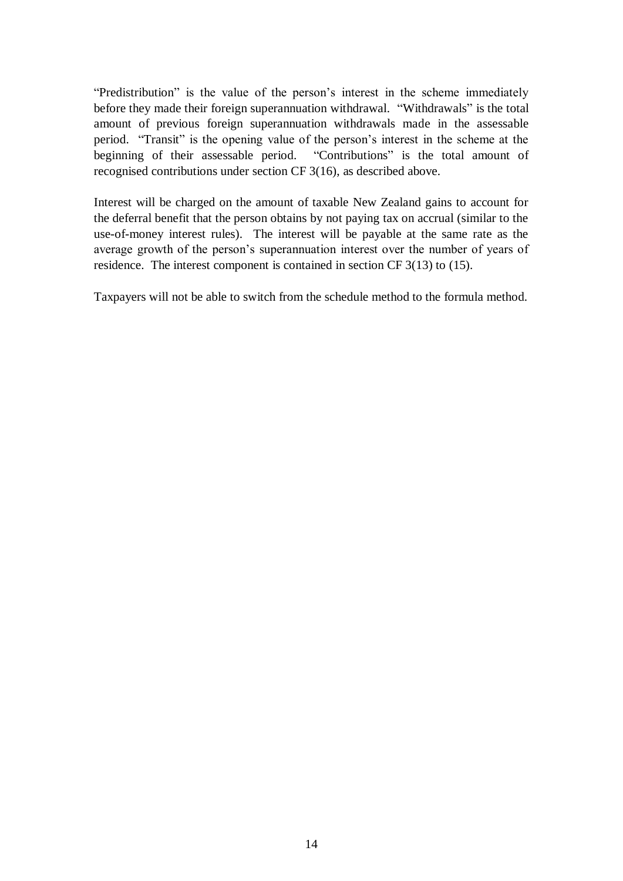"Predistribution" is the value of the person's interest in the scheme immediately before they made their foreign superannuation withdrawal. "Withdrawals" is the total amount of previous foreign superannuation withdrawals made in the assessable period. "Transit" is the opening value of the person's interest in the scheme at the beginning of their assessable period. "Contributions" is the total amount of recognised contributions under section CF 3(16), as described above.

Interest will be charged on the amount of taxable New Zealand gains to account for the deferral benefit that the person obtains by not paying tax on accrual (similar to the use-of-money interest rules). The interest will be payable at the same rate as the average growth of the person's superannuation interest over the number of years of residence. The interest component is contained in section CF 3(13) to (15).

Taxpayers will not be able to switch from the schedule method to the formula method.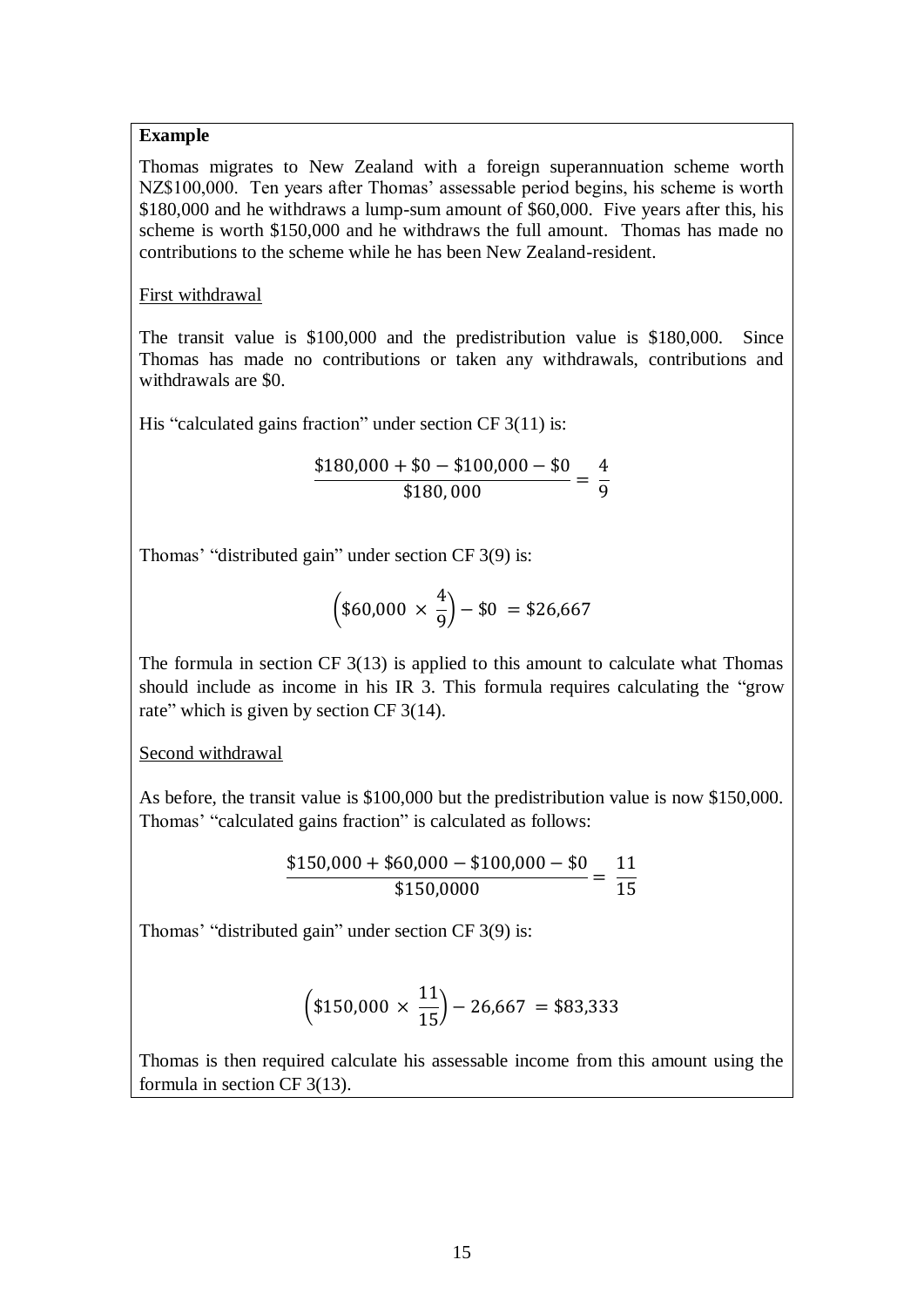**Example**

Thomas migrates to New Zealand with a foreign superannuation scheme worth NZ$100,000. Ten years after Thomas' assessable period begins, his scheme is worth $180,000 and he withdraws a lump-sum amount of $60,000. Five years after this, his scheme is worth $150,000 and he withdraws the full amount. Thomas has made no contributions to the scheme while he has been New Zealand-resident.

First withdrawal

The transit value is $100,000 and the predistribution value is $180,000. Since Thomas has made no contributions or taken any withdrawals, contributions and withdrawals are $0.

His "calculated gains fraction" under section CF 3(11) is:

$$\frac{\$180{,}000 + \$0 - \$100{,}000 - \$0}{\$180{,}000} = \frac{4}{9}$$

Thomas' "distributed gain" under section CF 3(9) is:

$$\left(\$60{,}000 \times \frac{4}{9}\right) - \$0 = \$26{,}667$$

The formula in section CF 3(13) is applied to this amount to calculate what Thomas should include as income in his IR 3. This formula requires calculating the "grow rate" which is given by section CF 3(14).

Second withdrawal

As before, the transit value is $100,000 but the predistribution value is now $150,000. Thomas' "calculated gains fraction" is calculated as follows:

$$\frac{\$150{,}000 + \$60{,}000 - \$100{,}000 - \$0}{\$150{,}0000} = \frac{11}{15}$$

Thomas' "distributed gain" under section CF 3(9) is:

$$\left(\$150{,}000 \times \frac{11}{15}\right) - 26{,}667 = \$83{,}333$$

Thomas is then required calculate his assessable income from this amount using the formula in section CF 3(13).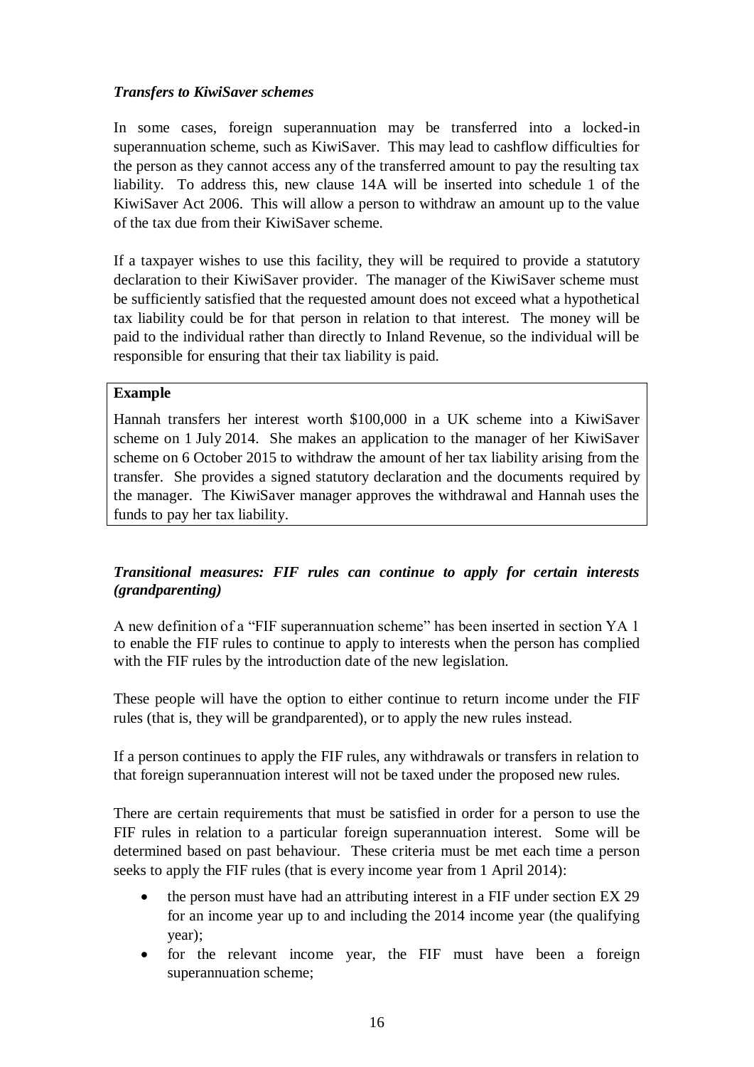### *Transfers to KiwiSaver schemes*

In some cases, foreign superannuation may be transferred into a locked-in superannuation scheme, such as KiwiSaver. This may lead to cashflow difficulties for the person as they cannot access any of the transferred amount to pay the resulting tax liability. To address this, new clause 14A will be inserted into schedule 1 of the KiwiSaver Act 2006. This will allow a person to withdraw an amount up to the value of the tax due from their KiwiSaver scheme.

If a taxpayer wishes to use this facility, they will be required to provide a statutory declaration to their KiwiSaver provider. The manager of the KiwiSaver scheme must be sufficiently satisfied that the requested amount does not exceed what a hypothetical tax liability could be for that person in relation to that interest. The money will be paid to the individual rather than directly to Inland Revenue, so the individual will be responsible for ensuring that their tax liability is paid.

> **Example**
>
> Hannah transfers her interest worth $100,000 in a UK scheme into a KiwiSaver scheme on 1 July 2014. She makes an application to the manager of her KiwiSaver scheme on 6 October 2015 to withdraw the amount of her tax liability arising from the transfer. She provides a signed statutory declaration and the documents required by the manager. The KiwiSaver manager approves the withdrawal and Hannah uses the funds to pay her tax liability.

### *Transitional measures: FIF rules can continue to apply for certain interests (grandparenting)*

A new definition of a "FIF superannuation scheme" has been inserted in section YA 1 to enable the FIF rules to continue to apply to interests when the person has complied with the FIF rules by the introduction date of the new legislation.

These people will have the option to either continue to return income under the FIF rules (that is, they will be grandparented), or to apply the new rules instead.

If a person continues to apply the FIF rules, any withdrawals or transfers in relation to that foreign superannuation interest will not be taxed under the proposed new rules.

There are certain requirements that must be satisfied in order for a person to use the FIF rules in relation to a particular foreign superannuation interest. Some will be determined based on past behaviour. These criteria must be met each time a person seeks to apply the FIF rules (that is every income year from 1 April 2014):

- the person must have had an attributing interest in a FIF under section EX 29 for an income year up to and including the 2014 income year (the qualifying year);
- for the relevant income year, the FIF must have been a foreign superannuation scheme;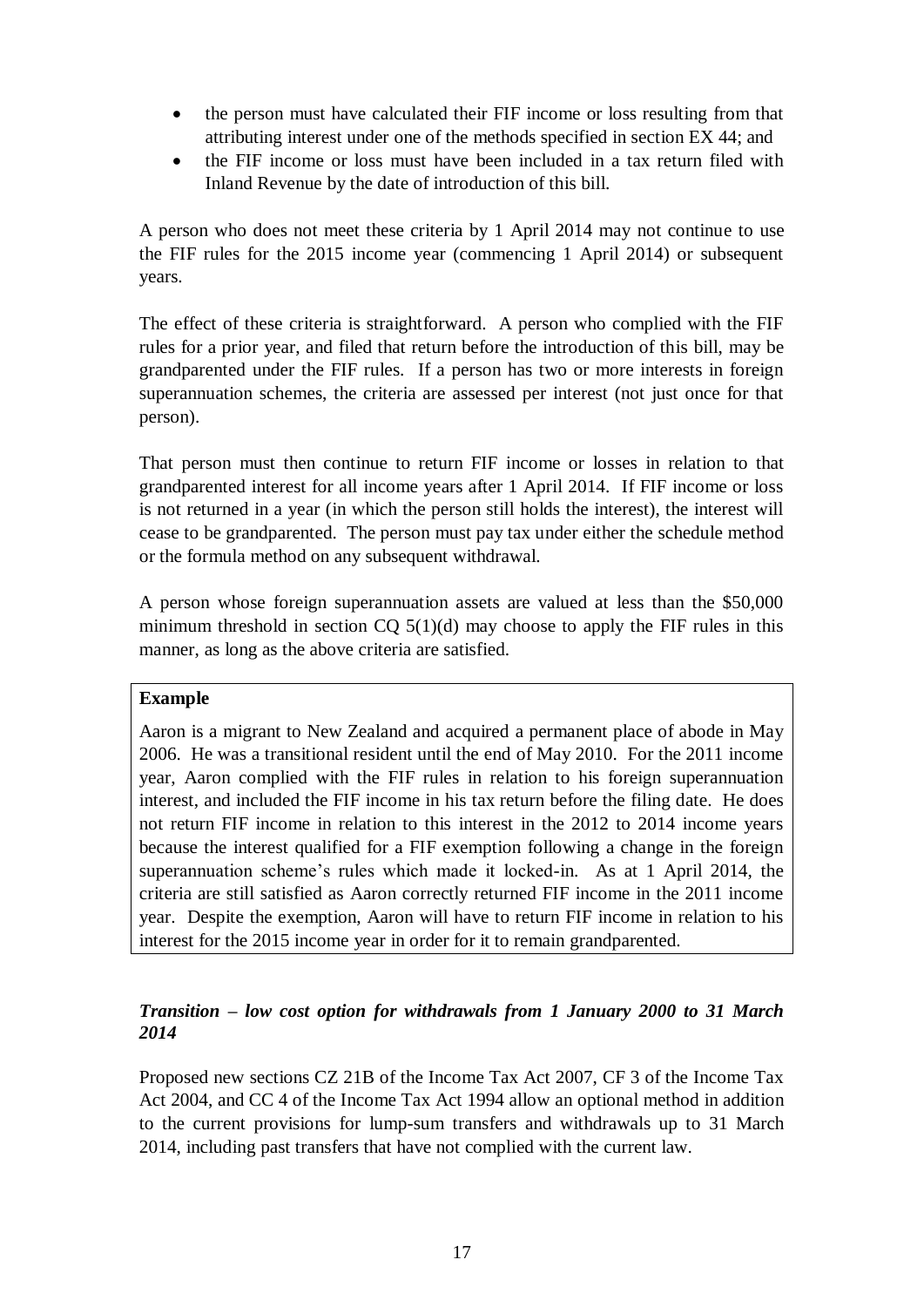- the person must have calculated their FIF income or loss resulting from that attributing interest under one of the methods specified in section EX 44; and
- the FIF income or loss must have been included in a tax return filed with Inland Revenue by the date of introduction of this bill.

A person who does not meet these criteria by 1 April 2014 may not continue to use the FIF rules for the 2015 income year (commencing 1 April 2014) or subsequent years.

The effect of these criteria is straightforward. A person who complied with the FIF rules for a prior year, and filed that return before the introduction of this bill, may be grandparented under the FIF rules. If a person has two or more interests in foreign superannuation schemes, the criteria are assessed per interest (not just once for that person).

That person must then continue to return FIF income or losses in relation to that grandparented interest for all income years after 1 April 2014. If FIF income or loss is not returned in a year (in which the person still holds the interest), the interest will cease to be grandparented. The person must pay tax under either the schedule method or the formula method on any subsequent withdrawal.

A person whose foreign superannuation assets are valued at less than the $50,000 minimum threshold in section CQ 5(1)(d) may choose to apply the FIF rules in this manner, as long as the above criteria are satisfied.

> **Example**
>
> Aaron is a migrant to New Zealand and acquired a permanent place of abode in May 2006. He was a transitional resident until the end of May 2010. For the 2011 income year, Aaron complied with the FIF rules in relation to his foreign superannuation interest, and included the FIF income in his tax return before the filing date. He does not return FIF income in relation to this interest in the 2012 to 2014 income years because the interest qualified for a FIF exemption following a change in the foreign superannuation scheme's rules which made it locked-in. As at 1 April 2014, the criteria are still satisfied as Aaron correctly returned FIF income in the 2011 income year. Despite the exemption, Aaron will have to return FIF income in relation to his interest for the 2015 income year in order for it to remain grandparented.

### *Transition – low cost option for withdrawals from 1 January 2000 to 31 March 2014*

Proposed new sections CZ 21B of the Income Tax Act 2007, CF 3 of the Income Tax Act 2004, and CC 4 of the Income Tax Act 1994 allow an optional method in addition to the current provisions for lump-sum transfers and withdrawals up to 31 March 2014, including past transfers that have not complied with the current law.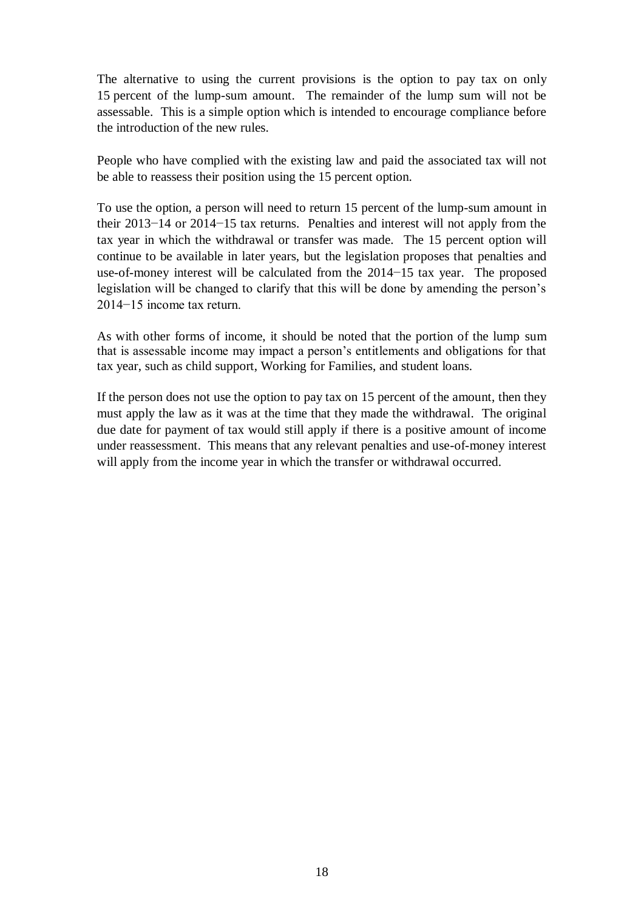The alternative to using the current provisions is the option to pay tax on only 15 percent of the lump-sum amount. The remainder of the lump sum will not be assessable. This is a simple option which is intended to encourage compliance before the introduction of the new rules.

People who have complied with the existing law and paid the associated tax will not be able to reassess their position using the 15 percent option.

To use the option, a person will need to return 15 percent of the lump-sum amount in their 2013−14 or 2014−15 tax returns. Penalties and interest will not apply from the tax year in which the withdrawal or transfer was made. The 15 percent option will continue to be available in later years, but the legislation proposes that penalties and use-of-money interest will be calculated from the 2014−15 tax year. The proposed legislation will be changed to clarify that this will be done by amending the person's 2014−15 income tax return.

As with other forms of income, it should be noted that the portion of the lump sum that is assessable income may impact a person's entitlements and obligations for that tax year, such as child support, Working for Families, and student loans.

If the person does not use the option to pay tax on 15 percent of the amount, then they must apply the law as it was at the time that they made the withdrawal. The original due date for payment of tax would still apply if there is a positive amount of income under reassessment. This means that any relevant penalties and use-of-money interest will apply from the income year in which the transfer or withdrawal occurred.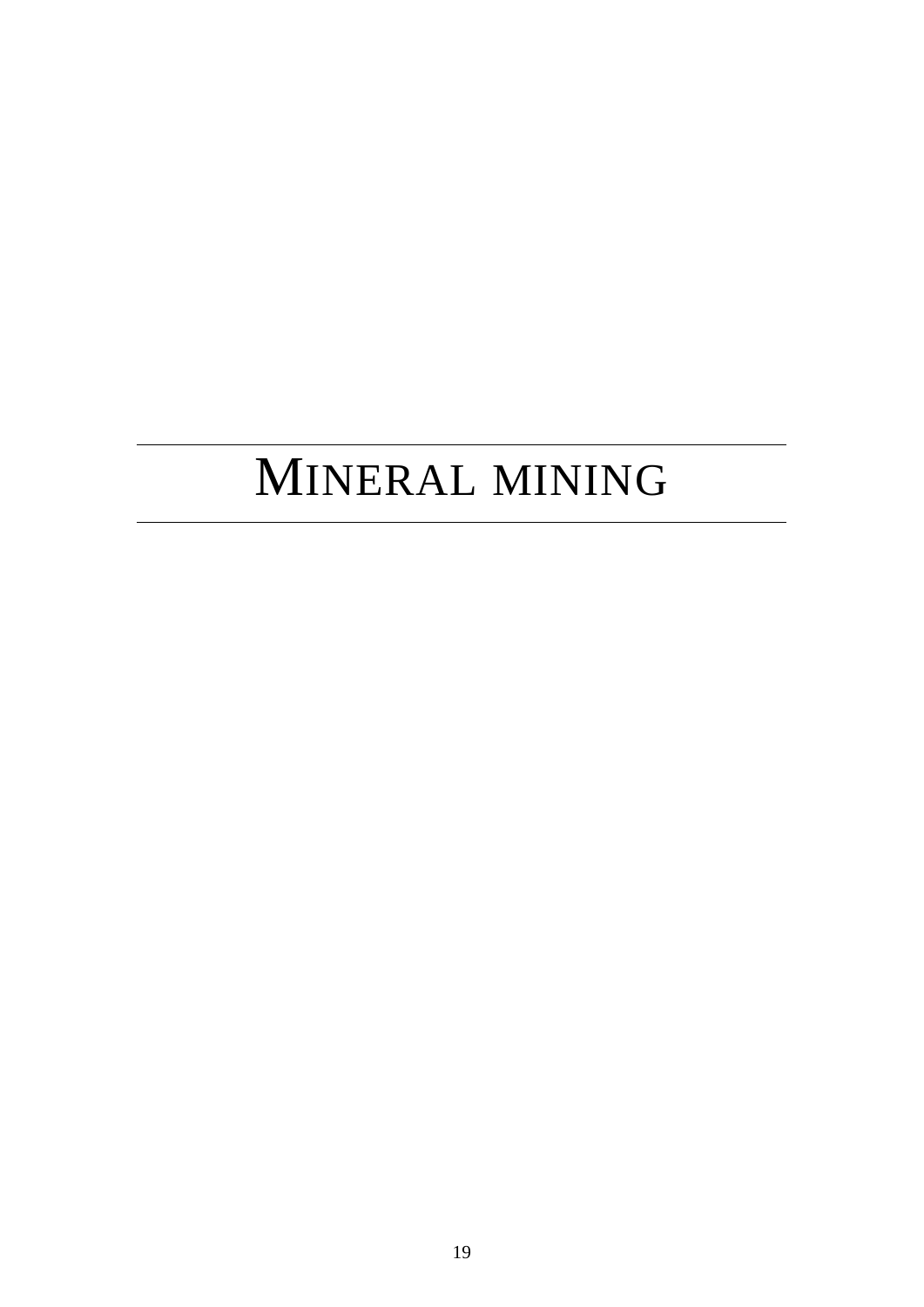# MINERAL MINING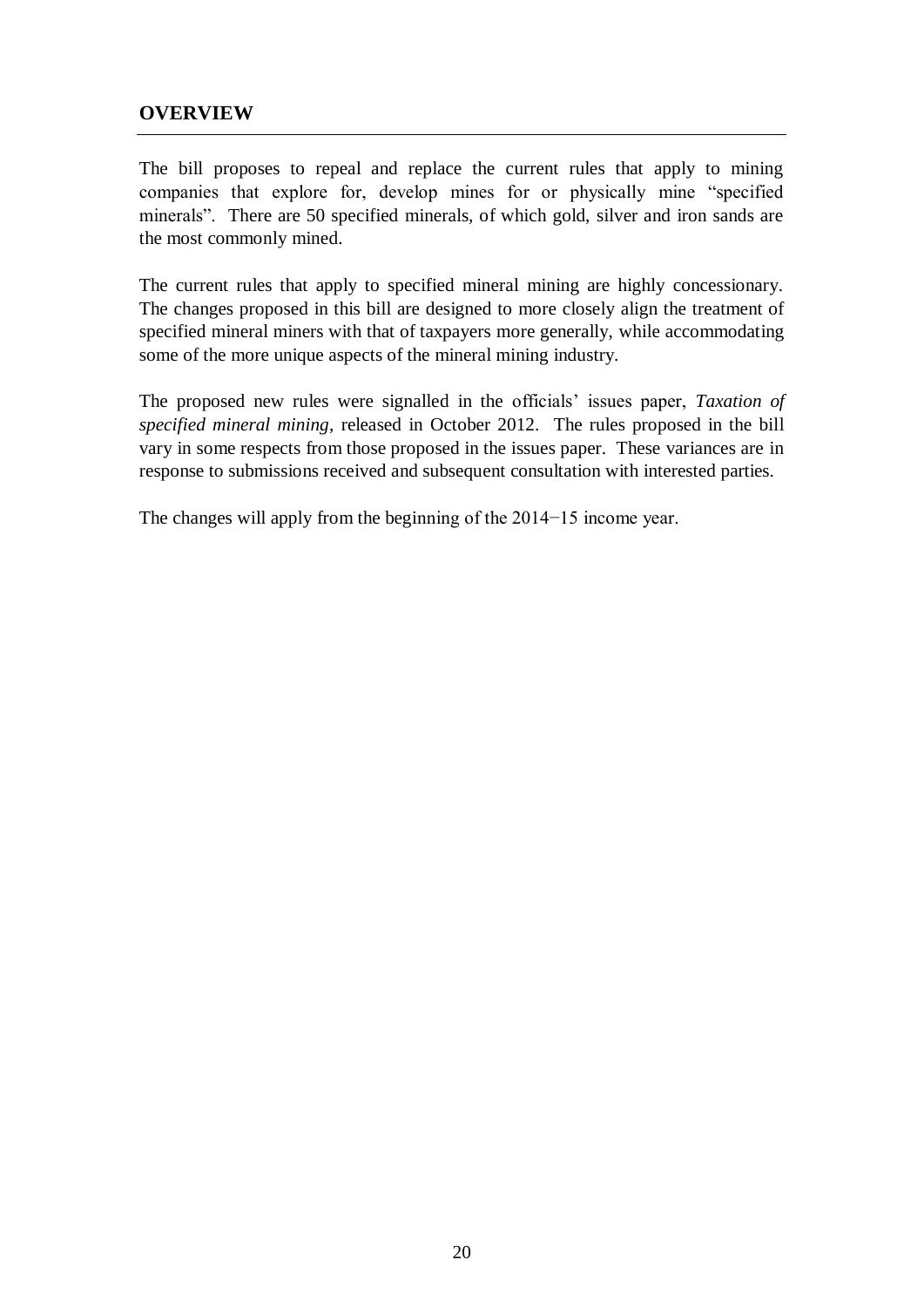## OVERVIEW

The bill proposes to repeal and replace the current rules that apply to mining companies that explore for, develop mines for or physically mine "specified minerals". There are 50 specified minerals, of which gold, silver and iron sands are the most commonly mined.

The current rules that apply to specified mineral mining are highly concessionary. The changes proposed in this bill are designed to more closely align the treatment of specified mineral miners with that of taxpayers more generally, while accommodating some of the more unique aspects of the mineral mining industry.

The proposed new rules were signalled in the officials' issues paper, *Taxation of specified mineral mining*, released in October 2012. The rules proposed in the bill vary in some respects from those proposed in the issues paper. These variances are in response to submissions received and subsequent consultation with interested parties.

The changes will apply from the beginning of the 2014−15 income year.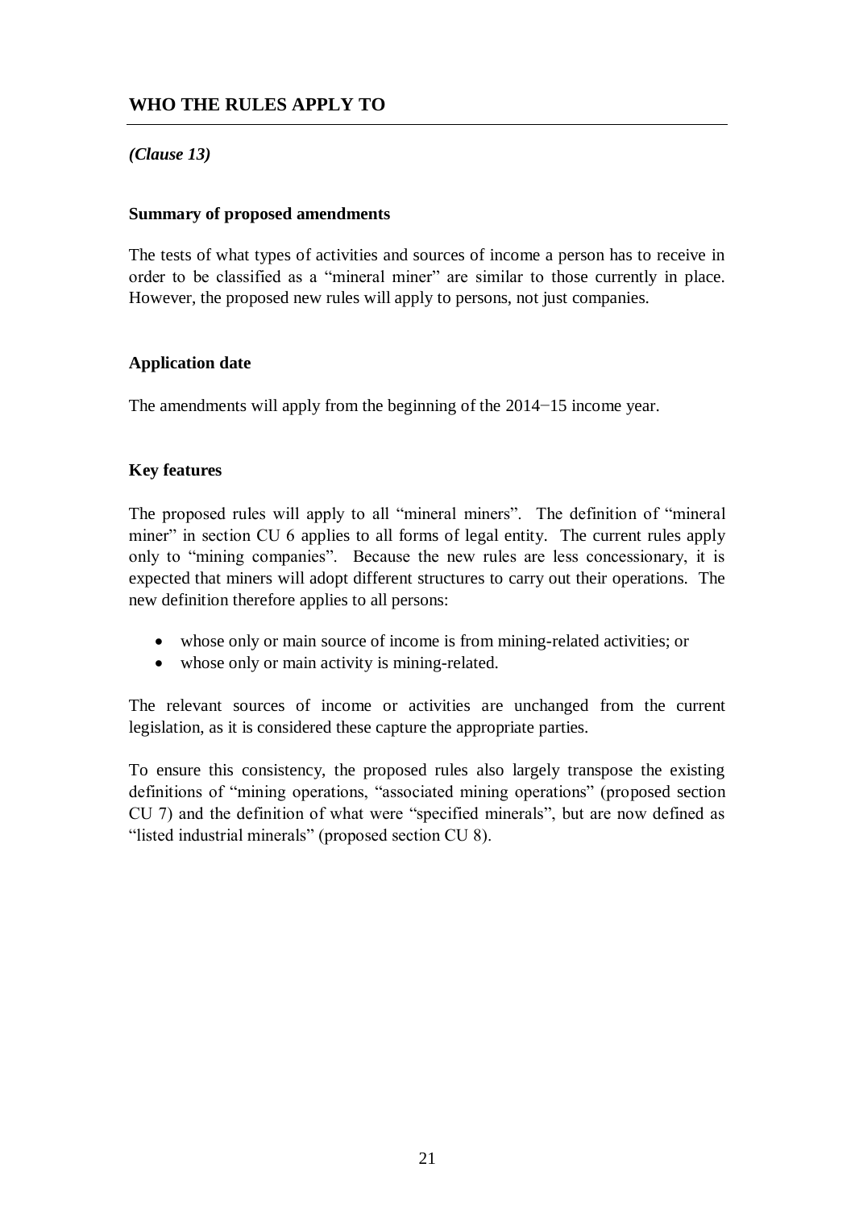## WHO THE RULES APPLY TO

*(Clause 13)*

### Summary of proposed amendments

The tests of what types of activities and sources of income a person has to receive in order to be classified as a "mineral miner" are similar to those currently in place. However, the proposed new rules will apply to persons, not just companies.

### Application date

The amendments will apply from the beginning of the 2014−15 income year.

### Key features

The proposed rules will apply to all "mineral miners". The definition of "mineral miner" in section CU 6 applies to all forms of legal entity. The current rules apply only to "mining companies". Because the new rules are less concessionary, it is expected that miners will adopt different structures to carry out their operations. The new definition therefore applies to all persons:

- whose only or main source of income is from mining-related activities; or
- whose only or main activity is mining-related.

The relevant sources of income or activities are unchanged from the current legislation, as it is considered these capture the appropriate parties.

To ensure this consistency, the proposed rules also largely transpose the existing definitions of "mining operations, "associated mining operations" (proposed section CU 7) and the definition of what were "specified minerals", but are now defined as "listed industrial minerals" (proposed section CU 8).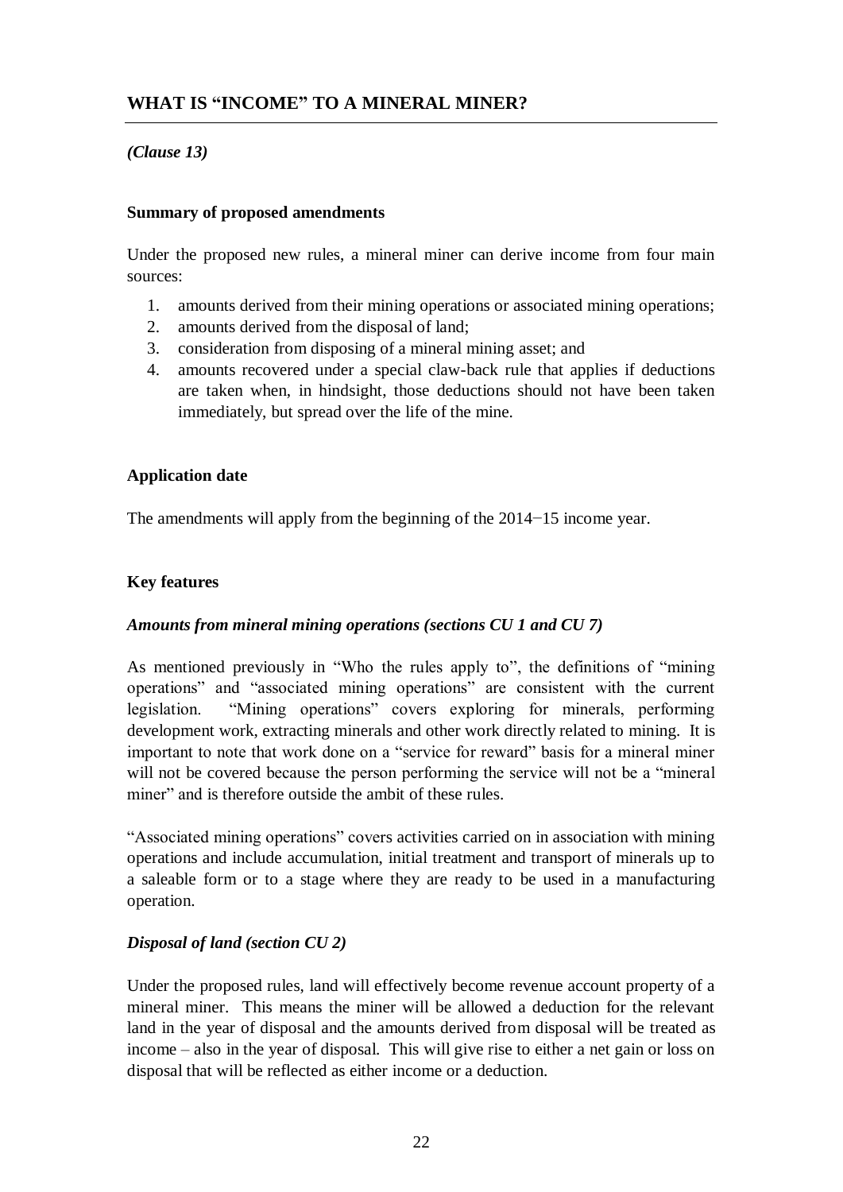## WHAT IS "INCOME" TO A MINERAL MINER?

*(Clause 13)*

### Summary of proposed amendments

Under the proposed new rules, a mineral miner can derive income from four main sources:

1. amounts derived from their mining operations or associated mining operations;
2. amounts derived from the disposal of land;
3. consideration from disposing of a mineral mining asset; and
4. amounts recovered under a special claw-back rule that applies if deductions are taken when, in hindsight, those deductions should not have been taken immediately, but spread over the life of the mine.

### Application date

The amendments will apply from the beginning of the 2014−15 income year.

### Key features

#### *Amounts from mineral mining operations (sections CU 1 and CU 7)*

As mentioned previously in "Who the rules apply to", the definitions of "mining operations" and "associated mining operations" are consistent with the current legislation. "Mining operations" covers exploring for minerals, performing development work, extracting minerals and other work directly related to mining. It is important to note that work done on a "service for reward" basis for a mineral miner will not be covered because the person performing the service will not be a "mineral miner" and is therefore outside the ambit of these rules.

"Associated mining operations" covers activities carried on in association with mining operations and include accumulation, initial treatment and transport of minerals up to a saleable form or to a stage where they are ready to be used in a manufacturing operation.

#### *Disposal of land (section CU 2)*

Under the proposed rules, land will effectively become revenue account property of a mineral miner. This means the miner will be allowed a deduction for the relevant land in the year of disposal and the amounts derived from disposal will be treated as income – also in the year of disposal. This will give rise to either a net gain or loss on disposal that will be reflected as either income or a deduction.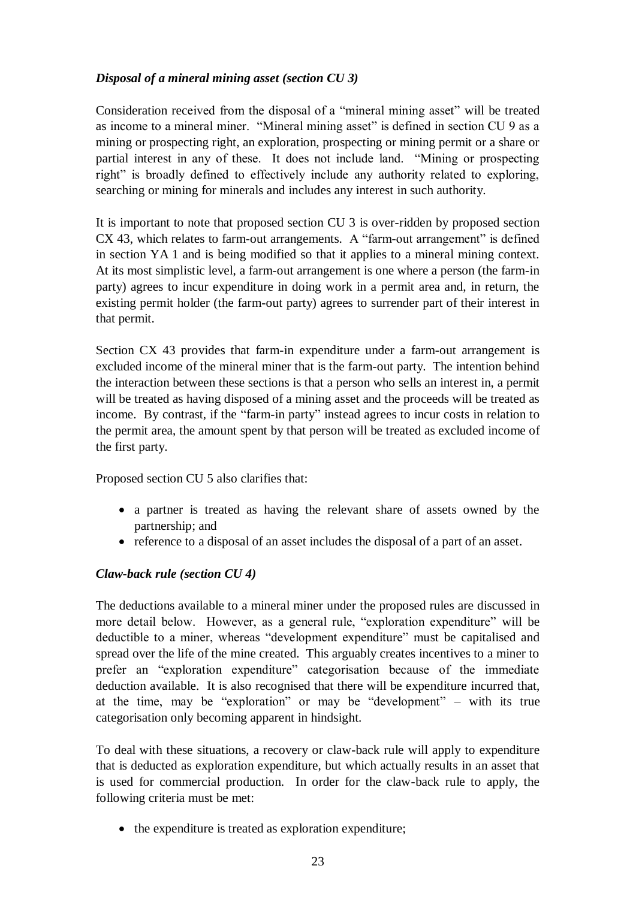### *Disposal of a mineral mining asset (section CU 3)*

Consideration received from the disposal of a "mineral mining asset" will be treated as income to a mineral miner. "Mineral mining asset" is defined in section CU 9 as a mining or prospecting right, an exploration, prospecting or mining permit or a share or partial interest in any of these. It does not include land. "Mining or prospecting right" is broadly defined to effectively include any authority related to exploring, searching or mining for minerals and includes any interest in such authority.

It is important to note that proposed section CU 3 is over-ridden by proposed section CX 43, which relates to farm-out arrangements. A "farm-out arrangement" is defined in section YA 1 and is being modified so that it applies to a mineral mining context. At its most simplistic level, a farm-out arrangement is one where a person (the farm-in party) agrees to incur expenditure in doing work in a permit area and, in return, the existing permit holder (the farm-out party) agrees to surrender part of their interest in that permit.

Section CX 43 provides that farm-in expenditure under a farm-out arrangement is excluded income of the mineral miner that is the farm-out party. The intention behind the interaction between these sections is that a person who sells an interest in, a permit will be treated as having disposed of a mining asset and the proceeds will be treated as income. By contrast, if the "farm-in party" instead agrees to incur costs in relation to the permit area, the amount spent by that person will be treated as excluded income of the first party.

Proposed section CU 5 also clarifies that:

- a partner is treated as having the relevant share of assets owned by the partnership; and
- reference to a disposal of an asset includes the disposal of a part of an asset.

### *Claw-back rule (section CU 4)*

The deductions available to a mineral miner under the proposed rules are discussed in more detail below. However, as a general rule, "exploration expenditure" will be deductible to a miner, whereas "development expenditure" must be capitalised and spread over the life of the mine created. This arguably creates incentives to a miner to prefer an "exploration expenditure" categorisation because of the immediate deduction available. It is also recognised that there will be expenditure incurred that, at the time, may be "exploration" or may be "development" – with its true categorisation only becoming apparent in hindsight.

To deal with these situations, a recovery or claw-back rule will apply to expenditure that is deducted as exploration expenditure, but which actually results in an asset that is used for commercial production. In order for the claw-back rule to apply, the following criteria must be met:

- the expenditure is treated as exploration expenditure;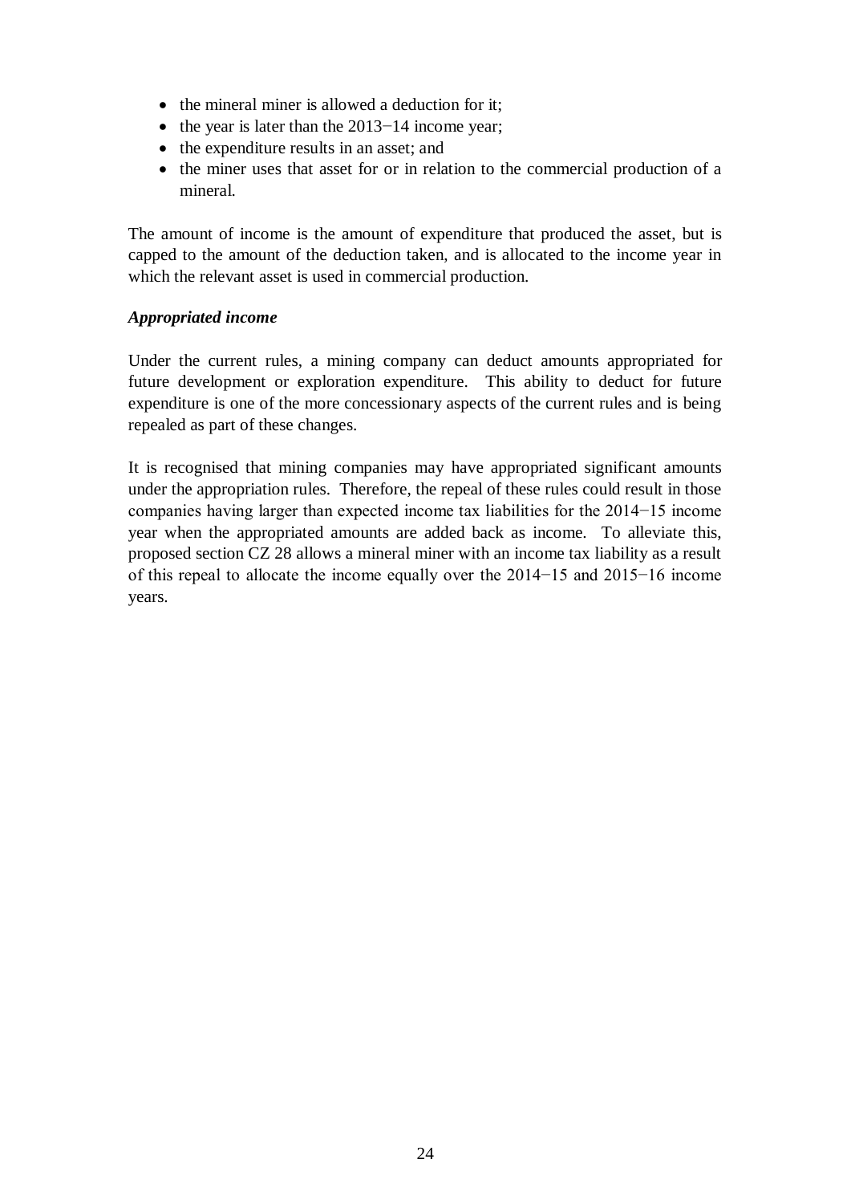- the mineral miner is allowed a deduction for it;
- the year is later than the 2013−14 income year;
- the expenditure results in an asset; and
- the miner uses that asset for or in relation to the commercial production of a mineral.

The amount of income is the amount of expenditure that produced the asset, but is capped to the amount of the deduction taken, and is allocated to the income year in which the relevant asset is used in commercial production.

***Appropriated income***

Under the current rules, a mining company can deduct amounts appropriated for future development or exploration expenditure. This ability to deduct for future expenditure is one of the more concessionary aspects of the current rules and is being repealed as part of these changes.

It is recognised that mining companies may have appropriated significant amounts under the appropriation rules. Therefore, the repeal of these rules could result in those companies having larger than expected income tax liabilities for the 2014−15 income year when the appropriated amounts are added back as income. To alleviate this, proposed section CZ 28 allows a mineral miner with an income tax liability as a result of this repeal to allocate the income equally over the 2014−15 and 2015−16 income years.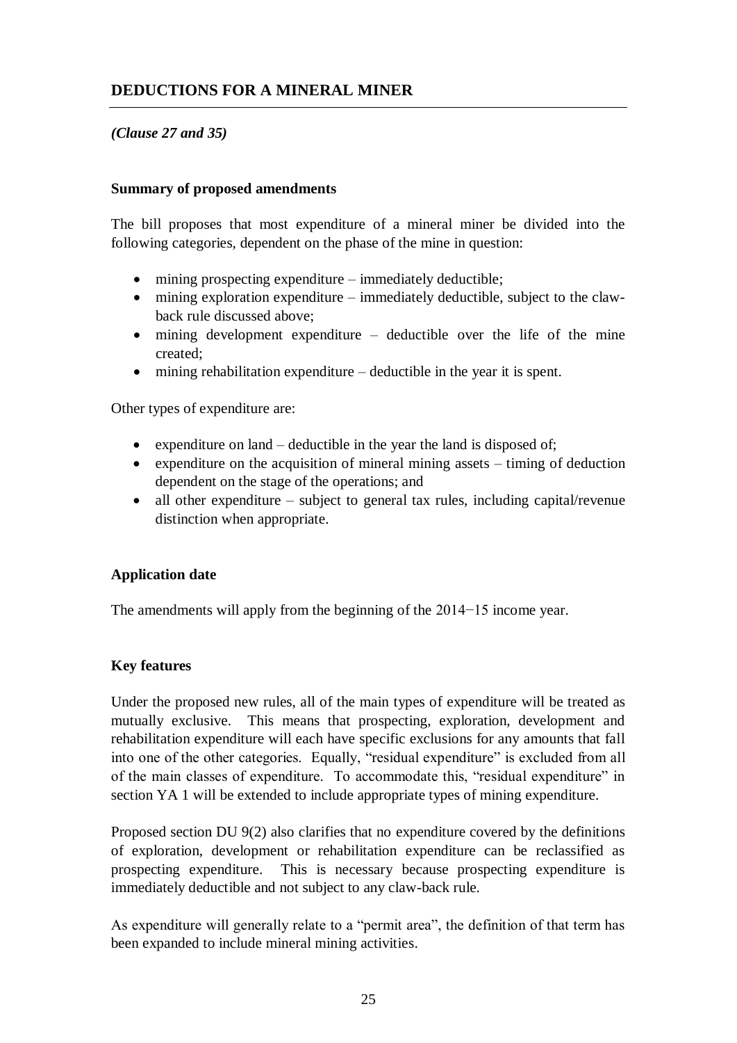## DEDUCTIONS FOR A MINERAL MINER

*(Clause 27 and 35)*

### Summary of proposed amendments

The bill proposes that most expenditure of a mineral miner be divided into the following categories, dependent on the phase of the mine in question:

- mining prospecting expenditure – immediately deductible;
- mining exploration expenditure – immediately deductible, subject to the claw-back rule discussed above;
- mining development expenditure – deductible over the life of the mine created;
- mining rehabilitation expenditure – deductible in the year it is spent.

Other types of expenditure are:

- expenditure on land – deductible in the year the land is disposed of;
- expenditure on the acquisition of mineral mining assets – timing of deduction dependent on the stage of the operations; and
- all other expenditure – subject to general tax rules, including capital/revenue distinction when appropriate.

### Application date

The amendments will apply from the beginning of the 2014−15 income year.

### Key features

Under the proposed new rules, all of the main types of expenditure will be treated as mutually exclusive. This means that prospecting, exploration, development and rehabilitation expenditure will each have specific exclusions for any amounts that fall into one of the other categories. Equally, "residual expenditure" is excluded from all of the main classes of expenditure. To accommodate this, "residual expenditure" in section YA 1 will be extended to include appropriate types of mining expenditure.

Proposed section DU 9(2) also clarifies that no expenditure covered by the definitions of exploration, development or rehabilitation expenditure can be reclassified as prospecting expenditure. This is necessary because prospecting expenditure is immediately deductible and not subject to any claw-back rule.

As expenditure will generally relate to a "permit area", the definition of that term has been expanded to include mineral mining activities.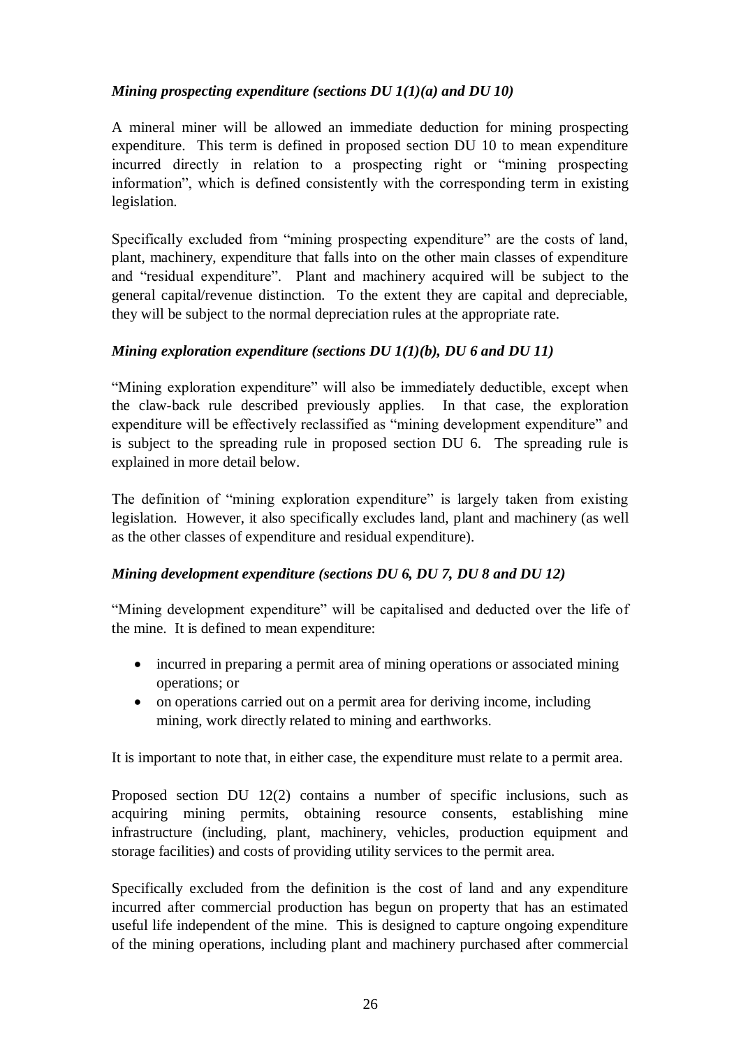*Mining prospecting expenditure (sections DU 1(1)(a) and DU 10)*

A mineral miner will be allowed an immediate deduction for mining prospecting expenditure. This term is defined in proposed section DU 10 to mean expenditure incurred directly in relation to a prospecting right or "mining prospecting information", which is defined consistently with the corresponding term in existing legislation.

Specifically excluded from "mining prospecting expenditure" are the costs of land, plant, machinery, expenditure that falls into on the other main classes of expenditure and "residual expenditure". Plant and machinery acquired will be subject to the general capital/revenue distinction. To the extent they are capital and depreciable, they will be subject to the normal depreciation rules at the appropriate rate.

*Mining exploration expenditure (sections DU 1(1)(b), DU 6 and DU 11)*

"Mining exploration expenditure" will also be immediately deductible, except when the claw-back rule described previously applies. In that case, the exploration expenditure will be effectively reclassified as "mining development expenditure" and is subject to the spreading rule in proposed section DU 6. The spreading rule is explained in more detail below.

The definition of "mining exploration expenditure" is largely taken from existing legislation. However, it also specifically excludes land, plant and machinery (as well as the other classes of expenditure and residual expenditure).

*Mining development expenditure (sections DU 6, DU 7, DU 8 and DU 12)*

"Mining development expenditure" will be capitalised and deducted over the life of the mine. It is defined to mean expenditure:

- incurred in preparing a permit area of mining operations or associated mining operations; or
- on operations carried out on a permit area for deriving income, including mining, work directly related to mining and earthworks.

It is important to note that, in either case, the expenditure must relate to a permit area.

Proposed section DU 12(2) contains a number of specific inclusions, such as acquiring mining permits, obtaining resource consents, establishing mine infrastructure (including, plant, machinery, vehicles, production equipment and storage facilities) and costs of providing utility services to the permit area.

Specifically excluded from the definition is the cost of land and any expenditure incurred after commercial production has begun on property that has an estimated useful life independent of the mine. This is designed to capture ongoing expenditure of the mining operations, including plant and machinery purchased after commercial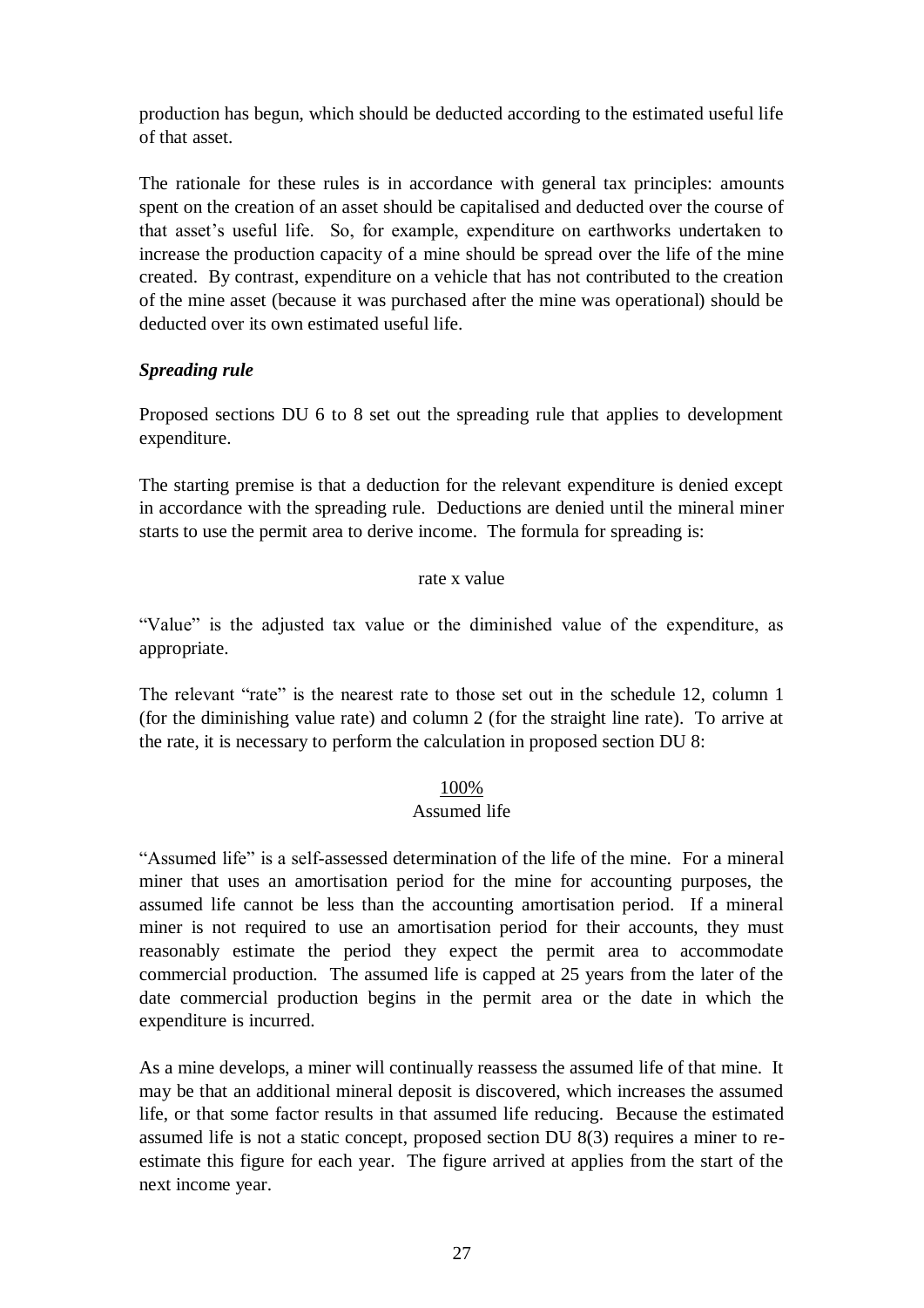production has begun, which should be deducted according to the estimated useful life of that asset.

The rationale for these rules is in accordance with general tax principles: amounts spent on the creation of an asset should be capitalised and deducted over the course of that asset's useful life. So, for example, expenditure on earthworks undertaken to increase the production capacity of a mine should be spread over the life of the mine created. By contrast, expenditure on a vehicle that has not contributed to the creation of the mine asset (because it was purchased after the mine was operational) should be deducted over its own estimated useful life.

***Spreading rule***

Proposed sections DU 6 to 8 set out the spreading rule that applies to development expenditure.

The starting premise is that a deduction for the relevant expenditure is denied except in accordance with the spreading rule. Deductions are denied until the mineral miner starts to use the permit area to derive income. The formula for spreading is:

rate x value

"Value" is the adjusted tax value or the diminished value of the expenditure, as appropriate.

The relevant "rate" is the nearest rate to those set out in the schedule 12, column 1 (for the diminishing value rate) and column 2 (for the straight line rate). To arrive at the rate, it is necessary to perform the calculation in proposed section DU 8:

$$\frac{100\%}{\text{Assumed life}}$$

"Assumed life" is a self-assessed determination of the life of the mine. For a mineral miner that uses an amortisation period for the mine for accounting purposes, the assumed life cannot be less than the accounting amortisation period. If a mineral miner is not required to use an amortisation period for their accounts, they must reasonably estimate the period they expect the permit area to accommodate commercial production. The assumed life is capped at 25 years from the later of the date commercial production begins in the permit area or the date in which the expenditure is incurred.

As a mine develops, a miner will continually reassess the assumed life of that mine. It may be that an additional mineral deposit is discovered, which increases the assumed life, or that some factor results in that assumed life reducing. Because the estimated assumed life is not a static concept, proposed section DU 8(3) requires a miner to re-estimate this figure for each year. The figure arrived at applies from the start of the next income year.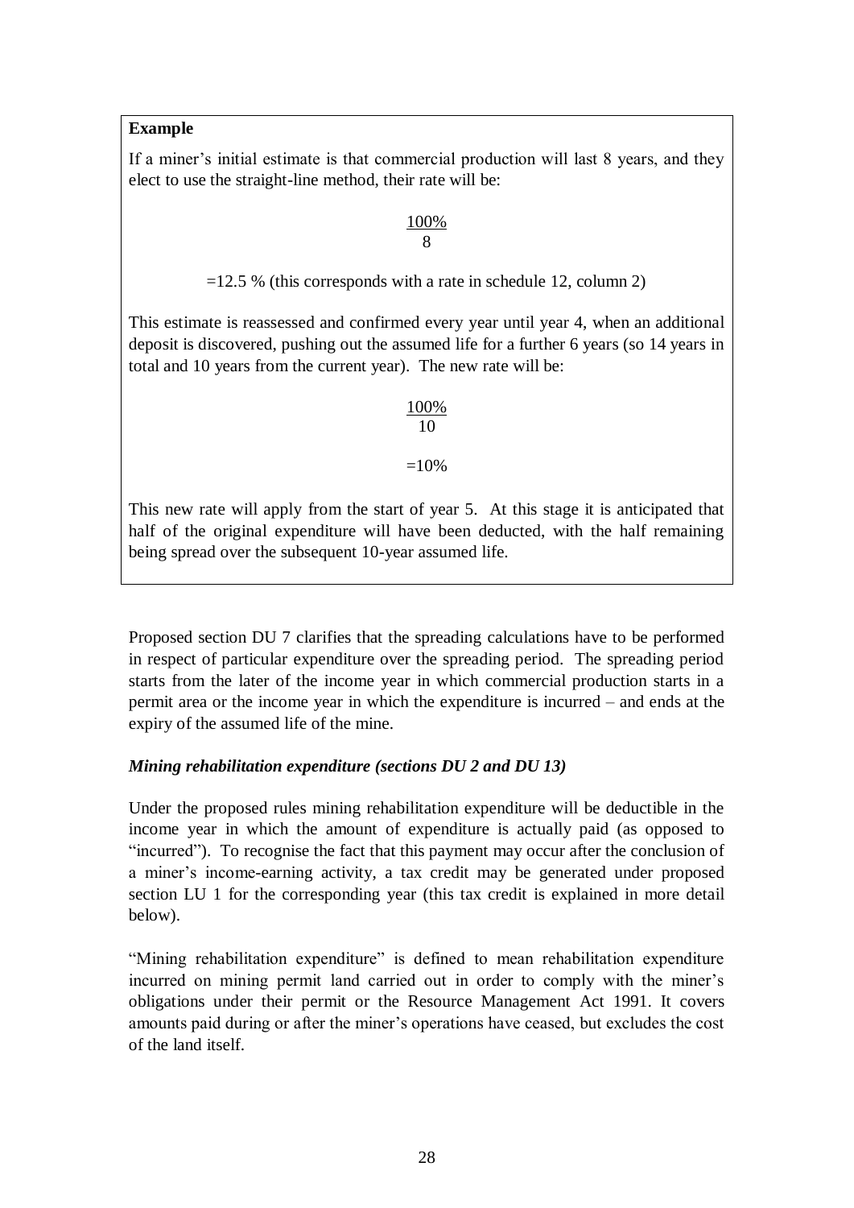**Example**

If a miner's initial estimate is that commercial production will last 8 years, and they elect to use the straight-line method, their rate will be:

$$\frac{100\%}{8}$$

=12.5 % (this corresponds with a rate in schedule 12, column 2)

This estimate is reassessed and confirmed every year until year 4, when an additional deposit is discovered, pushing out the assumed life for a further 6 years (so 14 years in total and 10 years from the current year). The new rate will be:

$$\frac{100\%}{10}$$

=10%

This new rate will apply from the start of year 5. At this stage it is anticipated that half of the original expenditure will have been deducted, with the half remaining being spread over the subsequent 10-year assumed life.

Proposed section DU 7 clarifies that the spreading calculations have to be performed in respect of particular expenditure over the spreading period. The spreading period starts from the later of the income year in which commercial production starts in a permit area or the income year in which the expenditure is incurred – and ends at the expiry of the assumed life of the mine.

***Mining rehabilitation expenditure (sections DU 2 and DU 13)***

Under the proposed rules mining rehabilitation expenditure will be deductible in the income year in which the amount of expenditure is actually paid (as opposed to "incurred"). To recognise the fact that this payment may occur after the conclusion of a miner's income-earning activity, a tax credit may be generated under proposed section LU 1 for the corresponding year (this tax credit is explained in more detail below).

"Mining rehabilitation expenditure" is defined to mean rehabilitation expenditure incurred on mining permit land carried out in order to comply with the miner's obligations under their permit or the Resource Management Act 1991. It covers amounts paid during or after the miner's operations have ceased, but excludes the cost of the land itself.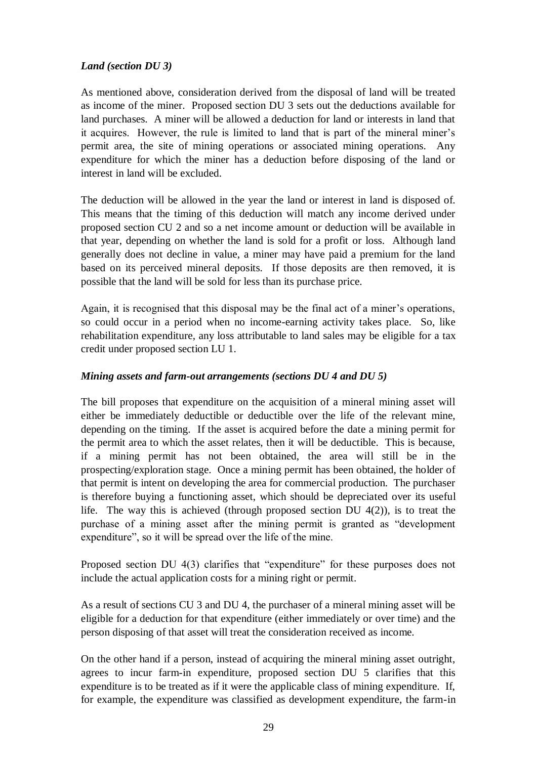***Land (section DU 3)***

As mentioned above, consideration derived from the disposal of land will be treated as income of the miner. Proposed section DU 3 sets out the deductions available for land purchases. A miner will be allowed a deduction for land or interests in land that it acquires. However, the rule is limited to land that is part of the mineral miner's permit area, the site of mining operations or associated mining operations. Any expenditure for which the miner has a deduction before disposing of the land or interest in land will be excluded.

The deduction will be allowed in the year the land or interest in land is disposed of. This means that the timing of this deduction will match any income derived under proposed section CU 2 and so a net income amount or deduction will be available in that year, depending on whether the land is sold for a profit or loss. Although land generally does not decline in value, a miner may have paid a premium for the land based on its perceived mineral deposits. If those deposits are then removed, it is possible that the land will be sold for less than its purchase price.

Again, it is recognised that this disposal may be the final act of a miner's operations, so could occur in a period when no income-earning activity takes place. So, like rehabilitation expenditure, any loss attributable to land sales may be eligible for a tax credit under proposed section LU 1.

***Mining assets and farm-out arrangements (sections DU 4 and DU 5)***

The bill proposes that expenditure on the acquisition of a mineral mining asset will either be immediately deductible or deductible over the life of the relevant mine, depending on the timing. If the asset is acquired before the date a mining permit for the permit area to which the asset relates, then it will be deductible. This is because, if a mining permit has not been obtained, the area will still be in the prospecting/exploration stage. Once a mining permit has been obtained, the holder of that permit is intent on developing the area for commercial production. The purchaser is therefore buying a functioning asset, which should be depreciated over its useful life. The way this is achieved (through proposed section DU 4(2)), is to treat the purchase of a mining asset after the mining permit is granted as "development expenditure", so it will be spread over the life of the mine.

Proposed section DU 4(3) clarifies that "expenditure" for these purposes does not include the actual application costs for a mining right or permit.

As a result of sections CU 3 and DU 4, the purchaser of a mineral mining asset will be eligible for a deduction for that expenditure (either immediately or over time) and the person disposing of that asset will treat the consideration received as income.

On the other hand if a person, instead of acquiring the mineral mining asset outright, agrees to incur farm-in expenditure, proposed section DU 5 clarifies that this expenditure is to be treated as if it were the applicable class of mining expenditure. If, for example, the expenditure was classified as development expenditure, the farm-in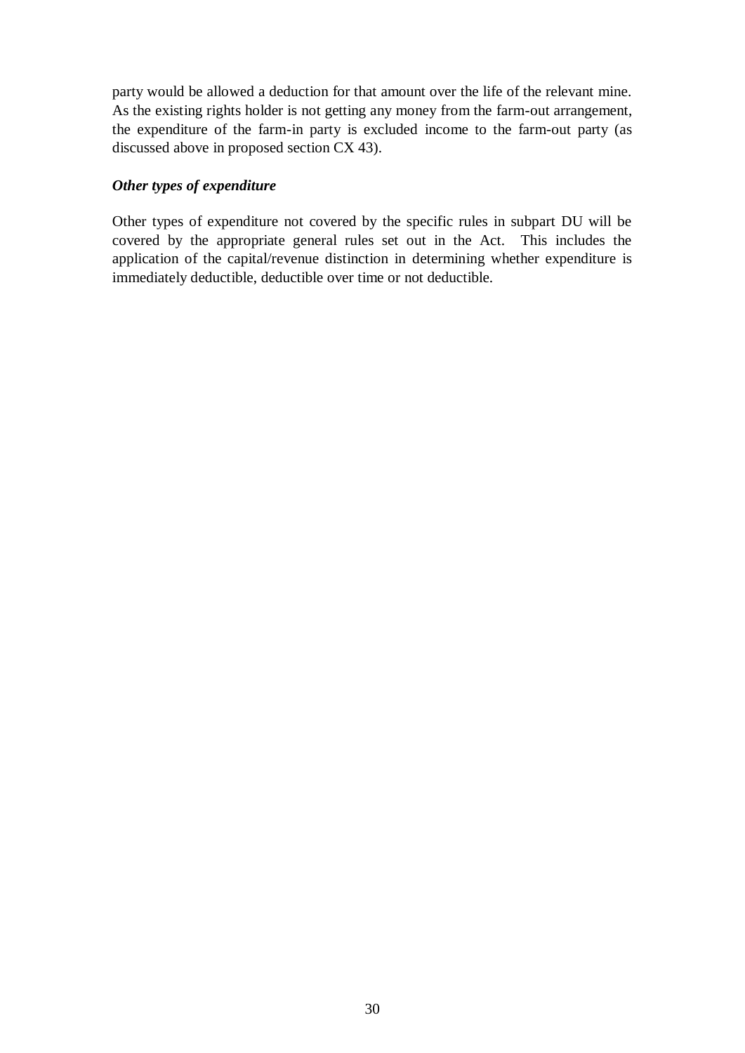party would be allowed a deduction for that amount over the life of the relevant mine. As the existing rights holder is not getting any money from the farm-out arrangement, the expenditure of the farm-in party is excluded income to the farm-out party (as discussed above in proposed section CX 43).

***Other types of expenditure***

Other types of expenditure not covered by the specific rules in subpart DU will be covered by the appropriate general rules set out in the Act. This includes the application of the capital/revenue distinction in determining whether expenditure is immediately deductible, deductible over time or not deductible.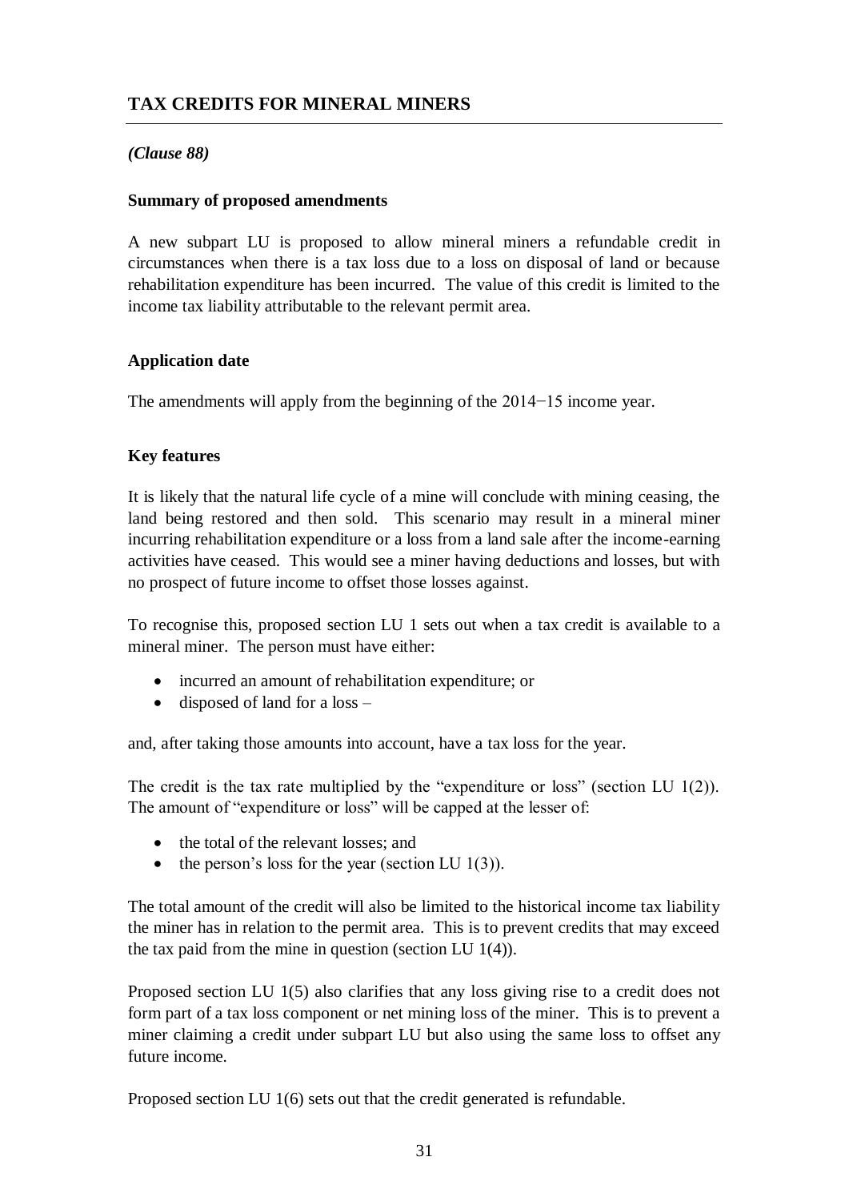## TAX CREDITS FOR MINERAL MINERS

*(Clause 88)*

### Summary of proposed amendments

A new subpart LU is proposed to allow mineral miners a refundable credit in circumstances when there is a tax loss due to a loss on disposal of land or because rehabilitation expenditure has been incurred. The value of this credit is limited to the income tax liability attributable to the relevant permit area.

### Application date

The amendments will apply from the beginning of the 2014−15 income year.

### Key features

It is likely that the natural life cycle of a mine will conclude with mining ceasing, the land being restored and then sold. This scenario may result in a mineral miner incurring rehabilitation expenditure or a loss from a land sale after the income-earning activities have ceased. This would see a miner having deductions and losses, but with no prospect of future income to offset those losses against.

To recognise this, proposed section LU 1 sets out when a tax credit is available to a mineral miner. The person must have either:

- incurred an amount of rehabilitation expenditure; or
- disposed of land for a loss –

and, after taking those amounts into account, have a tax loss for the year.

The credit is the tax rate multiplied by the "expenditure or loss" (section LU 1(2)). The amount of "expenditure or loss" will be capped at the lesser of:

- the total of the relevant losses; and
- the person's loss for the year (section LU 1(3)).

The total amount of the credit will also be limited to the historical income tax liability the miner has in relation to the permit area. This is to prevent credits that may exceed the tax paid from the mine in question (section LU 1(4)).

Proposed section LU 1(5) also clarifies that any loss giving rise to a credit does not form part of a tax loss component or net mining loss of the miner. This is to prevent a miner claiming a credit under subpart LU but also using the same loss to offset any future income.

Proposed section LU 1(6) sets out that the credit generated is refundable.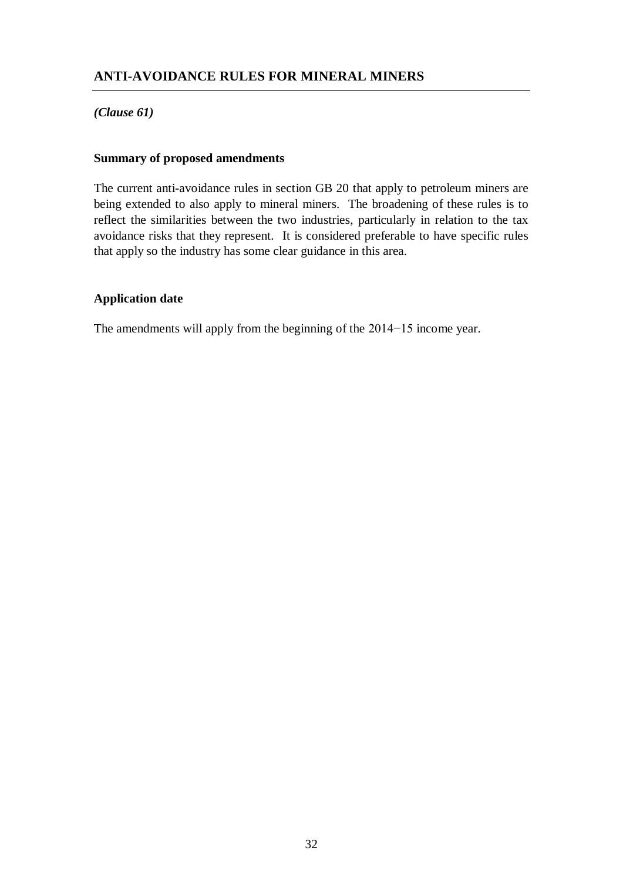## ANTI-AVOIDANCE RULES FOR MINERAL MINERS

***(Clause 61)***

### Summary of proposed amendments

The current anti-avoidance rules in section GB 20 that apply to petroleum miners are being extended to also apply to mineral miners. The broadening of these rules is to reflect the similarities between the two industries, particularly in relation to the tax avoidance risks that they represent. It is considered preferable to have specific rules that apply so the industry has some clear guidance in this area.

### Application date

The amendments will apply from the beginning of the 2014−15 income year.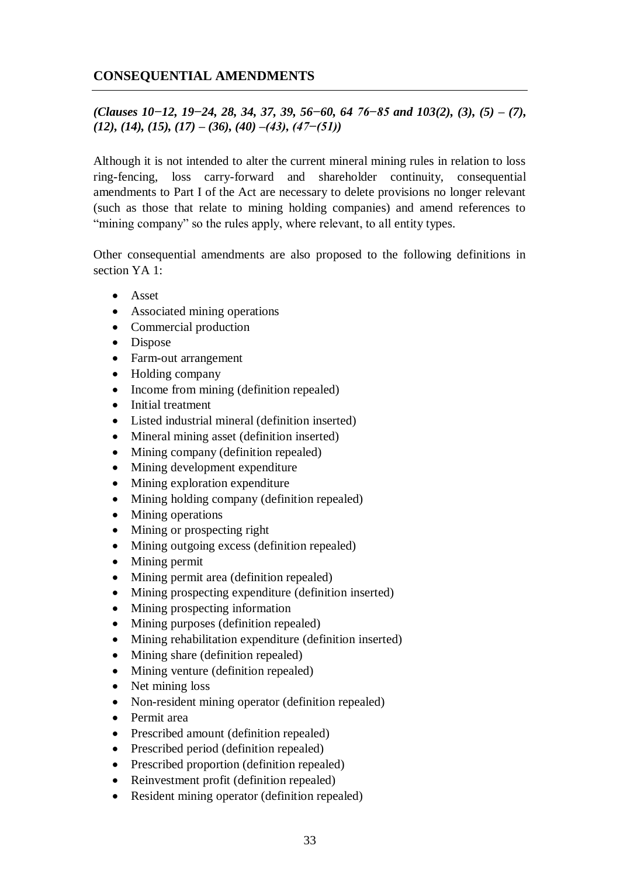## CONSEQUENTIAL AMENDMENTS

*(Clauses 10−12, 19−24, 28, 34, 37, 39, 56−60, 64 76−85 and 103(2), (3), (5) – (7), (12), (14), (15), (17) – (36), (40) –(43), (47−(51))*

Although it is not intended to alter the current mineral mining rules in relation to loss ring-fencing, loss carry-forward and shareholder continuity, consequential amendments to Part I of the Act are necessary to delete provisions no longer relevant (such as those that relate to mining holding companies) and amend references to "mining company" so the rules apply, where relevant, to all entity types.

Other consequential amendments are also proposed to the following definitions in section YA 1:

- Asset
- Associated mining operations
- Commercial production
- Dispose
- Farm-out arrangement
- Holding company
- Income from mining (definition repealed)
- Initial treatment
- Listed industrial mineral (definition inserted)
- Mineral mining asset (definition inserted)
- Mining company (definition repealed)
- Mining development expenditure
- Mining exploration expenditure
- Mining holding company (definition repealed)
- Mining operations
- Mining or prospecting right
- Mining outgoing excess (definition repealed)
- Mining permit
- Mining permit area (definition repealed)
- Mining prospecting expenditure (definition inserted)
- Mining prospecting information
- Mining purposes (definition repealed)
- Mining rehabilitation expenditure (definition inserted)
- Mining share (definition repealed)
- Mining venture (definition repealed)
- Net mining loss
- Non-resident mining operator (definition repealed)
- Permit area
- Prescribed amount (definition repealed)
- Prescribed period (definition repealed)
- Prescribed proportion (definition repealed)
- Reinvestment profit (definition repealed)
- Resident mining operator (definition repealed)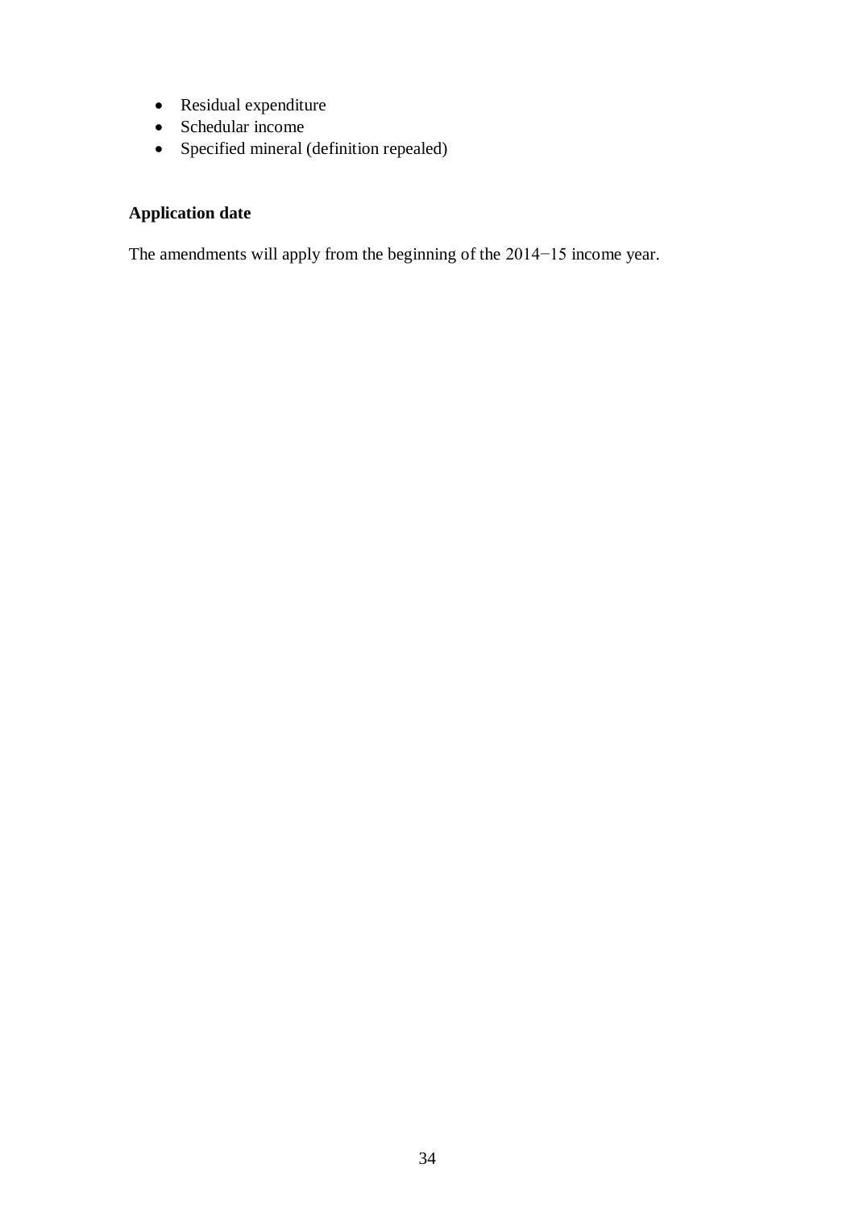- Residual expenditure
- Schedular income
- Specified mineral (definition repealed)

**Application date**

The amendments will apply from the beginning of the 2014−15 income year.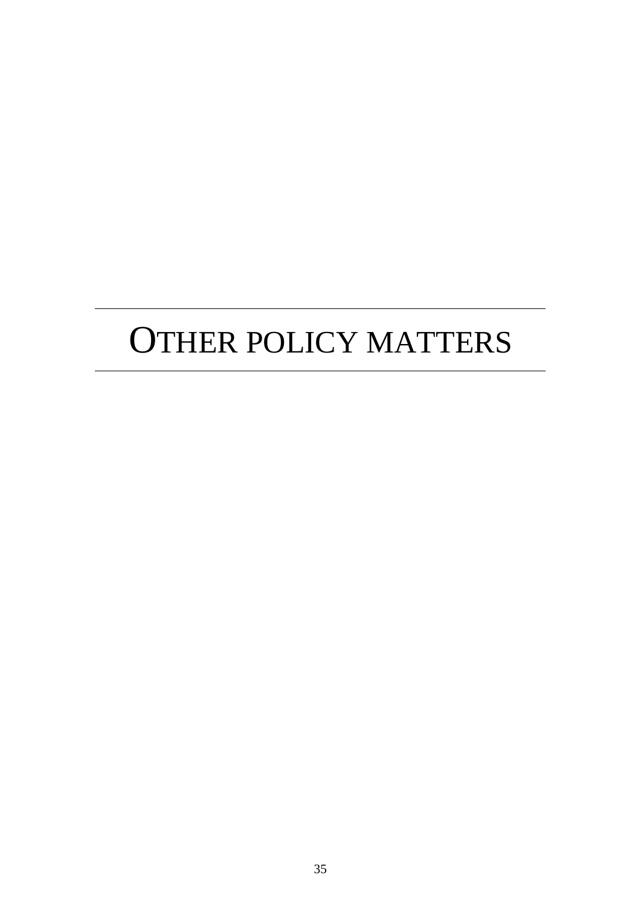# OTHER POLICY MATTERS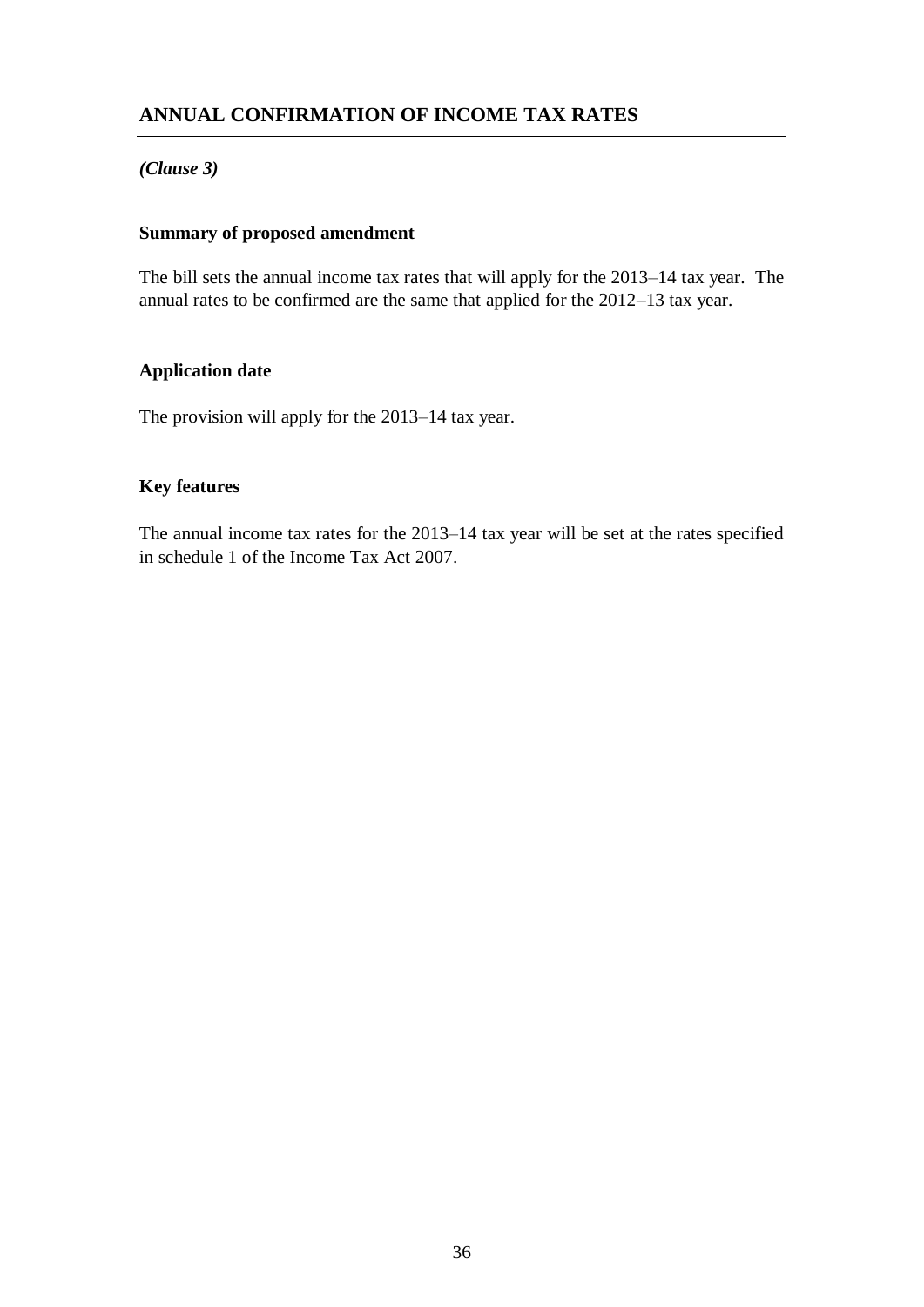## ANNUAL CONFIRMATION OF INCOME TAX RATES

*(Clause 3)*

### Summary of proposed amendment

The bill sets the annual income tax rates that will apply for the 2013–14 tax year. The annual rates to be confirmed are the same that applied for the 2012–13 tax year.

### Application date

The provision will apply for the 2013–14 tax year.

### Key features

The annual income tax rates for the 2013–14 tax year will be set at the rates specified in schedule 1 of the Income Tax Act 2007.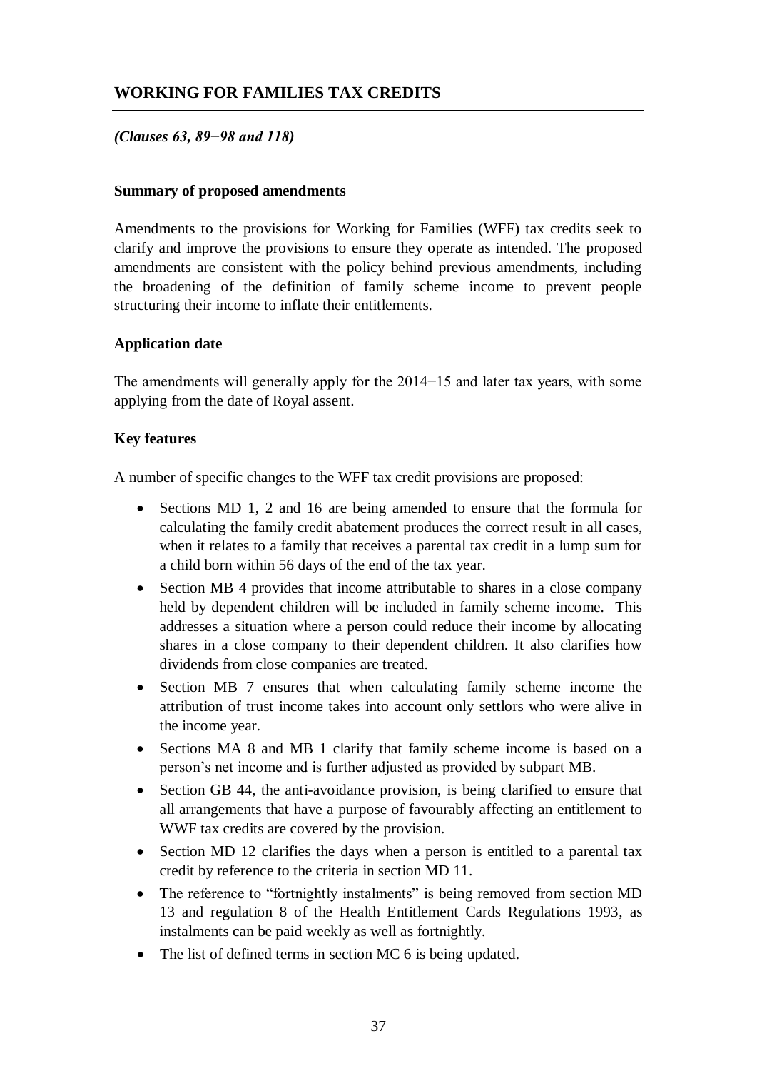## WORKING FOR FAMILIES TAX CREDITS

***(Clauses 63, 89−98 and 118)***

### Summary of proposed amendments

Amendments to the provisions for Working for Families (WFF) tax credits seek to clarify and improve the provisions to ensure they operate as intended. The proposed amendments are consistent with the policy behind previous amendments, including the broadening of the definition of family scheme income to prevent people structuring their income to inflate their entitlements.

### Application date

The amendments will generally apply for the 2014−15 and later tax years, with some applying from the date of Royal assent.

### Key features

A number of specific changes to the WFF tax credit provisions are proposed:

- Sections MD 1, 2 and 16 are being amended to ensure that the formula for calculating the family credit abatement produces the correct result in all cases, when it relates to a family that receives a parental tax credit in a lump sum for a child born within 56 days of the end of the tax year.
- Section MB 4 provides that income attributable to shares in a close company held by dependent children will be included in family scheme income. This addresses a situation where a person could reduce their income by allocating shares in a close company to their dependent children. It also clarifies how dividends from close companies are treated.
- Section MB 7 ensures that when calculating family scheme income the attribution of trust income takes into account only settlors who were alive in the income year.
- Sections MA 8 and MB 1 clarify that family scheme income is based on a person's net income and is further adjusted as provided by subpart MB.
- Section GB 44, the anti-avoidance provision, is being clarified to ensure that all arrangements that have a purpose of favourably affecting an entitlement to WWF tax credits are covered by the provision.
- Section MD 12 clarifies the days when a person is entitled to a parental tax credit by reference to the criteria in section MD 11.
- The reference to "fortnightly instalments" is being removed from section MD 13 and regulation 8 of the Health Entitlement Cards Regulations 1993, as instalments can be paid weekly as well as fortnightly.
- The list of defined terms in section MC 6 is being updated.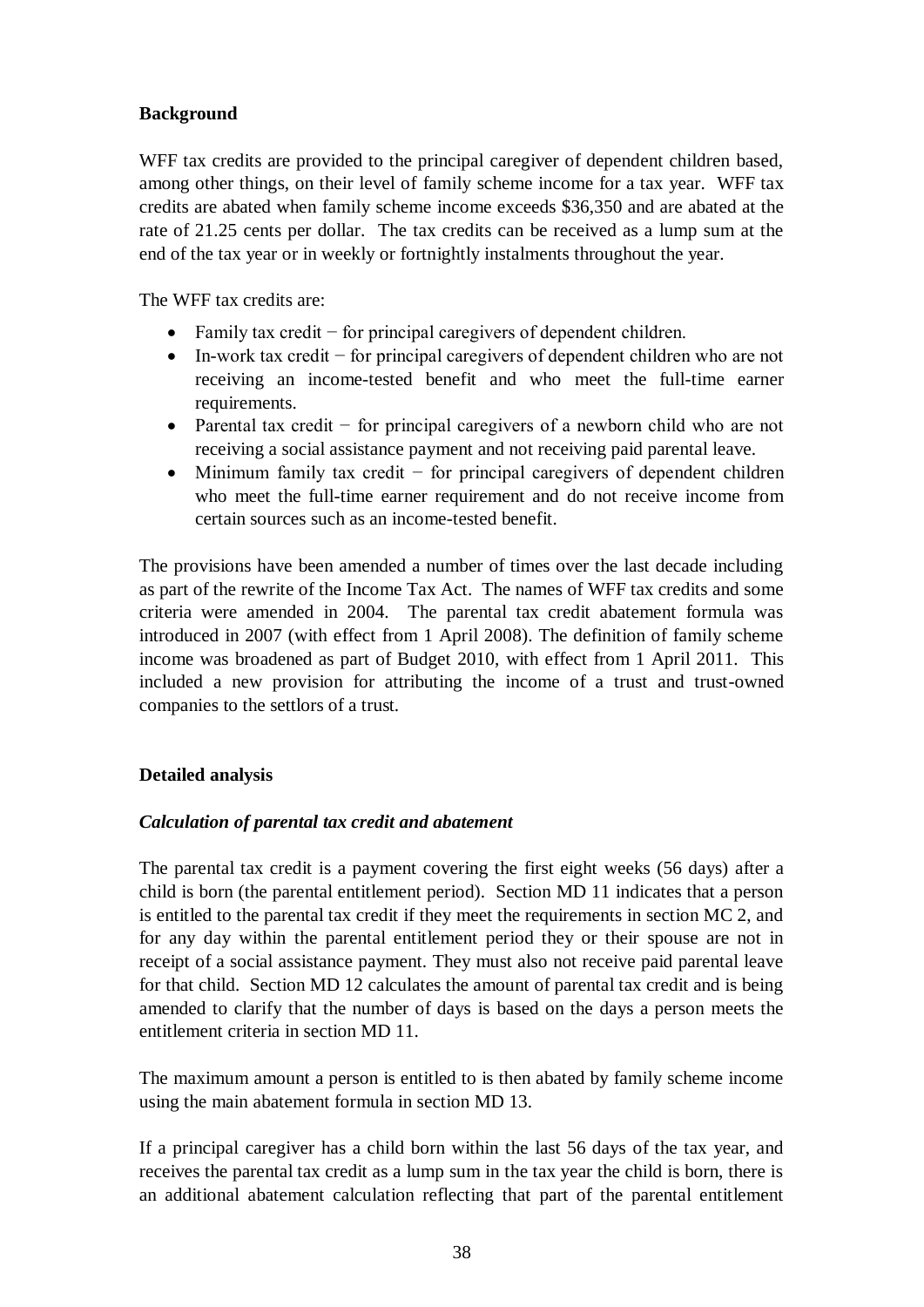**Background**

WFF tax credits are provided to the principal caregiver of dependent children based, among other things, on their level of family scheme income for a tax year. WFF tax credits are abated when family scheme income exceeds $36,350 and are abated at the rate of 21.25 cents per dollar. The tax credits can be received as a lump sum at the end of the tax year or in weekly or fortnightly instalments throughout the year.

The WFF tax credits are:

- Family tax credit − for principal caregivers of dependent children.
- In-work tax credit − for principal caregivers of dependent children who are not receiving an income-tested benefit and who meet the full-time earner requirements.
- Parental tax credit − for principal caregivers of a newborn child who are not receiving a social assistance payment and not receiving paid parental leave.
- Minimum family tax credit − for principal caregivers of dependent children who meet the full-time earner requirement and do not receive income from certain sources such as an income-tested benefit.

The provisions have been amended a number of times over the last decade including as part of the rewrite of the Income Tax Act. The names of WFF tax credits and some criteria were amended in 2004. The parental tax credit abatement formula was introduced in 2007 (with effect from 1 April 2008). The definition of family scheme income was broadened as part of Budget 2010, with effect from 1 April 2011. This included a new provision for attributing the income of a trust and trust-owned companies to the settlors of a trust.

**Detailed analysis**

***Calculation of parental tax credit and abatement***

The parental tax credit is a payment covering the first eight weeks (56 days) after a child is born (the parental entitlement period). Section MD 11 indicates that a person is entitled to the parental tax credit if they meet the requirements in section MC 2, and for any day within the parental entitlement period they or their spouse are not in receipt of a social assistance payment. They must also not receive paid parental leave for that child. Section MD 12 calculates the amount of parental tax credit and is being amended to clarify that the number of days is based on the days a person meets the entitlement criteria in section MD 11.

The maximum amount a person is entitled to is then abated by family scheme income using the main abatement formula in section MD 13.

If a principal caregiver has a child born within the last 56 days of the tax year, and receives the parental tax credit as a lump sum in the tax year the child is born, there is an additional abatement calculation reflecting that part of the parental entitlement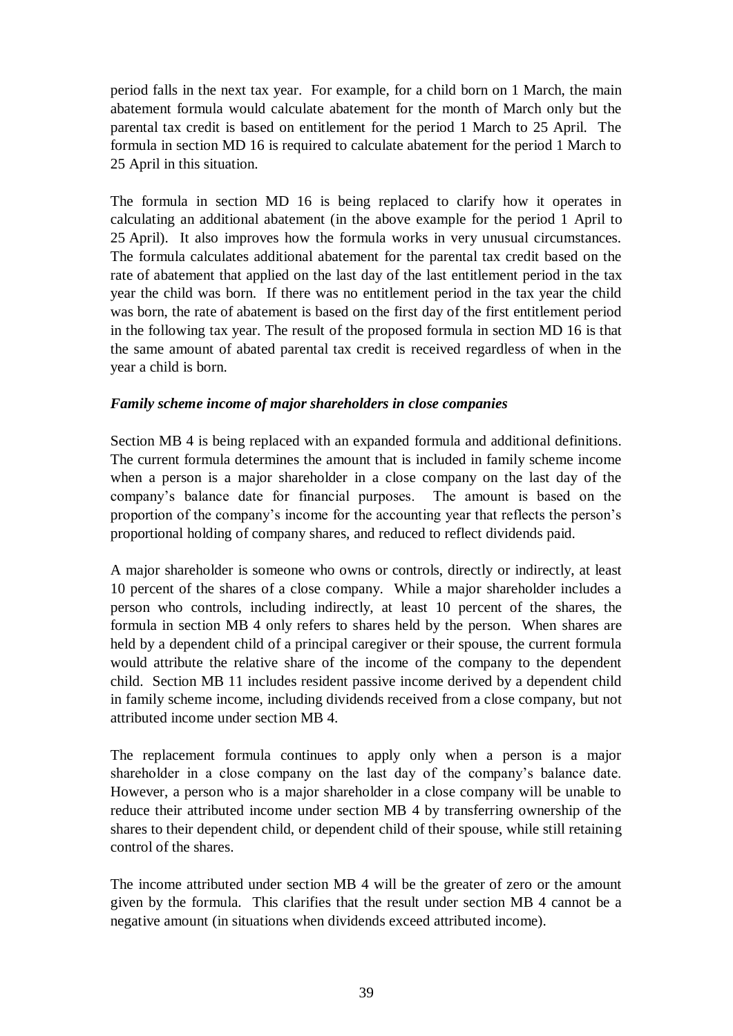period falls in the next tax year. For example, for a child born on 1 March, the main abatement formula would calculate abatement for the month of March only but the parental tax credit is based on entitlement for the period 1 March to 25 April. The formula in section MD 16 is required to calculate abatement for the period 1 March to 25 April in this situation.

The formula in section MD 16 is being replaced to clarify how it operates in calculating an additional abatement (in the above example for the period 1 April to 25 April). It also improves how the formula works in very unusual circumstances. The formula calculates additional abatement for the parental tax credit based on the rate of abatement that applied on the last day of the last entitlement period in the tax year the child was born. If there was no entitlement period in the tax year the child was born, the rate of abatement is based on the first day of the first entitlement period in the following tax year. The result of the proposed formula in section MD 16 is that the same amount of abated parental tax credit is received regardless of when in the year a child is born.

***Family scheme income of major shareholders in close companies***

Section MB 4 is being replaced with an expanded formula and additional definitions. The current formula determines the amount that is included in family scheme income when a person is a major shareholder in a close company on the last day of the company's balance date for financial purposes. The amount is based on the proportion of the company's income for the accounting year that reflects the person's proportional holding of company shares, and reduced to reflect dividends paid.

A major shareholder is someone who owns or controls, directly or indirectly, at least 10 percent of the shares of a close company. While a major shareholder includes a person who controls, including indirectly, at least 10 percent of the shares, the formula in section MB 4 only refers to shares held by the person. When shares are held by a dependent child of a principal caregiver or their spouse, the current formula would attribute the relative share of the income of the company to the dependent child. Section MB 11 includes resident passive income derived by a dependent child in family scheme income, including dividends received from a close company, but not attributed income under section MB 4.

The replacement formula continues to apply only when a person is a major shareholder in a close company on the last day of the company's balance date. However, a person who is a major shareholder in a close company will be unable to reduce their attributed income under section MB 4 by transferring ownership of the shares to their dependent child, or dependent child of their spouse, while still retaining control of the shares.

The income attributed under section MB 4 will be the greater of zero or the amount given by the formula. This clarifies that the result under section MB 4 cannot be a negative amount (in situations when dividends exceed attributed income).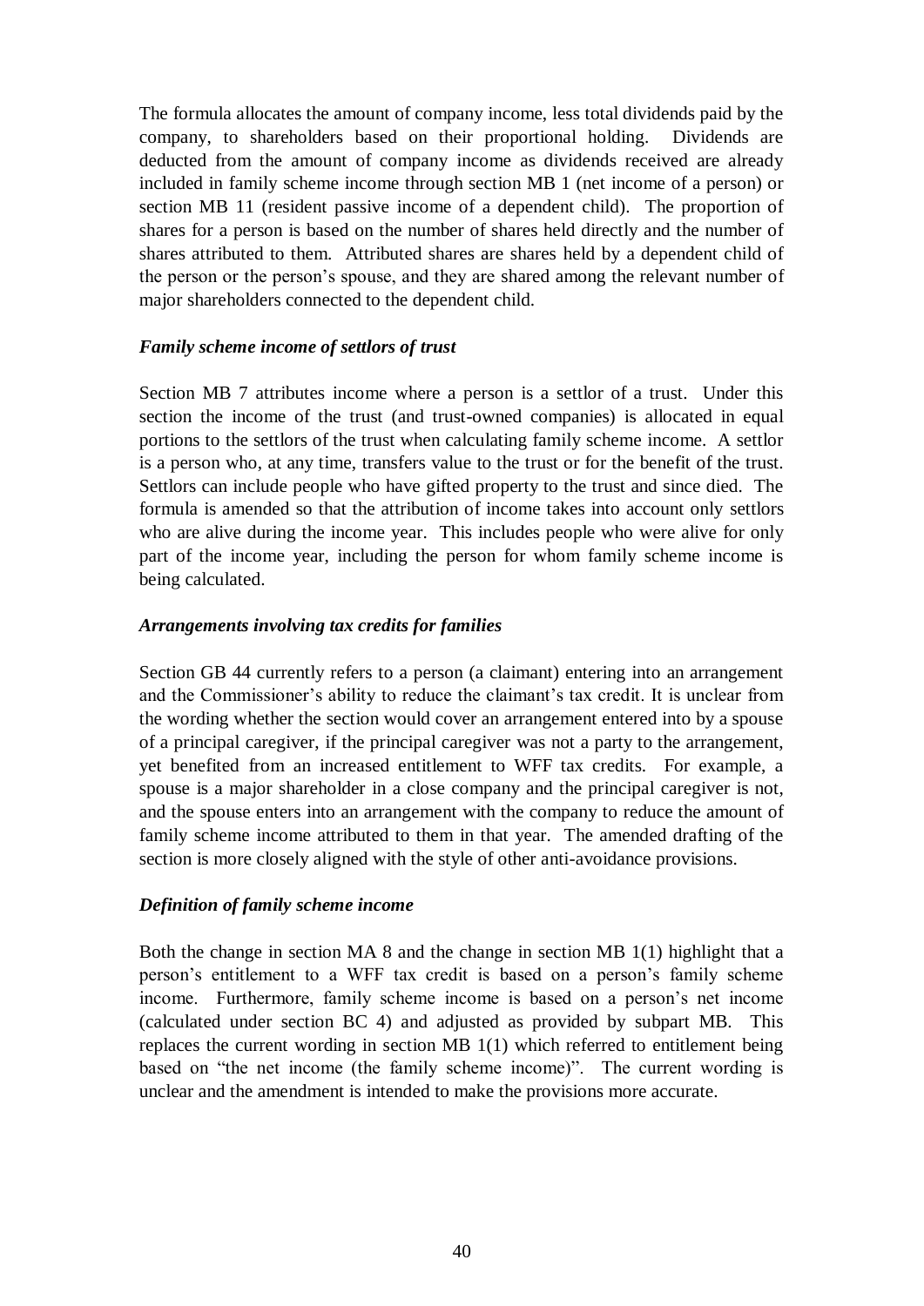The formula allocates the amount of company income, less total dividends paid by the company, to shareholders based on their proportional holding. Dividends are deducted from the amount of company income as dividends received are already included in family scheme income through section MB 1 (net income of a person) or section MB 11 (resident passive income of a dependent child). The proportion of shares for a person is based on the number of shares held directly and the number of shares attributed to them. Attributed shares are shares held by a dependent child of the person or the person's spouse, and they are shared among the relevant number of major shareholders connected to the dependent child.

### *Family scheme income of settlors of trust*

Section MB 7 attributes income where a person is a settlor of a trust. Under this section the income of the trust (and trust-owned companies) is allocated in equal portions to the settlors of the trust when calculating family scheme income. A settlor is a person who, at any time, transfers value to the trust or for the benefit of the trust. Settlors can include people who have gifted property to the trust and since died. The formula is amended so that the attribution of income takes into account only settlors who are alive during the income year. This includes people who were alive for only part of the income year, including the person for whom family scheme income is being calculated.

### *Arrangements involving tax credits for families*

Section GB 44 currently refers to a person (a claimant) entering into an arrangement and the Commissioner's ability to reduce the claimant's tax credit. It is unclear from the wording whether the section would cover an arrangement entered into by a spouse of a principal caregiver, if the principal caregiver was not a party to the arrangement, yet benefited from an increased entitlement to WFF tax credits. For example, a spouse is a major shareholder in a close company and the principal caregiver is not, and the spouse enters into an arrangement with the company to reduce the amount of family scheme income attributed to them in that year. The amended drafting of the section is more closely aligned with the style of other anti-avoidance provisions.

### *Definition of family scheme income*

Both the change in section MA 8 and the change in section MB 1(1) highlight that a person's entitlement to a WFF tax credit is based on a person's family scheme income. Furthermore, family scheme income is based on a person's net income (calculated under section BC 4) and adjusted as provided by subpart MB. This replaces the current wording in section MB 1(1) which referred to entitlement being based on "the net income (the family scheme income)". The current wording is unclear and the amendment is intended to make the provisions more accurate.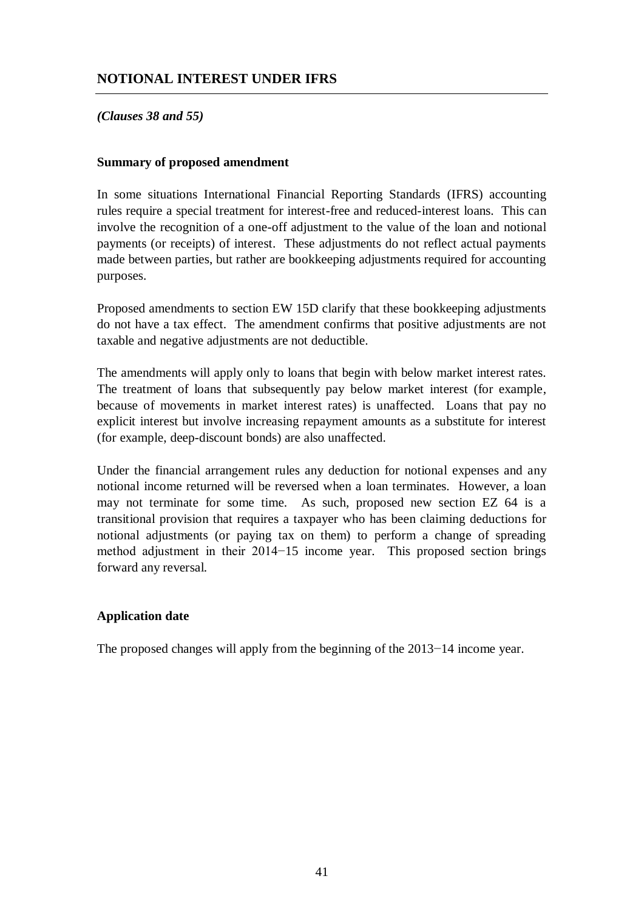## NOTIONAL INTEREST UNDER IFRS

***(Clauses 38 and 55)***

**Summary of proposed amendment**

In some situations International Financial Reporting Standards (IFRS) accounting rules require a special treatment for interest-free and reduced-interest loans. This can involve the recognition of a one-off adjustment to the value of the loan and notional payments (or receipts) of interest. These adjustments do not reflect actual payments made between parties, but rather are bookkeeping adjustments required for accounting purposes.

Proposed amendments to section EW 15D clarify that these bookkeeping adjustments do not have a tax effect. The amendment confirms that positive adjustments are not taxable and negative adjustments are not deductible.

The amendments will apply only to loans that begin with below market interest rates. The treatment of loans that subsequently pay below market interest (for example, because of movements in market interest rates) is unaffected. Loans that pay no explicit interest but involve increasing repayment amounts as a substitute for interest (for example, deep-discount bonds) are also unaffected.

Under the financial arrangement rules any deduction for notional expenses and any notional income returned will be reversed when a loan terminates. However, a loan may not terminate for some time. As such, proposed new section EZ 64 is a transitional provision that requires a taxpayer who has been claiming deductions for notional adjustments (or paying tax on them) to perform a change of spreading method adjustment in their 2014−15 income year. This proposed section brings forward any reversal.

**Application date**

The proposed changes will apply from the beginning of the 2013−14 income year.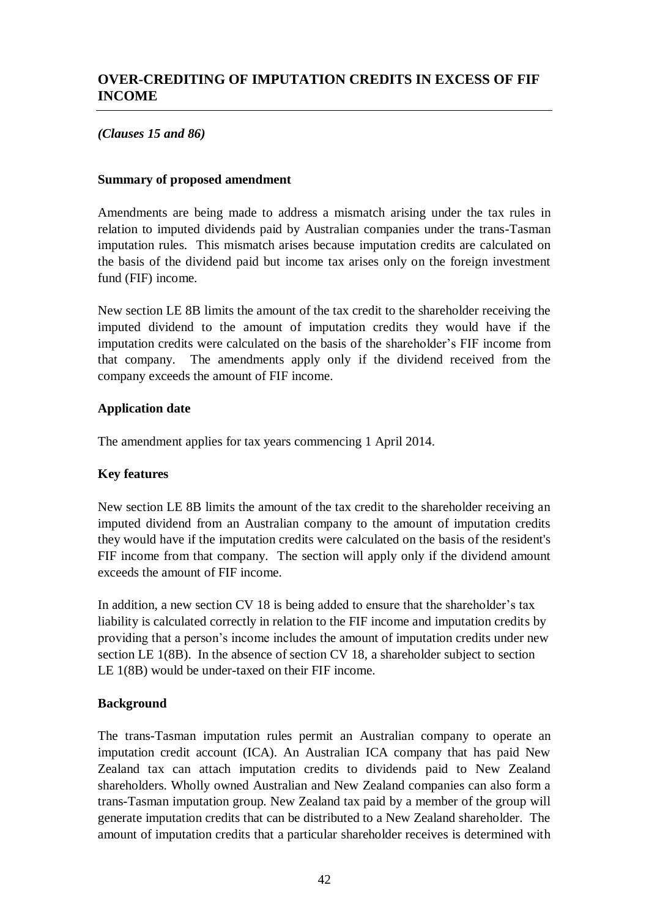## OVER-CREDITING OF IMPUTATION CREDITS IN EXCESS OF FIF INCOME

***(Clauses 15 and 86)***

**Summary of proposed amendment**

Amendments are being made to address a mismatch arising under the tax rules in relation to imputed dividends paid by Australian companies under the trans-Tasman imputation rules. This mismatch arises because imputation credits are calculated on the basis of the dividend paid but income tax arises only on the foreign investment fund (FIF) income.

New section LE 8B limits the amount of the tax credit to the shareholder receiving the imputed dividend to the amount of imputation credits they would have if the imputation credits were calculated on the basis of the shareholder's FIF income from that company. The amendments apply only if the dividend received from the company exceeds the amount of FIF income.

**Application date**

The amendment applies for tax years commencing 1 April 2014.

**Key features**

New section LE 8B limits the amount of the tax credit to the shareholder receiving an imputed dividend from an Australian company to the amount of imputation credits they would have if the imputation credits were calculated on the basis of the resident's FIF income from that company. The section will apply only if the dividend amount exceeds the amount of FIF income.

In addition, a new section CV 18 is being added to ensure that the shareholder's tax liability is calculated correctly in relation to the FIF income and imputation credits by providing that a person's income includes the amount of imputation credits under new section LE 1(8B). In the absence of section CV 18, a shareholder subject to section LE 1(8B) would be under-taxed on their FIF income.

**Background**

The trans-Tasman imputation rules permit an Australian company to operate an imputation credit account (ICA). An Australian ICA company that has paid New Zealand tax can attach imputation credits to dividends paid to New Zealand shareholders. Wholly owned Australian and New Zealand companies can also form a trans-Tasman imputation group. New Zealand tax paid by a member of the group will generate imputation credits that can be distributed to a New Zealand shareholder. The amount of imputation credits that a particular shareholder receives is determined with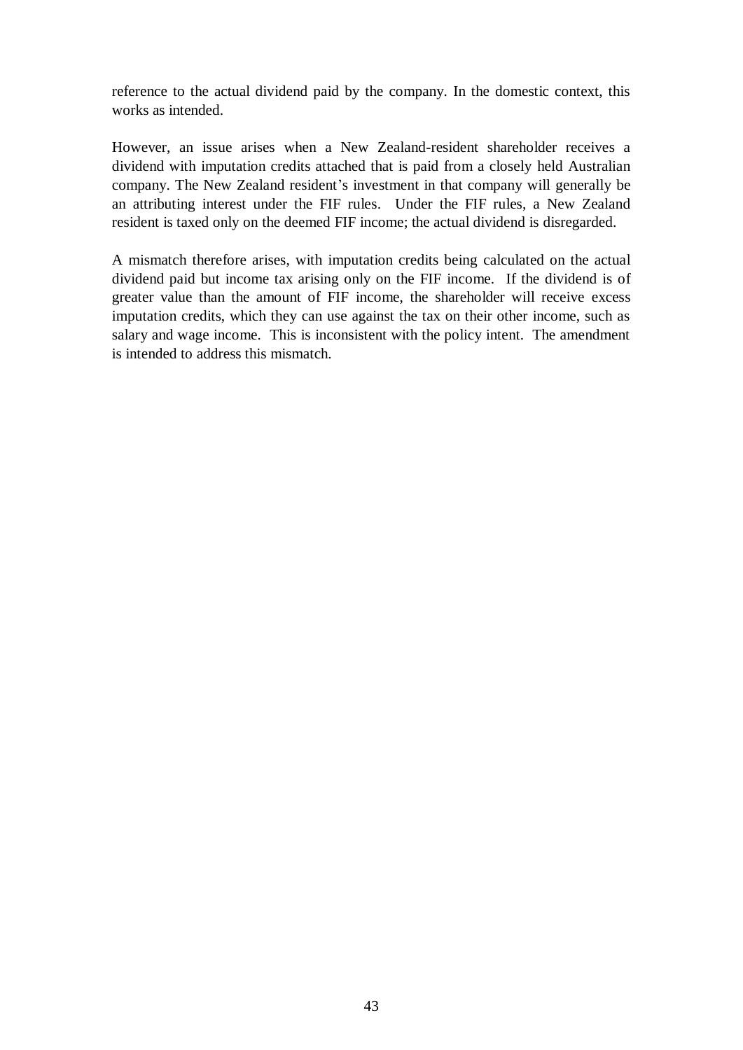reference to the actual dividend paid by the company. In the domestic context, this works as intended.

However, an issue arises when a New Zealand-resident shareholder receives a dividend with imputation credits attached that is paid from a closely held Australian company. The New Zealand resident's investment in that company will generally be an attributing interest under the FIF rules. Under the FIF rules, a New Zealand resident is taxed only on the deemed FIF income; the actual dividend is disregarded.

A mismatch therefore arises, with imputation credits being calculated on the actual dividend paid but income tax arising only on the FIF income. If the dividend is of greater value than the amount of FIF income, the shareholder will receive excess imputation credits, which they can use against the tax on their other income, such as salary and wage income. This is inconsistent with the policy intent. The amendment is intended to address this mismatch.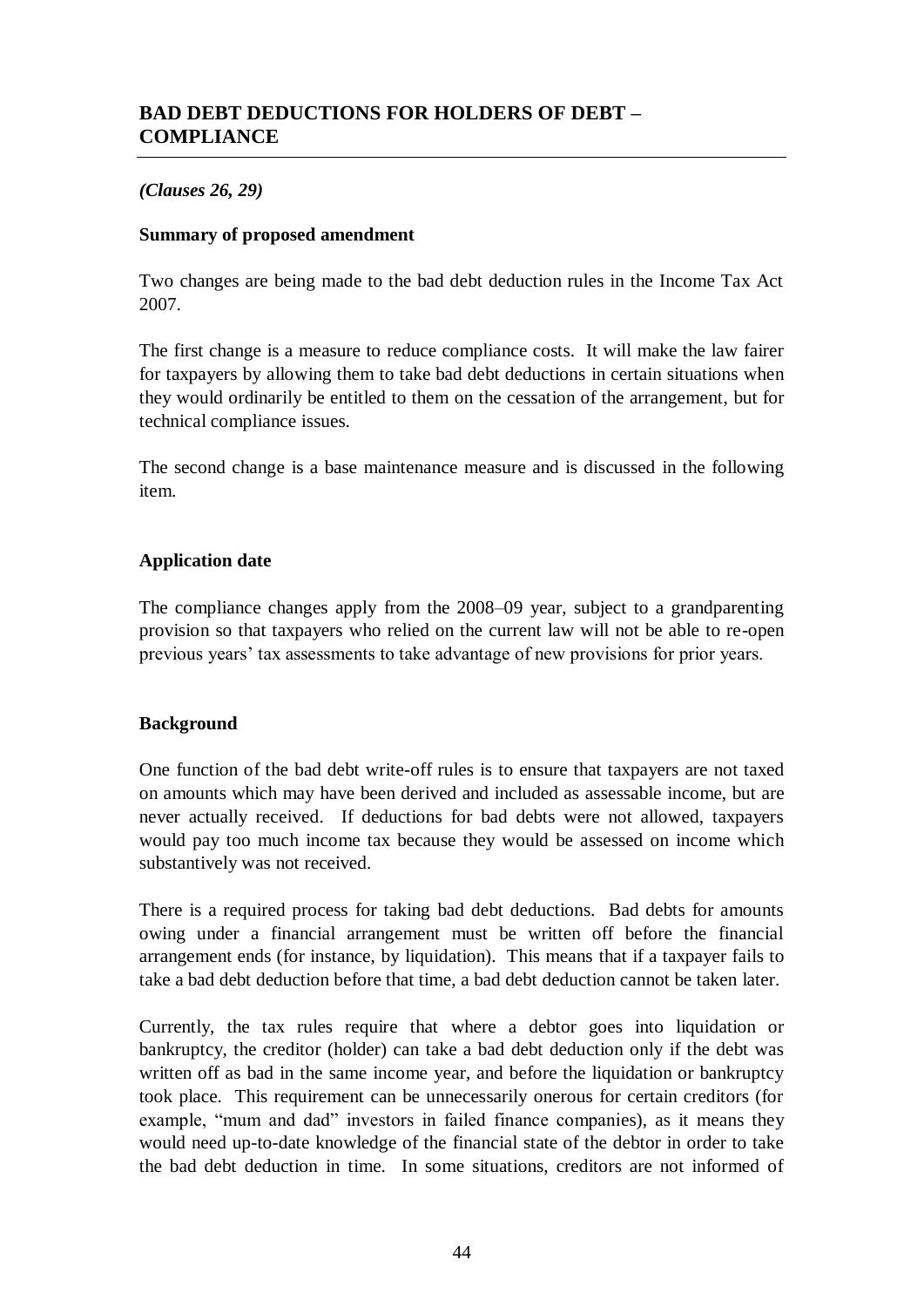## BAD DEBT DEDUCTIONS FOR HOLDERS OF DEBT – COMPLIANCE

*(Clauses 26, 29)*

**Summary of proposed amendment**

Two changes are being made to the bad debt deduction rules in the Income Tax Act 2007.

The first change is a measure to reduce compliance costs. It will make the law fairer for taxpayers by allowing them to take bad debt deductions in certain situations when they would ordinarily be entitled to them on the cessation of the arrangement, but for technical compliance issues.

The second change is a base maintenance measure and is discussed in the following item.

**Application date**

The compliance changes apply from the 2008–09 year, subject to a grandparenting provision so that taxpayers who relied on the current law will not be able to re-open previous years' tax assessments to take advantage of new provisions for prior years.

**Background**

One function of the bad debt write-off rules is to ensure that taxpayers are not taxed on amounts which may have been derived and included as assessable income, but are never actually received. If deductions for bad debts were not allowed, taxpayers would pay too much income tax because they would be assessed on income which substantively was not received.

There is a required process for taking bad debt deductions. Bad debts for amounts owing under a financial arrangement must be written off before the financial arrangement ends (for instance, by liquidation). This means that if a taxpayer fails to take a bad debt deduction before that time, a bad debt deduction cannot be taken later.

Currently, the tax rules require that where a debtor goes into liquidation or bankruptcy, the creditor (holder) can take a bad debt deduction only if the debt was written off as bad in the same income year, and before the liquidation or bankruptcy took place. This requirement can be unnecessarily onerous for certain creditors (for example, "mum and dad" investors in failed finance companies), as it means they would need up-to-date knowledge of the financial state of the debtor in order to take the bad debt deduction in time. In some situations, creditors are not informed of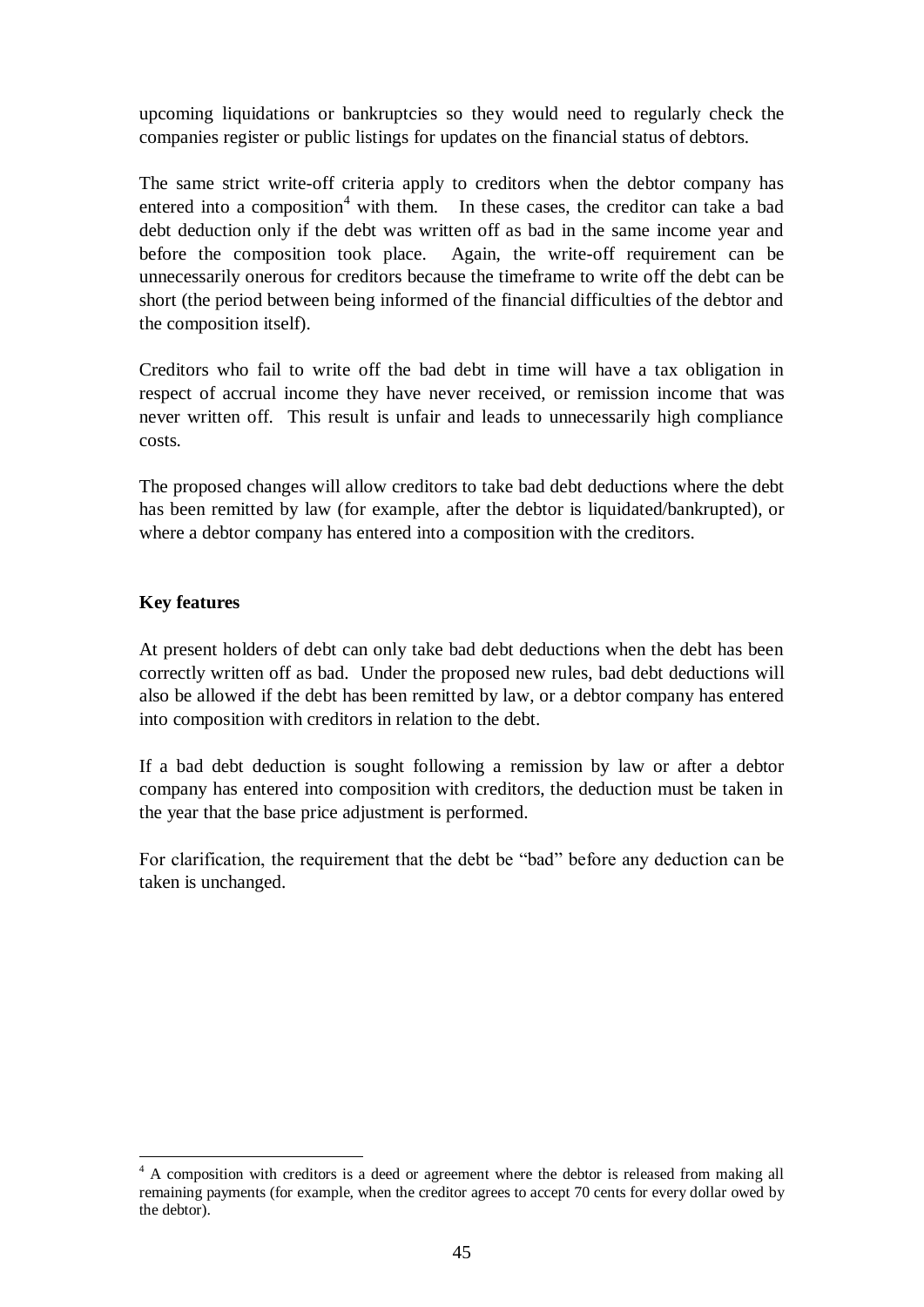upcoming liquidations or bankruptcies so they would need to regularly check the companies register or public listings for updates on the financial status of debtors.

The same strict write-off criteria apply to creditors when the debtor company has entered into a composition[4] with them. In these cases, the creditor can take a bad debt deduction only if the debt was written off as bad in the same income year and before the composition took place. Again, the write-off requirement can be unnecessarily onerous for creditors because the timeframe to write off the debt can be short (the period between being informed of the financial difficulties of the debtor and the composition itself).

Creditors who fail to write off the bad debt in time will have a tax obligation in respect of accrual income they have never received, or remission income that was never written off. This result is unfair and leads to unnecessarily high compliance costs.

The proposed changes will allow creditors to take bad debt deductions where the debt has been remitted by law (for example, after the debtor is liquidated/bankrupted), or where a debtor company has entered into a composition with the creditors.

**Key features**

At present holders of debt can only take bad debt deductions when the debt has been correctly written off as bad. Under the proposed new rules, bad debt deductions will also be allowed if the debt has been remitted by law, or a debtor company has entered into composition with creditors in relation to the debt.

If a bad debt deduction is sought following a remission by law or after a debtor company has entered into composition with creditors, the deduction must be taken in the year that the base price adjustment is performed.

For clarification, the requirement that the debt be "bad" before any deduction can be taken is unchanged.

[4] A composition with creditors is a deed or agreement where the debtor is released from making all remaining payments (for example, when the creditor agrees to accept 70 cents for every dollar owed by the debtor).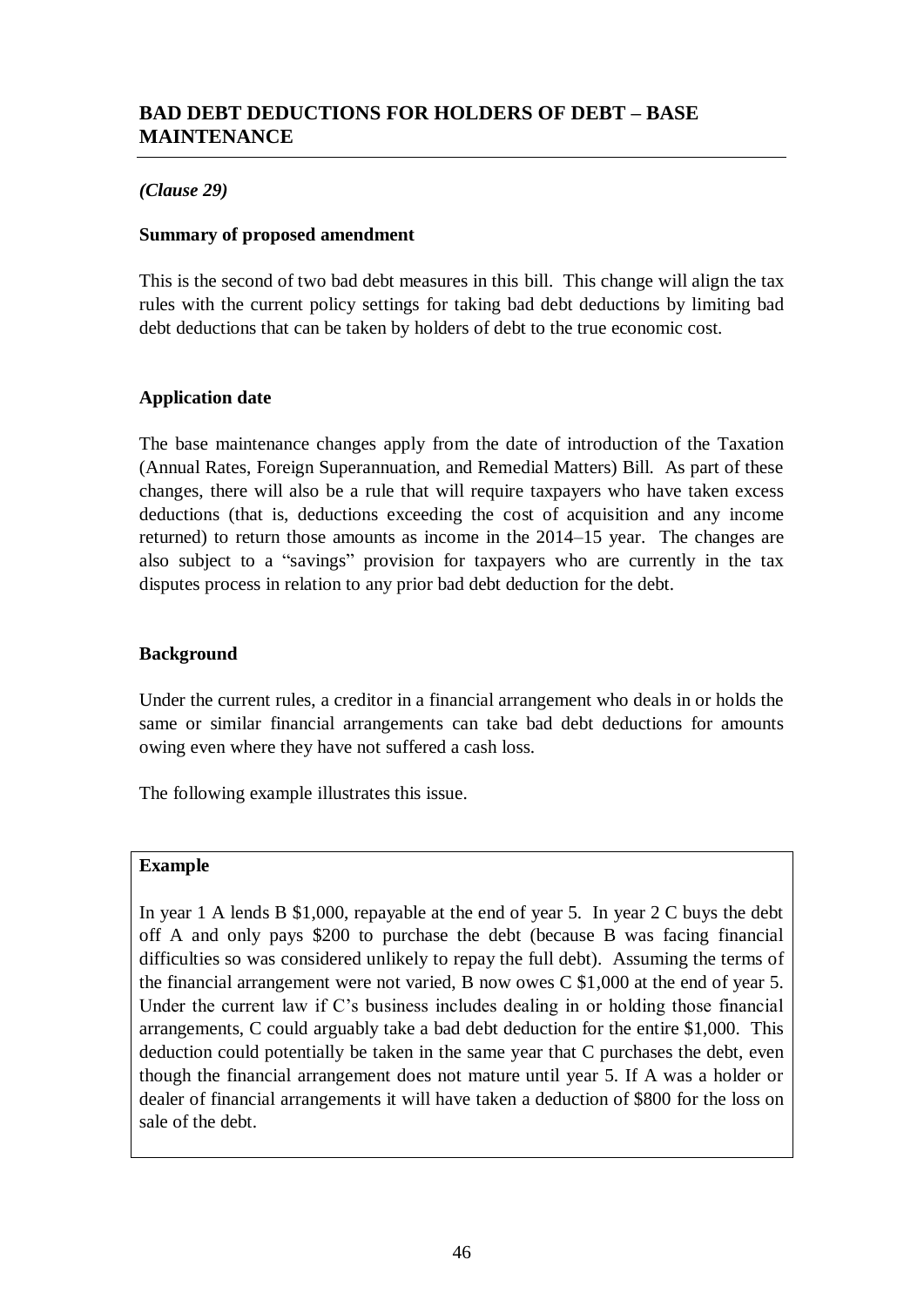## BAD DEBT DEDUCTIONS FOR HOLDERS OF DEBT – BASE MAINTENANCE

***(Clause 29)***

**Summary of proposed amendment**

This is the second of two bad debt measures in this bill. This change will align the tax rules with the current policy settings for taking bad debt deductions by limiting bad debt deductions that can be taken by holders of debt to the true economic cost.

**Application date**

The base maintenance changes apply from the date of introduction of the Taxation (Annual Rates, Foreign Superannuation, and Remedial Matters) Bill. As part of these changes, there will also be a rule that will require taxpayers who have taken excess deductions (that is, deductions exceeding the cost of acquisition and any income returned) to return those amounts as income in the 2014–15 year. The changes are also subject to a "savings" provision for taxpayers who are currently in the tax disputes process in relation to any prior bad debt deduction for the debt.

**Background**

Under the current rules, a creditor in a financial arrangement who deals in or holds the same or similar financial arrangements can take bad debt deductions for amounts owing even where they have not suffered a cash loss.

The following example illustrates this issue.

> **Example**
>
> In year 1 A lends B $1,000, repayable at the end of year 5. In year 2 C buys the debt off A and only pays $200 to purchase the debt (because B was facing financial difficulties so was considered unlikely to repay the full debt). Assuming the terms of the financial arrangement were not varied, B now owes C $1,000 at the end of year 5. Under the current law if C's business includes dealing in or holding those financial arrangements, C could arguably take a bad debt deduction for the entire $1,000. This deduction could potentially be taken in the same year that C purchases the debt, even though the financial arrangement does not mature until year 5. If A was a holder or dealer of financial arrangements it will have taken a deduction of $800 for the loss on sale of the debt.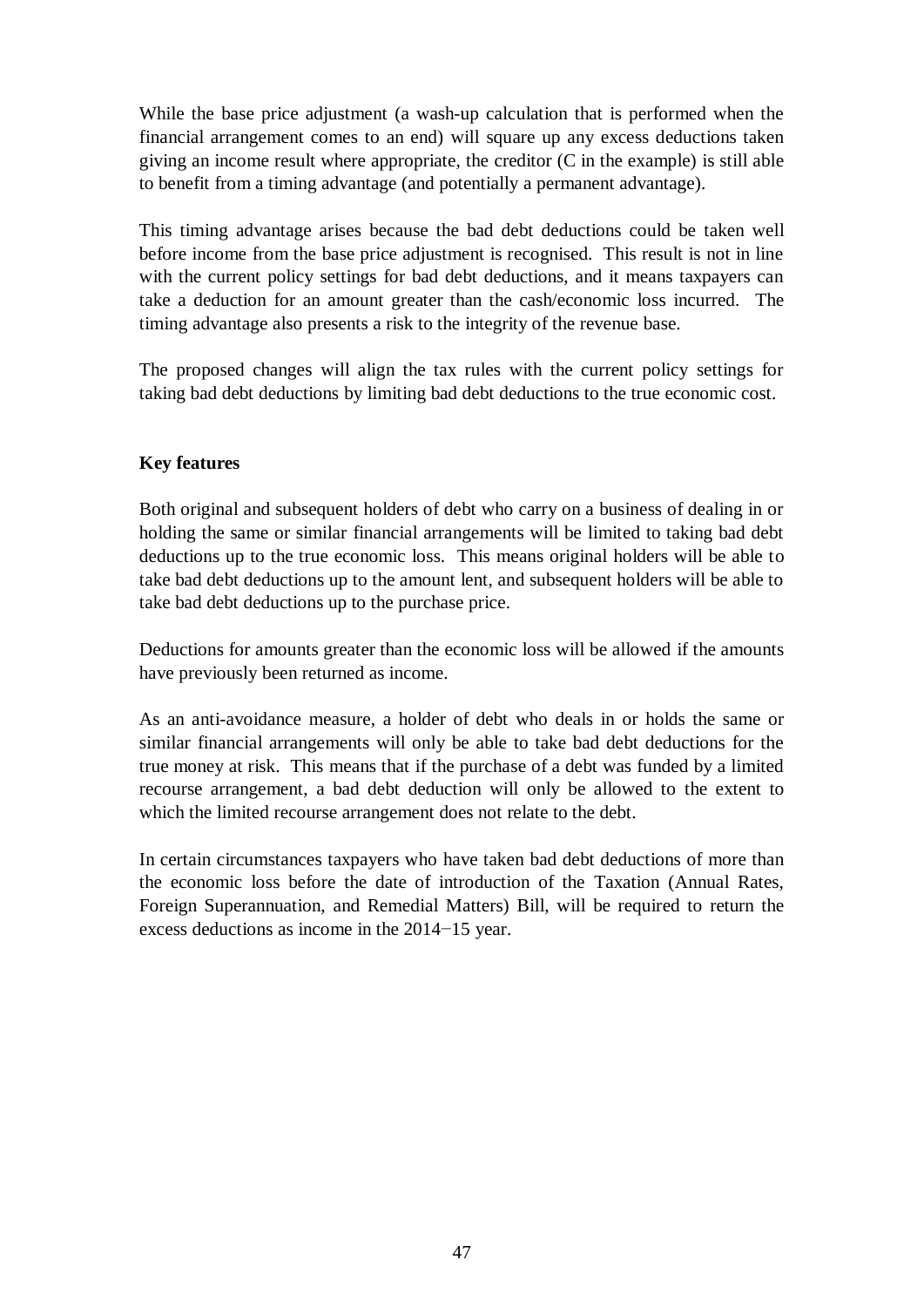While the base price adjustment (a wash-up calculation that is performed when the financial arrangement comes to an end) will square up any excess deductions taken giving an income result where appropriate, the creditor (C in the example) is still able to benefit from a timing advantage (and potentially a permanent advantage).

This timing advantage arises because the bad debt deductions could be taken well before income from the base price adjustment is recognised. This result is not in line with the current policy settings for bad debt deductions, and it means taxpayers can take a deduction for an amount greater than the cash/economic loss incurred. The timing advantage also presents a risk to the integrity of the revenue base.

The proposed changes will align the tax rules with the current policy settings for taking bad debt deductions by limiting bad debt deductions to the true economic cost.

**Key features**

Both original and subsequent holders of debt who carry on a business of dealing in or holding the same or similar financial arrangements will be limited to taking bad debt deductions up to the true economic loss. This means original holders will be able to take bad debt deductions up to the amount lent, and subsequent holders will be able to take bad debt deductions up to the purchase price.

Deductions for amounts greater than the economic loss will be allowed if the amounts have previously been returned as income.

As an anti-avoidance measure, a holder of debt who deals in or holds the same or similar financial arrangements will only be able to take bad debt deductions for the true money at risk. This means that if the purchase of a debt was funded by a limited recourse arrangement, a bad debt deduction will only be allowed to the extent to which the limited recourse arrangement does not relate to the debt.

In certain circumstances taxpayers who have taken bad debt deductions of more than the economic loss before the date of introduction of the Taxation (Annual Rates, Foreign Superannuation, and Remedial Matters) Bill, will be required to return the excess deductions as income in the 2014−15 year.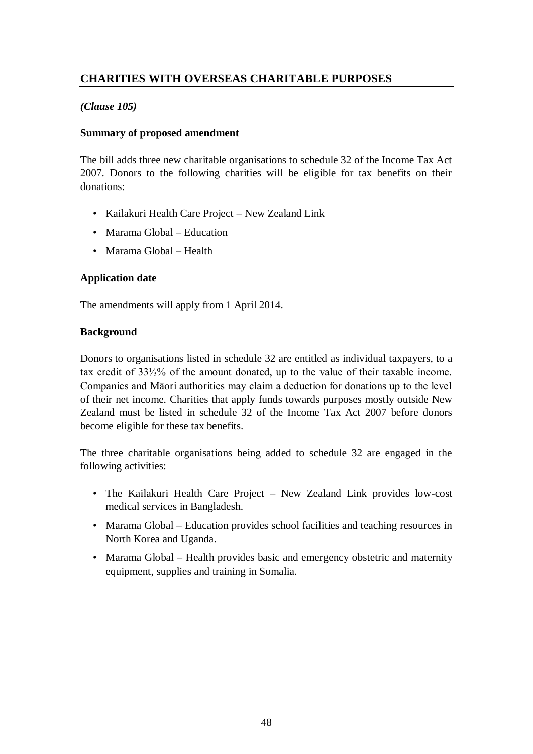## CHARITIES WITH OVERSEAS CHARITABLE PURPOSES

***(Clause 105)***

**Summary of proposed amendment**

The bill adds three new charitable organisations to schedule 32 of the Income Tax Act 2007. Donors to the following charities will be eligible for tax benefits on their donations:

- Kailakuri Health Care Project – New Zealand Link
- Marama Global – Education
- Marama Global – Health

**Application date**

The amendments will apply from 1 April 2014.

**Background**

Donors to organisations listed in schedule 32 are entitled as individual taxpayers, to a tax credit of 33⅓% of the amount donated, up to the value of their taxable income. Companies and Māori authorities may claim a deduction for donations up to the level of their net income. Charities that apply funds towards purposes mostly outside New Zealand must be listed in schedule 32 of the Income Tax Act 2007 before donors become eligible for these tax benefits.

The three charitable organisations being added to schedule 32 are engaged in the following activities:

- The Kailakuri Health Care Project – New Zealand Link provides low-cost medical services in Bangladesh.
- Marama Global – Education provides school facilities and teaching resources in North Korea and Uganda.
- Marama Global – Health provides basic and emergency obstetric and maternity equipment, supplies and training in Somalia.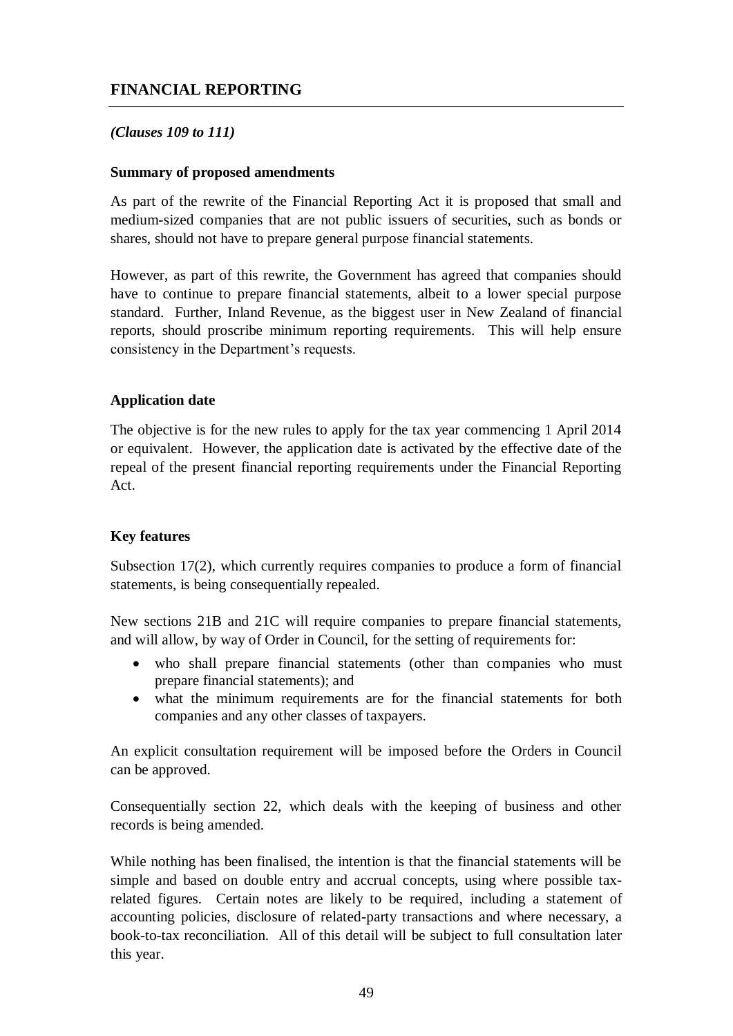## FINANCIAL REPORTING

*(Clauses 109 to 111)*

### Summary of proposed amendments

As part of the rewrite of the Financial Reporting Act it is proposed that small and medium-sized companies that are not public issuers of securities, such as bonds or shares, should not have to prepare general purpose financial statements.

However, as part of this rewrite, the Government has agreed that companies should have to continue to prepare financial statements, albeit to a lower special purpose standard. Further, Inland Revenue, as the biggest user in New Zealand of financial reports, should proscribe minimum reporting requirements. This will help ensure consistency in the Department's requests.

### Application date

The objective is for the new rules to apply for the tax year commencing 1 April 2014 or equivalent. However, the application date is activated by the effective date of the repeal of the present financial reporting requirements under the Financial Reporting Act.

### Key features

Subsection 17(2), which currently requires companies to produce a form of financial statements, is being consequentially repealed.

New sections 21B and 21C will require companies to prepare financial statements, and will allow, by way of Order in Council, for the setting of requirements for:

- who shall prepare financial statements (other than companies who must prepare financial statements); and
- what the minimum requirements are for the financial statements for both companies and any other classes of taxpayers.

An explicit consultation requirement will be imposed before the Orders in Council can be approved.

Consequentially section 22, which deals with the keeping of business and other records is being amended.

While nothing has been finalised, the intention is that the financial statements will be simple and based on double entry and accrual concepts, using where possible tax-related figures. Certain notes are likely to be required, including a statement of accounting policies, disclosure of related-party transactions and where necessary, a book-to-tax reconciliation. All of this detail will be subject to full consultation later this year.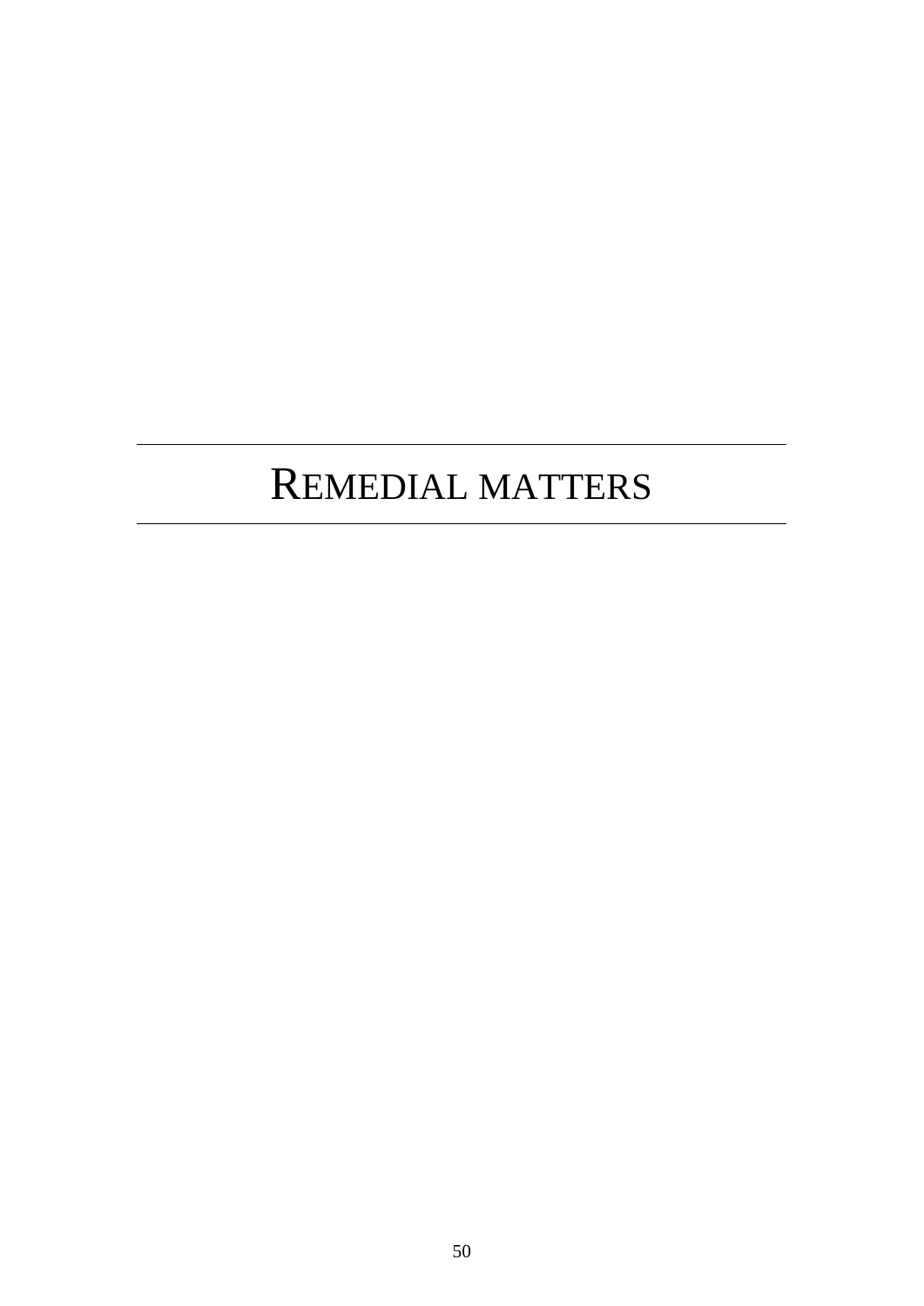# REMEDIAL MATTERS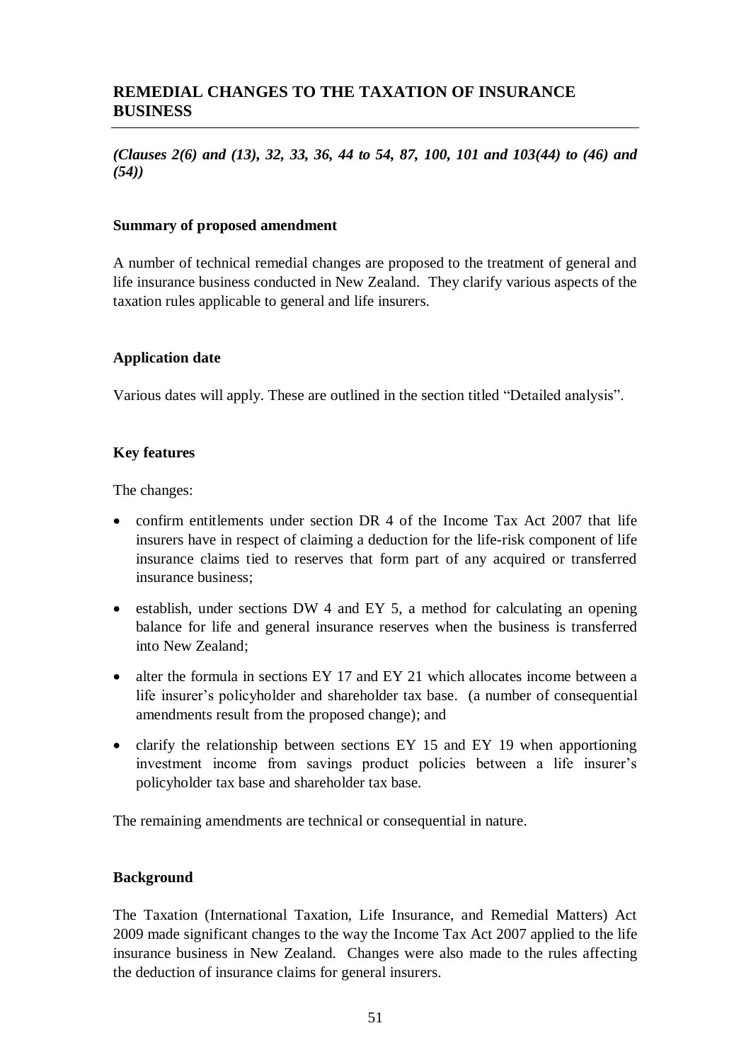## REMEDIAL CHANGES TO THE TAXATION OF INSURANCE BUSINESS

*(Clauses 2(6) and (13), 32, 33, 36, 44 to 54, 87, 100, 101 and 103(44) to (46) and (54))*

### Summary of proposed amendment

A number of technical remedial changes are proposed to the treatment of general and life insurance business conducted in New Zealand. They clarify various aspects of the taxation rules applicable to general and life insurers.

### Application date

Various dates will apply. These are outlined in the section titled "Detailed analysis".

### Key features

The changes:

- confirm entitlements under section DR 4 of the Income Tax Act 2007 that life insurers have in respect of claiming a deduction for the life-risk component of life insurance claims tied to reserves that form part of any acquired or transferred insurance business;
- establish, under sections DW 4 and EY 5, a method for calculating an opening balance for life and general insurance reserves when the business is transferred into New Zealand;
- alter the formula in sections EY 17 and EY 21 which allocates income between a life insurer's policyholder and shareholder tax base. (a number of consequential amendments result from the proposed change); and
- clarify the relationship between sections EY 15 and EY 19 when apportioning investment income from savings product policies between a life insurer's policyholder tax base and shareholder tax base.

The remaining amendments are technical or consequential in nature.

### Background

The Taxation (International Taxation, Life Insurance, and Remedial Matters) Act 2009 made significant changes to the way the Income Tax Act 2007 applied to the life insurance business in New Zealand. Changes were also made to the rules affecting the deduction of insurance claims for general insurers.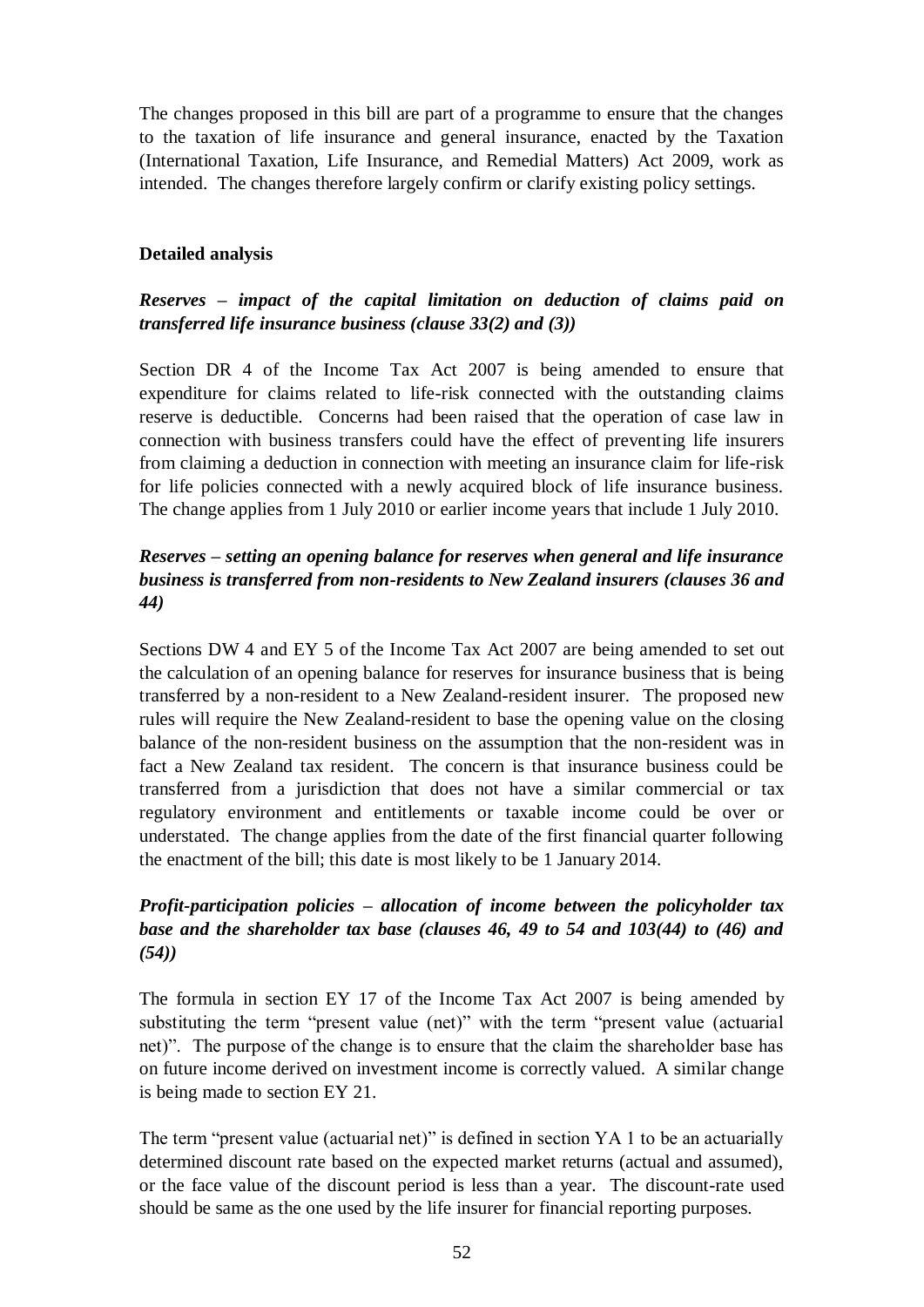The changes proposed in this bill are part of a programme to ensure that the changes to the taxation of life insurance and general insurance, enacted by the Taxation (International Taxation, Life Insurance, and Remedial Matters) Act 2009, work as intended. The changes therefore largely confirm or clarify existing policy settings.

## Detailed analysis

### *Reserves – impact of the capital limitation on deduction of claims paid on transferred life insurance business (clause 33(2) and (3))*

Section DR 4 of the Income Tax Act 2007 is being amended to ensure that expenditure for claims related to life-risk connected with the outstanding claims reserve is deductible. Concerns had been raised that the operation of case law in connection with business transfers could have the effect of preventing life insurers from claiming a deduction in connection with meeting an insurance claim for life-risk for life policies connected with a newly acquired block of life insurance business. The change applies from 1 July 2010 or earlier income years that include 1 July 2010.

### *Reserves – setting an opening balance for reserves when general and life insurance business is transferred from non-residents to New Zealand insurers (clauses 36 and 44)*

Sections DW 4 and EY 5 of the Income Tax Act 2007 are being amended to set out the calculation of an opening balance for reserves for insurance business that is being transferred by a non-resident to a New Zealand-resident insurer. The proposed new rules will require the New Zealand-resident to base the opening value on the closing balance of the non-resident business on the assumption that the non-resident was in fact a New Zealand tax resident. The concern is that insurance business could be transferred from a jurisdiction that does not have a similar commercial or tax regulatory environment and entitlements or taxable income could be over or understated. The change applies from the date of the first financial quarter following the enactment of the bill; this date is most likely to be 1 January 2014.

### *Profit-participation policies – allocation of income between the policyholder tax base and the shareholder tax base (clauses 46, 49 to 54 and 103(44) to (46) and (54))*

The formula in section EY 17 of the Income Tax Act 2007 is being amended by substituting the term "present value (net)" with the term "present value (actuarial net)". The purpose of the change is to ensure that the claim the shareholder base has on future income derived on investment income is correctly valued. A similar change is being made to section EY 21.

The term "present value (actuarial net)" is defined in section YA 1 to be an actuarially determined discount rate based on the expected market returns (actual and assumed), or the face value of the discount period is less than a year. The discount-rate used should be same as the one used by the life insurer for financial reporting purposes.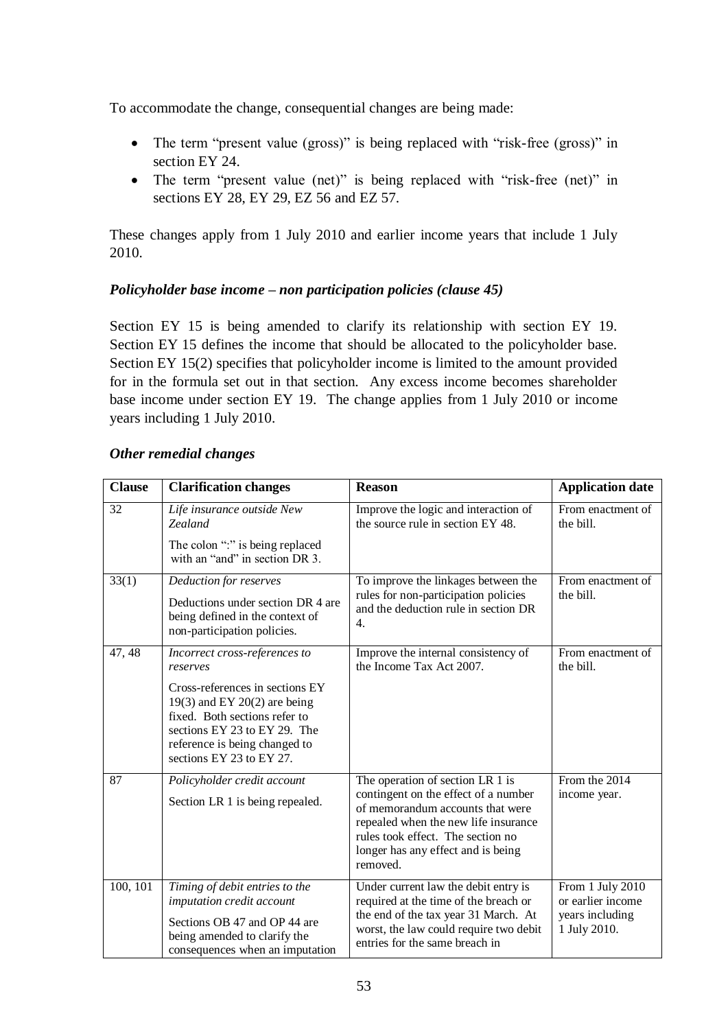To accommodate the change, consequential changes are being made:

- The term "present value (gross)" is being replaced with "risk-free (gross)" in section EY 24.
- The term "present value (net)" is being replaced with "risk-free (net)" in sections EY 28, EY 29, EZ 56 and EZ 57.

These changes apply from 1 July 2010 and earlier income years that include 1 July 2010.

### *Policyholder base income – non participation policies (clause 45)*

Section EY 15 is being amended to clarify its relationship with section EY 19. Section EY 15 defines the income that should be allocated to the policyholder base. Section EY 15(2) specifies that policyholder income is limited to the amount provided for in the formula set out in that section. Any excess income becomes shareholder base income under section EY 19. The change applies from 1 July 2010 or income years including 1 July 2010.

### *Other remedial changes*

| Clause | Clarification changes | Reason | Application date |
|---|---|---|---|
| 32 | *Life insurance outside New Zealand*<br>The colon ":" is being replaced with an "and" in section DR 3. | Improve the logic and interaction of the source rule in section EY 48. | From enactment of the bill. |
| 33(1) | *Deduction for reserves*<br>Deductions under section DR 4 are being defined in the context of non-participation policies. | To improve the linkages between the rules for non-participation policies and the deduction rule in section DR 4. | From enactment of the bill. |
| 47, 48 | *Incorrect cross-references to reserves*<br>Cross-references in sections EY 19(3) and EY 20(2) are being fixed. Both sections refer to sections EY 23 to EY 29. The reference is being changed to sections EY 23 to EY 27. | Improve the internal consistency of the Income Tax Act 2007. | From enactment of the bill. |
| 87 | *Policyholder credit account*<br>Section LR 1 is being repealed. | The operation of section LR 1 is contingent on the effect of a number of memorandum accounts that were repealed when the new life insurance rules took effect. The section no longer has any effect and is being removed. | From the 2014 income year. |
| 100, 101 | *Timing of debit entries to the imputation credit account*<br>Sections OB 47 and OP 44 are being amended to clarify the consequences when an imputation | Under current law the debit entry is required at the time of the breach or the end of the tax year 31 March. At worst, the law could require two debit entries for the same breach in | From 1 July 2010 or earlier income years including 1 July 2010. |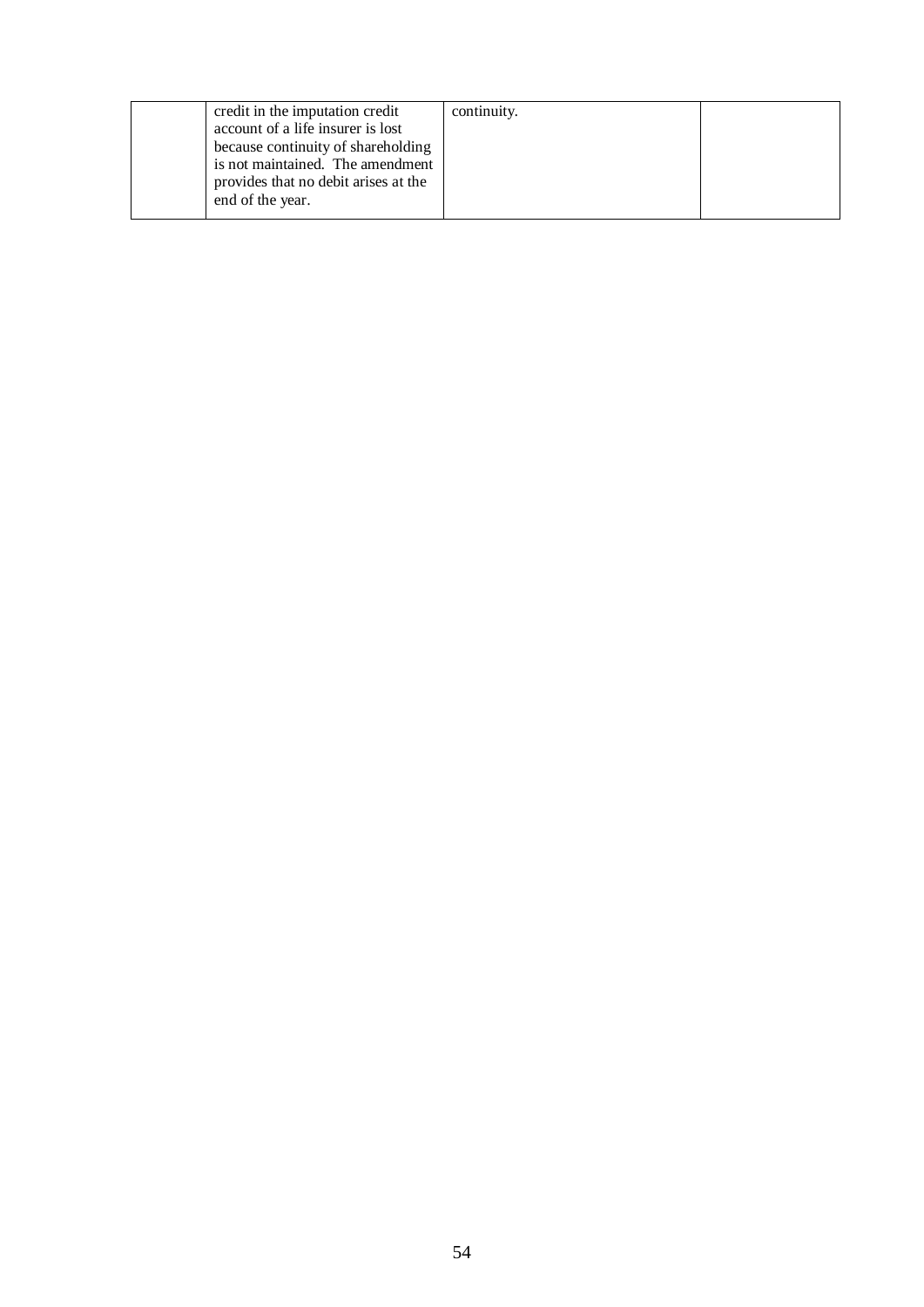|  | credit in the imputation credit account of a life insurer is lost because continuity of shareholding is not maintained. The amendment provides that no debit arises at the end of the year. | continuity. |  |
|---|---|---|---|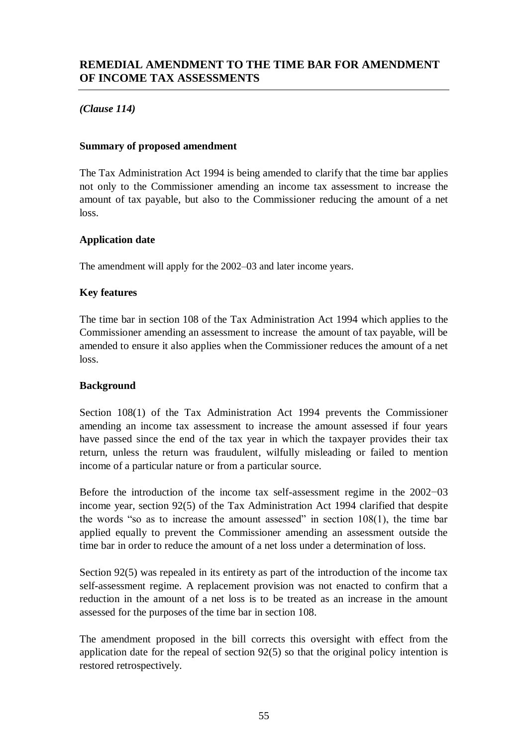## REMEDIAL AMENDMENT TO THE TIME BAR FOR AMENDMENT OF INCOME TAX ASSESSMENTS

*(Clause 114)*

### Summary of proposed amendment

The Tax Administration Act 1994 is being amended to clarify that the time bar applies not only to the Commissioner amending an income tax assessment to increase the amount of tax payable, but also to the Commissioner reducing the amount of a net loss.

### Application date

The amendment will apply for the 2002–03 and later income years.

### Key features

The time bar in section 108 of the Tax Administration Act 1994 which applies to the Commissioner amending an assessment to increase the amount of tax payable, will be amended to ensure it also applies when the Commissioner reduces the amount of a net loss.

### Background

Section 108(1) of the Tax Administration Act 1994 prevents the Commissioner amending an income tax assessment to increase the amount assessed if four years have passed since the end of the tax year in which the taxpayer provides their tax return, unless the return was fraudulent, wilfully misleading or failed to mention income of a particular nature or from a particular source.

Before the introduction of the income tax self-assessment regime in the 2002−03 income year, section 92(5) of the Tax Administration Act 1994 clarified that despite the words "so as to increase the amount assessed" in section 108(1), the time bar applied equally to prevent the Commissioner amending an assessment outside the time bar in order to reduce the amount of a net loss under a determination of loss.

Section 92(5) was repealed in its entirety as part of the introduction of the income tax self-assessment regime. A replacement provision was not enacted to confirm that a reduction in the amount of a net loss is to be treated as an increase in the amount assessed for the purposes of the time bar in section 108.

The amendment proposed in the bill corrects this oversight with effect from the application date for the repeal of section 92(5) so that the original policy intention is restored retrospectively.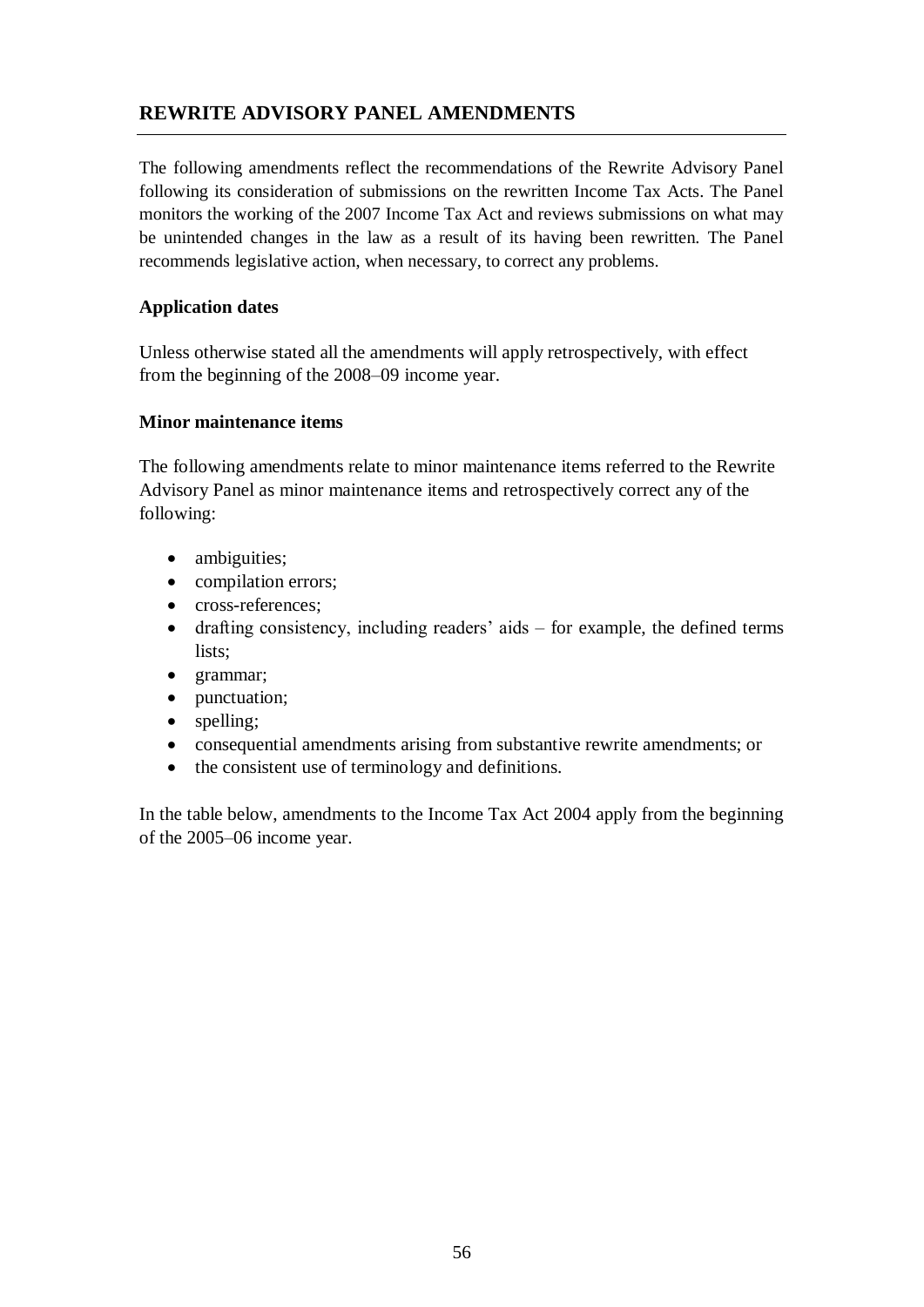## REWRITE ADVISORY PANEL AMENDMENTS

The following amendments reflect the recommendations of the Rewrite Advisory Panel following its consideration of submissions on the rewritten Income Tax Acts. The Panel monitors the working of the 2007 Income Tax Act and reviews submissions on what may be unintended changes in the law as a result of its having been rewritten. The Panel recommends legislative action, when necessary, to correct any problems.

### Application dates

Unless otherwise stated all the amendments will apply retrospectively, with effect from the beginning of the 2008–09 income year.

### Minor maintenance items

The following amendments relate to minor maintenance items referred to the Rewrite Advisory Panel as minor maintenance items and retrospectively correct any of the following:

- ambiguities;
- compilation errors;
- cross-references;
- drafting consistency, including readers' aids – for example, the defined terms lists;
- grammar;
- punctuation;
- spelling;
- consequential amendments arising from substantive rewrite amendments; or
- the consistent use of terminology and definitions.

In the table below, amendments to the Income Tax Act 2004 apply from the beginning of the 2005–06 income year.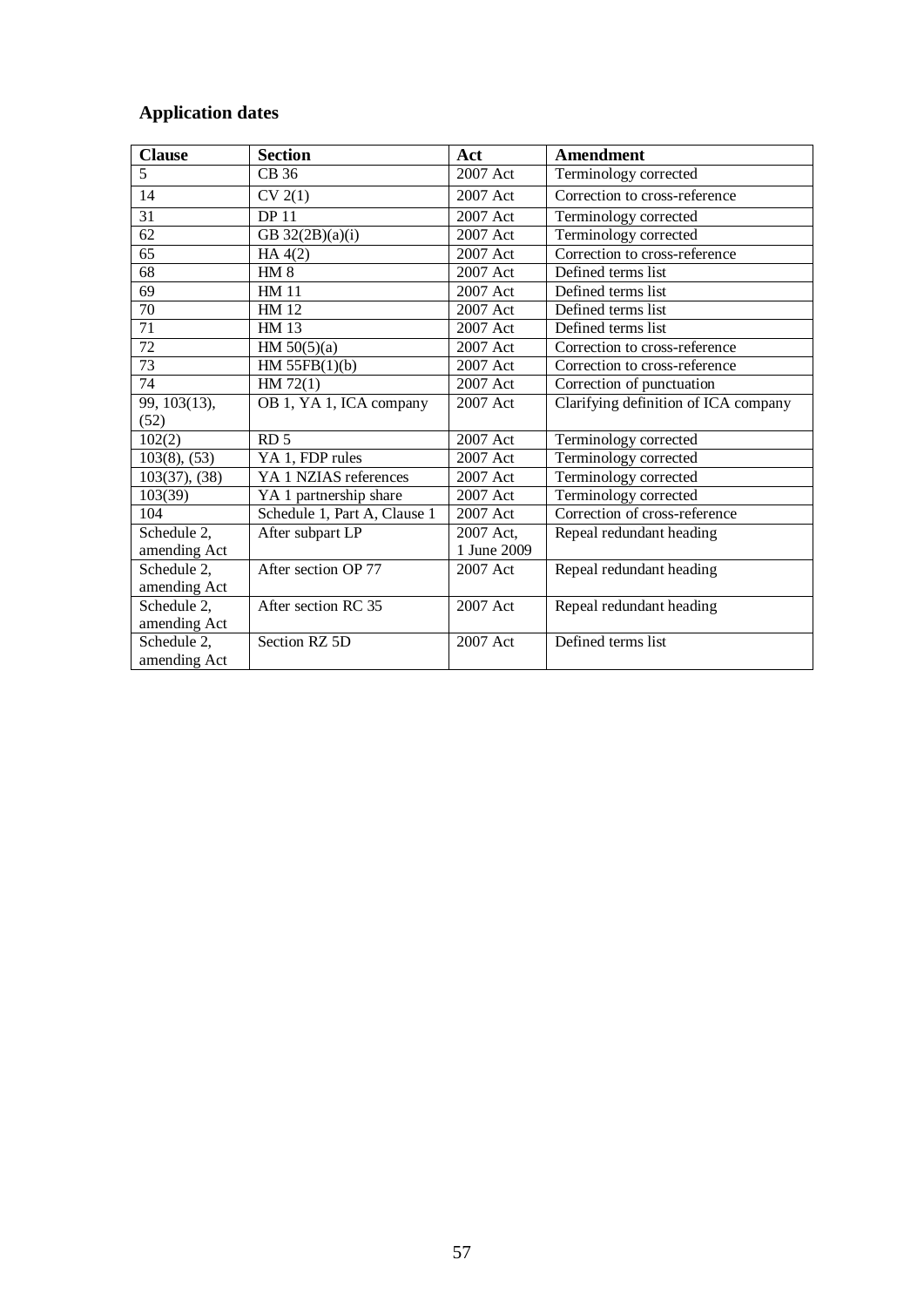## Application dates

| Clause | Section | Act | Amendment |
|---|---|---|---|
| 5 | CB 36 | 2007 Act | Terminology corrected |
| 14 | CV 2(1) | 2007 Act | Correction to cross-reference |
| 31 | DP 11 | 2007 Act | Terminology corrected |
| 62 | GB 32(2B)(a)(i) | 2007 Act | Terminology corrected |
| 65 | HA 4(2) | 2007 Act | Correction to cross-reference |
| 68 | HM 8 | 2007 Act | Defined terms list |
| 69 | HM 11 | 2007 Act | Defined terms list |
| 70 | HM 12 | 2007 Act | Defined terms list |
| 71 | HM 13 | 2007 Act | Defined terms list |
| 72 | HM 50(5)(a) | 2007 Act | Correction to cross-reference |
| 73 | HM 55FB(1)(b) | 2007 Act | Correction to cross-reference |
| 74 | HM 72(1) | 2007 Act | Correction of punctuation |
| 99, 103(13), (52) | OB 1, YA 1, ICA company | 2007 Act | Clarifying definition of ICA company |
| 102(2) | RD 5 | 2007 Act | Terminology corrected |
| 103(8), (53) | YA 1, FDP rules | 2007 Act | Terminology corrected |
| 103(37), (38) | YA 1 NZIAS references | 2007 Act | Terminology corrected |
| 103(39) | YA 1 partnership share | 2007 Act | Terminology corrected |
| 104 | Schedule 1, Part A, Clause 1 | 2007 Act | Correction of cross-reference |
| Schedule 2, amending Act | After subpart LP | 2007 Act, 1 June 2009 | Repeal redundant heading |
| Schedule 2, amending Act | After section OP 77 | 2007 Act | Repeal redundant heading |
| Schedule 2, amending Act | After section RC 35 | 2007 Act | Repeal redundant heading |
| Schedule 2, amending Act | Section RZ 5D | 2007 Act | Defined terms list |